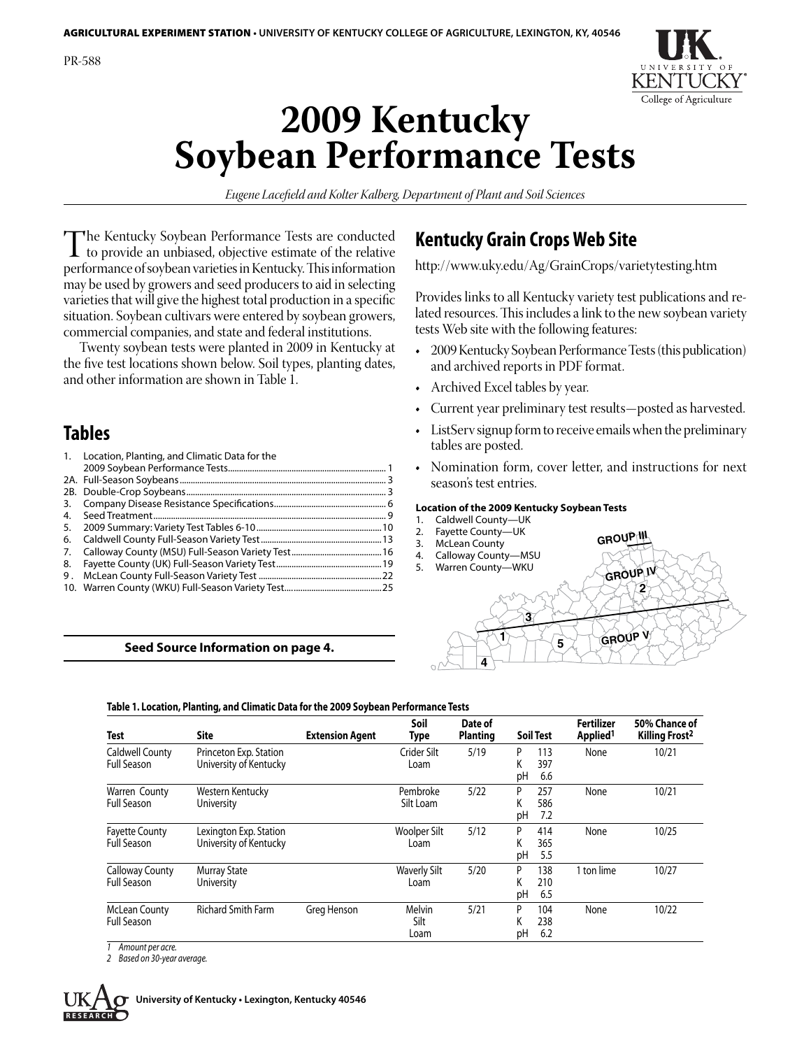AGRICULTURAL EXPERIMENT STATION • UNIVERSITY OF KENTUCKY COLLEGE OF AGRICULTURE, LEXINGTON, KY, 40546

PR-588

# 2009 Kentucky Soybean Performance Tests

*Eugene Lacefield and Kolter Kalberg, Department of Plant and Soil Sciences*

The Kentucky Soybean Performance Tests are conducted to provide an unbiased, objective estimate of the relative performance of soybean varieties in Kentucky. This information may be used by growers and seed producers to aid in selecting varieties that will give the highest total production in a specific situation. Soybean cultivars were entered by soybean growers, commercial companies, and state and federal institutions.

Twenty soybean tests were planted in 2009 in Kentucky at the five test locations shown below. Soil types, planting dates, and other information are shown in Table 1.

## Tables

1. Location, Planting, and Climatic Data for the 2009 Soybean Performance Tests........ 1
2A. Full-Season Soybeans........ 3
2B. Double-Crop Soybeans........ 3
3. Company Disease Resistance Specifications........ 6
4. Seed Treatment........ 9
5. 2009 Summary: Variety Test Tables 6-10........ 10
6. Caldwell County Full-Season Variety Test........ 13
7. Calloway County (MSU) Full-Season Variety Test........ 16
8. Fayette County (UK) Full-Season Variety Test........ 19
9. McLean County Full-Season Variety Test........ 22
10. Warren County (WKU) Full-Season Variety Test........ 25

**Seed Source Information on page 4.**

## Kentucky Grain Crops Web Site

http://www.uky.edu/Ag/GrainCrops/varietytesting.htm

Provides links to all Kentucky variety test publications and related resources. This includes a link to the new soybean variety tests Web site with the following features:

- 2009 Kentucky Soybean Performance Tests (this publication) and archived reports in PDF format.
- Archived Excel tables by year.
- Current year preliminary test results—posted as harvested.
- ListServ signup form to receive emails when the preliminary tables are posted.
- Nomination form, cover letter, and instructions for next season's test entries.

**Location of the 2009 Kentucky Soybean Tests**

1. Caldwell County—UK
2. Fayette County—UK
3. McLean County
4. Calloway County—MSU
5. Warren County—WKU

GROUP III
GROUP IV
GROUP V

**Table 1. Location, Planting, and Climatic Data for the 2009 Soybean Performance Tests**

| Test | Site | Extension Agent | Soil Type | Date of Planting | Soil Test | Fertilizer Applied[1] | 50% Chance of Killing Frost[2] |
|---|---|---|---|---|---|---|---|
| Caldwell County Full Season | Princeton Exp. Station University of Kentucky | | Crider Silt Loam | 5/19 | P 113 K 397 pH 6.6 | None | 10/21 |
| Warren County Full Season | Western Kentucky University | | Pembroke Silt Loam | 5/22 | P 257 K 586 pH 7.2 | None | 10/21 |
| Fayette County Full Season | Lexington Exp. Station University of Kentucky | | Woolper Silt Loam | 5/12 | P 414 K 365 pH 5.5 | None | 10/25 |
| Calloway County Full Season | Murray State University | | Waverly Silt Loam | 5/20 | P 138 K 210 pH 6.5 | 1 ton lime | 10/27 |
| McLean County Full Season | Richard Smith Farm | Greg Henson | Melvin Silt Loam | 5/21 | P 104 K 238 pH 6.2 | None | 10/22 |

*1 Amount per acre.*
*2 Based on 30-year average.*

University of Kentucky • Lexington, Kentucky 40546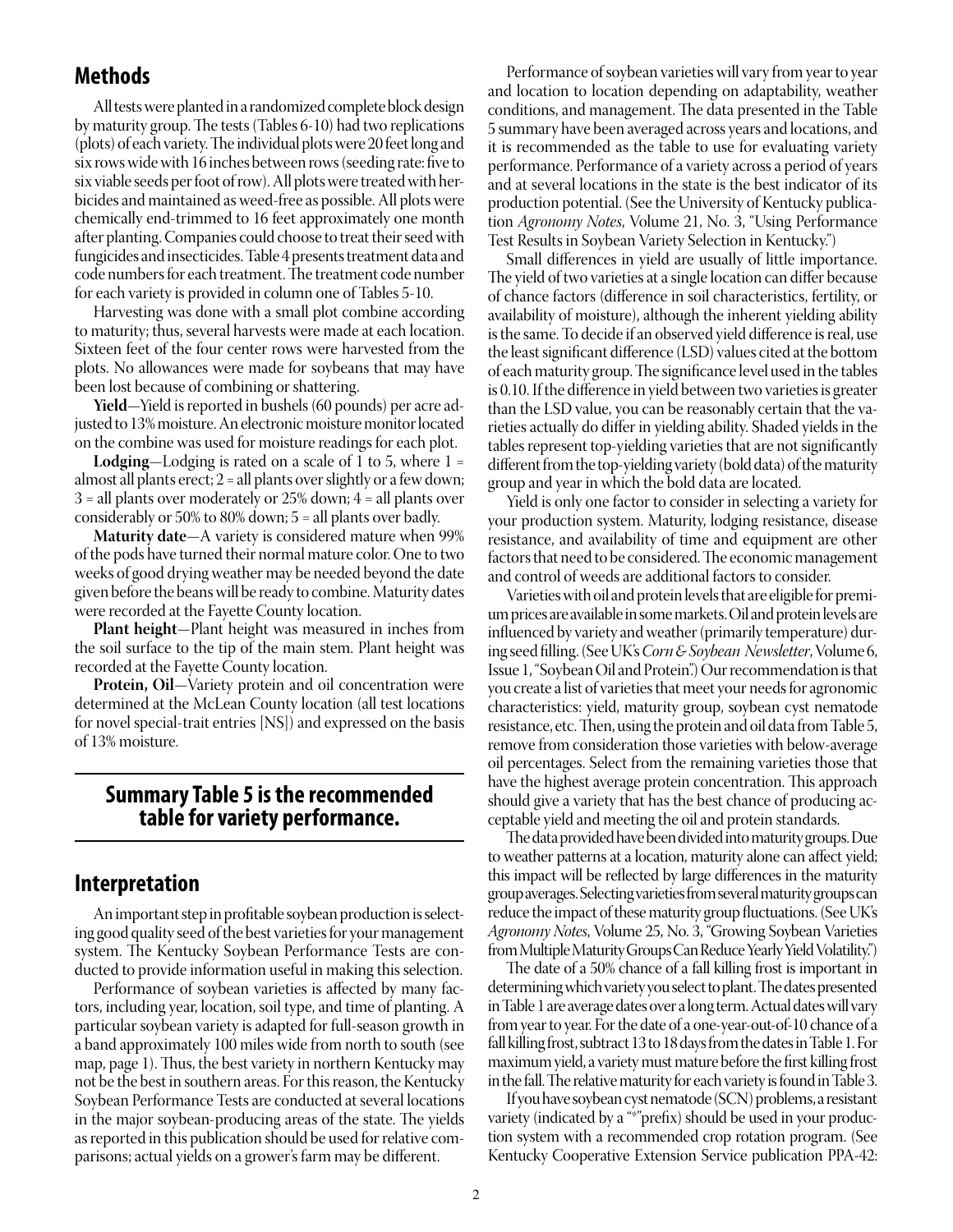## Methods

All tests were planted in a randomized complete block design by maturity group. The tests (Tables 6-10) had two replications (plots) of each variety. The individual plots were 20 feet long and six rows wide with 16 inches between rows (seeding rate: five to six viable seeds per foot of row). All plots were treated with herbicides and maintained as weed-free as possible. All plots were chemically end-trimmed to 16 feet approximately one month after planting. Companies could choose to treat their seed with fungicides and insecticides. Table 4 presents treatment data and code numbers for each treatment. The treatment code number for each variety is provided in column one of Tables 5-10.

Harvesting was done with a small plot combine according to maturity; thus, several harvests were made at each location. Sixteen feet of the four center rows were harvested from the plots. No allowances were made for soybeans that may have been lost because of combining or shattering.

**Yield**—Yield is reported in bushels (60 pounds) per acre adjusted to 13% moisture. An electronic moisture monitor located on the combine was used for moisture readings for each plot.

**Lodging**—Lodging is rated on a scale of 1 to 5, where 1 = almost all plants erect; 2 = all plants over slightly or a few down; 3 = all plants over moderately or 25% down; 4 = all plants over considerably or 50% to 80% down; 5 = all plants over badly.

**Maturity date**—A variety is considered mature when 99% of the pods have turned their normal mature color. One to two weeks of good drying weather may be needed beyond the date given before the beans will be ready to combine. Maturity dates were recorded at the Fayette County location.

**Plant height**—Plant height was measured in inches from the soil surface to the tip of the main stem. Plant height was recorded at the Fayette County location.

**Protein, Oil**—Variety protein and oil concentration were determined at the McLean County location (all test locations for novel special-trait entries [NS]) and expressed on the basis of 13% moisture.

## Summary Table 5 is the recommended table for variety performance.

## Interpretation

An important step in profitable soybean production is selecting good quality seed of the best varieties for your management system. The Kentucky Soybean Performance Tests are conducted to provide information useful in making this selection.

Performance of soybean varieties is affected by many factors, including year, location, soil type, and time of planting. A particular soybean variety is adapted for full-season growth in a band approximately 100 miles wide from north to south (see map, page 1). Thus, the best variety in northern Kentucky may not be the best in southern areas. For this reason, the Kentucky Soybean Performance Tests are conducted at several locations in the major soybean-producing areas of the state. The yields as reported in this publication should be used for relative comparisons; actual yields on a grower's farm may be different.

Performance of soybean varieties will vary from year to year and location to location depending on adaptability, weather conditions, and management. The data presented in the Table 5 summary have been averaged across years and locations, and it is recommended as the table to use for evaluating variety performance. Performance of a variety across a period of years and at several locations in the state is the best indicator of its production potential. (See the University of Kentucky publication *Agronomy Notes*, Volume 21, No. 3, "Using Performance Test Results in Soybean Variety Selection in Kentucky.")

Small differences in yield are usually of little importance. The yield of two varieties at a single location can differ because of chance factors (difference in soil characteristics, fertility, or availability of moisture), although the inherent yielding ability is the same. To decide if an observed yield difference is real, use the least significant difference (LSD) values cited at the bottom of each maturity group. The significance level used in the tables is 0.10. If the difference in yield between two varieties is greater than the LSD value, you can be reasonably certain that the varieties actually do differ in yielding ability. Shaded yields in the tables represent top-yielding varieties that are not significantly different from the top-yielding variety (bold data) of the maturity group and year in which the bold data are located.

Yield is only one factor to consider in selecting a variety for your production system. Maturity, lodging resistance, disease resistance, and availability of time and equipment are other factors that need to be considered. The economic management and control of weeds are additional factors to consider.

Varieties with oil and protein levels that are eligible for premium prices are available in some markets. Oil and protein levels are influenced by variety and weather (primarily temperature) during seed filling. (See UK's *Corn & Soybean Newsletter*, Volume 6, Issue 1, "Soybean Oil and Protein.") Our recommendation is that you create a list of varieties that meet your needs for agronomic characteristics: yield, maturity group, soybean cyst nematode resistance, etc. Then, using the protein and oil data from Table 5, remove from consideration those varieties with below-average oil percentages. Select from the remaining varieties those that have the highest average protein concentration. This approach should give a variety that has the best chance of producing acceptable yield and meeting the oil and protein standards.

The data provided have been divided into maturity groups. Due to weather patterns at a location, maturity alone can affect yield; this impact will be reflected by large differences in the maturity group averages. Selecting varieties from several maturity groups can reduce the impact of these maturity group fluctuations. (See UK's *Agronomy Notes*, Volume 25, No. 3, "Growing Soybean Varieties from Multiple Maturity Groups Can Reduce Yearly Yield Volatility.")

The date of a 50% chance of a fall killing frost is important in determining which variety you select to plant. The dates presented in Table 1 are average dates over a long term. Actual dates will vary from year to year. For the date of a one-year-out-of-10 chance of a fall killing frost, subtract 13 to 18 days from the dates in Table 1. For maximum yield, a variety must mature before the first killing frost in the fall. The relative maturity for each variety is found in Table 3.

If you have soybean cyst nematode (SCN) problems, a resistant variety (indicated by a "*" prefix) should be used in your production system with a recommended crop rotation program. (See Kentucky Cooperative Extension Service publication PPA-42: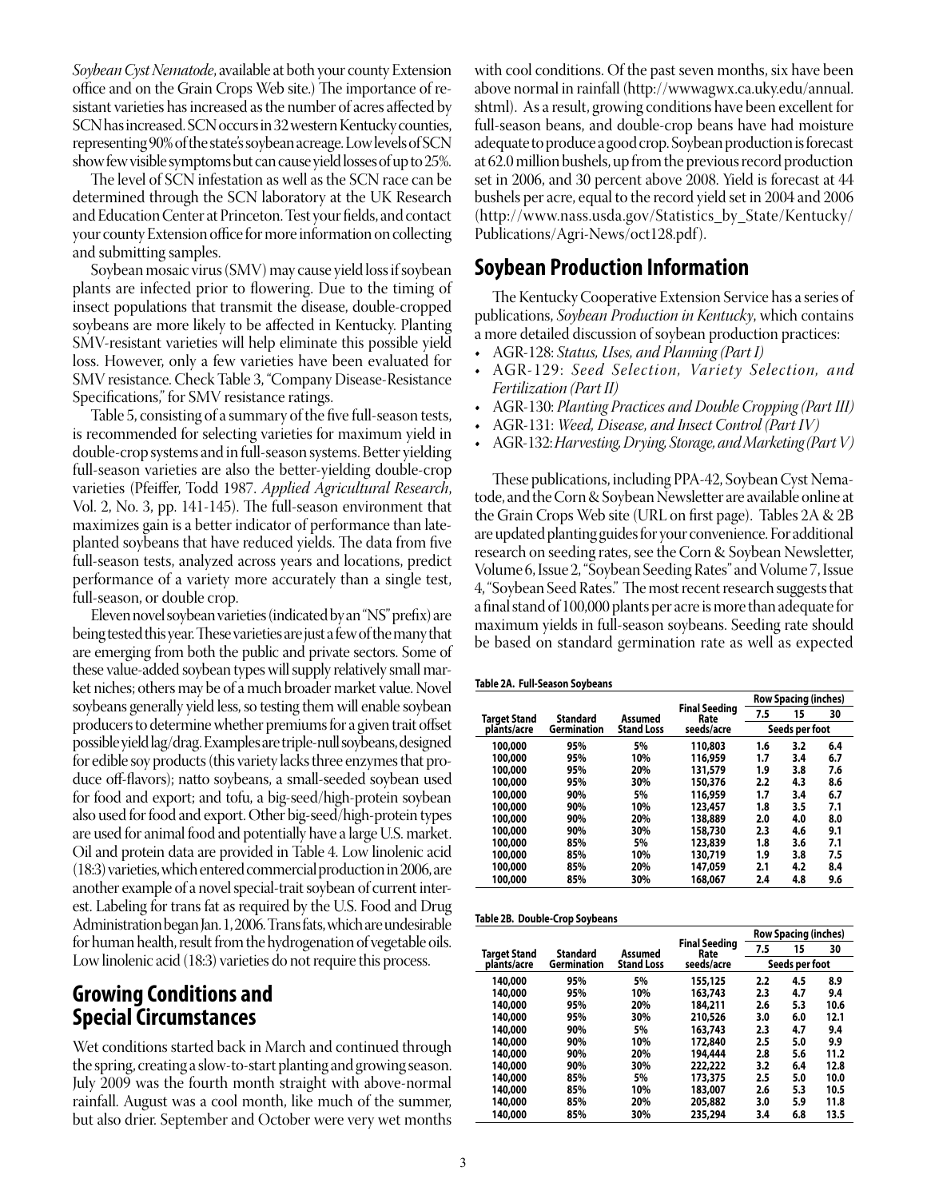*Soybean Cyst Nematode*, available at both your county Extension office and on the Grain Crops Web site.) The importance of resistant varieties has increased as the number of acres affected by SCN has increased. SCN occurs in 32 western Kentucky counties, representing 90% of the state's soybean acreage. Low levels of SCN show few visible symptoms but can cause yield losses of up to 25%.

The level of SCN infestation as well as the SCN race can be determined through the SCN laboratory at the UK Research and Education Center at Princeton. Test your fields, and contact your county Extension office for more information on collecting and submitting samples.

Soybean mosaic virus (SMV) may cause yield loss if soybean plants are infected prior to flowering. Due to the timing of insect populations that transmit the disease, double-cropped soybeans are more likely to be affected in Kentucky. Planting SMV-resistant varieties will help eliminate this possible yield loss. However, only a few varieties have been evaluated for SMV resistance. Check Table 3, "Company Disease-Resistance Specifications," for SMV resistance ratings.

Table 5, consisting of a summary of the five full-season tests, is recommended for selecting varieties for maximum yield in double-crop systems and in full-season systems. Better yielding full-season varieties are also the better-yielding double-crop varieties (Pfeiffer, Todd 1987. *Applied Agricultural Research*, Vol. 2, No. 3, pp. 141-145). The full-season environment that maximizes gain is a better indicator of performance than late-planted soybeans that have reduced yields. The data from five full-season tests, analyzed across years and locations, predict performance of a variety more accurately than a single test, full-season, or double crop.

Eleven novel soybean varieties (indicated by an "NS" prefix) are being tested this year. These varieties are just a few of the many that are emerging from both the public and private sectors. Some of these value-added soybean types will supply relatively small market niches; others may be of a much broader market value. Novel soybeans generally yield less, so testing them will enable soybean producers to determine whether premiums for a given trait offset possible yield lag/drag. Examples are triple-null soybeans, designed for edible soy products (this variety lacks three enzymes that produce off-flavors); natto soybeans, a small-seeded soybean used for food and export; and tofu, a big-seed/high-protein soybean also used for food and export. Other big-seed/high-protein types are used for animal food and potentially have a large U.S. market. Oil and protein data are provided in Table 4. Low linolenic acid (18:3) varieties, which entered commercial production in 2006, are another example of a novel special-trait soybean of current interest. Labeling for trans fat as required by the U.S. Food and Drug Administration began Jan. 1, 2006. Trans fats, which are undesirable for human health, result from the hydrogenation of vegetable oils. Low linolenic acid (18:3) varieties do not require this process.

## Growing Conditions and Special Circumstances

Wet conditions started back in March and continued through the spring, creating a slow-to-start planting and growing season. July 2009 was the fourth month straight with above-normal rainfall. August was a cool month, like much of the summer, but also drier. September and October were very wet months with cool conditions. Of the past seven months, six have been above normal in rainfall (http://wwwagwx.ca.uky.edu/annual.shtml). As a result, growing conditions have been excellent for full-season beans, and double-crop beans have had moisture adequate to produce a good crop. Soybean production is forecast at 62.0 million bushels, up from the previous record production set in 2006, and 30 percent above 2008. Yield is forecast at 44 bushels per acre, equal to the record yield set in 2004 and 2006 (http://www.nass.usda.gov/Statistics_by_State/Kentucky/Publications/Agri-News/oct128.pdf).

## Soybean Production Information

The Kentucky Cooperative Extension Service has a series of publications, *Soybean Production in Kentucky*, which contains a more detailed discussion of soybean production practices:

- AGR-128: *Status, Uses, and Planning (Part I)*
- AGR-129: *Seed Selection, Variety Selection, and Fertilization (Part II)*
- AGR-130: *Planting Practices and Double Cropping (Part III)*
- AGR-131: *Weed, Disease, and Insect Control (Part IV)*
- AGR-132: *Harvesting, Drying, Storage, and Marketing (Part V)*

These publications, including PPA-42, Soybean Cyst Nematode, and the Corn & Soybean Newsletter are available online at the Grain Crops Web site (URL on first page). Tables 2A & 2B are updated planting guides for your convenience. For additional research on seeding rates, see the Corn & Soybean Newsletter, Volume 6, Issue 2, "Soybean Seeding Rates" and Volume 7, Issue 4, "Soybean Seed Rates." The most recent research suggests that a final stand of 100,000 plants per acre is more than adequate for maximum yields in full-season soybeans. Seeding rate should be based on standard germination rate as well as expected

**Table 2A. Full-Season Soybeans**

| Target Stand plants/acre | Standard Germination | Assumed Stand Loss | Final Seeding Rate seeds/acre | Row Spacing (inches) 7.5 | 15 | 30 |
|---|---|---|---|---|---|---|
| | | | | Seeds per foot | | |
| 100,000 | 95% | 5% | 110,803 | 1.6 | 3.2 | 6.4 |
| 100,000 | 95% | 10% | 116,959 | 1.7 | 3.4 | 6.7 |
| 100,000 | 95% | 20% | 131,579 | 1.9 | 3.8 | 7.6 |
| 100,000 | 95% | 30% | 150,376 | 2.2 | 4.3 | 8.6 |
| 100,000 | 90% | 5% | 116,959 | 1.7 | 3.4 | 6.7 |
| 100,000 | 90% | 10% | 123,457 | 1.8 | 3.5 | 7.1 |
| 100,000 | 90% | 20% | 138,889 | 2.0 | 4.0 | 8.0 |
| 100,000 | 90% | 30% | 158,730 | 2.3 | 4.6 | 9.1 |
| 100,000 | 85% | 5% | 123,839 | 1.8 | 3.6 | 7.1 |
| 100,000 | 85% | 10% | 130,719 | 1.9 | 3.8 | 7.5 |
| 100,000 | 85% | 20% | 147,059 | 2.1 | 4.2 | 8.4 |
| 100,000 | 85% | 30% | 168,067 | 2.4 | 4.8 | 9.6 |

**Table 2B. Double-Crop Soybeans**

| Target Stand plants/acre | Standard Germination | Assumed Stand Loss | Final Seeding Rate seeds/acre | Row Spacing (inches) 7.5 | 15 | 30 |
|---|---|---|---|---|---|---|
| | | | | Seeds per foot | | |
| 140,000 | 95% | 5% | 155,125 | 2.2 | 4.5 | 8.9 |
| 140,000 | 95% | 10% | 163,743 | 2.3 | 4.7 | 9.4 |
| 140,000 | 95% | 20% | 184,211 | 2.6 | 5.3 | 10.6 |
| 140,000 | 95% | 30% | 210,526 | 3.0 | 6.0 | 12.1 |
| 140,000 | 90% | 5% | 163,743 | 2.3 | 4.7 | 9.4 |
| 140,000 | 90% | 10% | 172,840 | 2.5 | 5.0 | 9.9 |
| 140,000 | 90% | 20% | 194,444 | 2.8 | 5.6 | 11.2 |
| 140,000 | 90% | 30% | 222,222 | 3.2 | 6.4 | 12.8 |
| 140,000 | 85% | 5% | 173,375 | 2.5 | 5.0 | 10.0 |
| 140,000 | 85% | 10% | 183,007 | 2.6 | 5.3 | 10.5 |
| 140,000 | 85% | 20% | 205,882 | 3.0 | 5.9 | 11.8 |
| 140,000 | 85% | 30% | 235,294 | 3.4 | 6.8 | 13.5 |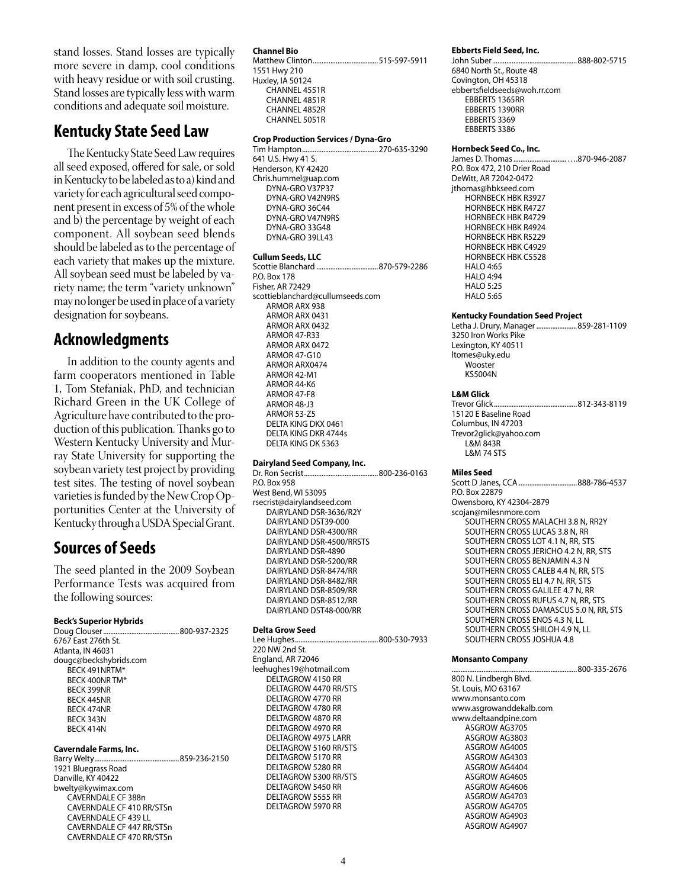stand losses. Stand losses are typically more severe in damp, cool conditions with heavy residue or with soil crusting. Stand losses are typically less with warm conditions and adequate soil moisture.

## Kentucky State Seed Law

The Kentucky State Seed Law requires all seed exposed, offered for sale, or sold in Kentucky to be labeled as to a) kind and variety for each agricultural seed component present in excess of 5% of the whole and b) the percentage by weight of each component. All soybean seed blends should be labeled as to the percentage of each variety that makes up the mixture. All soybean seed must be labeled by variety name; the term "variety unknown" may no longer be used in place of a variety designation for soybeans.

## Acknowledgments

In addition to the county agents and farm cooperators mentioned in Table 1, Tom Stefaniak, PhD, and technician Richard Green in the UK College of Agriculture have contributed to the production of this publication. Thanks go to Western Kentucky University and Murray State University for supporting the soybean variety test project by providing test sites. The testing of novel soybean varieties is funded by the New Crop Opportunities Center at the University of Kentucky through a USDA Special Grant.

## Sources of Seeds

The seed planted in the 2009 Soybean Performance Tests was acquired from the following sources:

**Beck's Superior Hybrids**
Doug Clouser............................................800-937-2325
6767 East 276th St.
Atlanta, IN 46031
dougc@beckshybrids.com
- BECK 491NRTM*
- BECK 400NR TM*
- BECK 399NR
- BECK 445NR
- BECK 474NR
- BECK 343N
- BECK 414N

**Caverndale Farms, Inc.**
Barry Welty................................................859-236-2150
1921 Bluegrass Road
Danville, KY 40422
bwelty@kywimax.com
- CAVERNDALE CF 388n
- CAVERNDALE CF 410 RR/STSn
- CAVERNDALE CF 439 LL
- CAVERNDALE CF 447 RR/STSn
- CAVERNDALE CF 470 RR/STSn

**Channel Bio**
Matthew Clinton.....................................515-597-5911
1551 Hwy 210
Huxley, IA 50124
- CHANNEL 4551R
- CHANNEL 4851R
- CHANNEL 4852R
- CHANNEL 5051R

**Crop Production Services / Dyna-Gro**
Tim Hampton...........................................270-635-3290
641 U.S. Hwy 41 S.
Henderson, KY 42420
Chris.hummel@uap.com
- DYNA-GRO V37P37
- DYNA-GRO V42N9RS
- DYNA-GRO 36C44
- DYNA-GRO V47N9RS
- DYNA-GRO 33G48
- DYNA-GRO 39LL43

**Cullum Seeds, LLC**
Scottie Blanchard...................................870-579-2286
P.O. Box 178
Fisher, AR 72429
scottieblanchard@cullumseeds.com
- ARMOR ARX 938
- ARMOR ARX 0431
- ARMOR ARX 0432
- ARMOR 47-R33
- ARMOR ARX 0472
- ARMOR 47-G10
- ARMOR ARX0474
- ARMOR 42-M1
- ARMOR 44-K6
- ARMOR 47-F8
- ARMOR 48-J3
- ARMOR 53-Z5
- DELTA KING DKX 0461
- DELTA KING DKR 4744s
- DELTA KING DK 5363

**Dairyland Seed Company, Inc.**
Dr. Ron Secrist.........................................800-236-0163
P.O. Box 958
West Bend, WI 53095
rsecrist@dairylandseed.com
- DAIRYLAND DSR-3636/R2Y
- DAIRYLAND DST39-000
- DAIRYLAND DSR-4300/RR
- DAIRYLAND DSR-4500/RRSTS
- DAIRYLAND DSR-4890
- DAIRYLAND DSR-5200/RR
- DAIRYLAND DSR-8474/RR
- DAIRYLAND DSR-8482/RR
- DAIRYLAND DSR-8509/RR
- DAIRYLAND DSR-8512/RR
- DAIRYLAND DST48-000/RR

**Delta Grow Seed**
Lee Hughes...............................................800-530-7933
220 NW 2nd St.
England, AR 72046
leehughes19@hotmail.com
- DELTAGROW 4150 RR
- DELTAGROW 4470 RR/STS
- DELTAGROW 4770 RR
- DELTAGROW 4780 RR
- DELTAGROW 4870 RR
- DELTAGROW 4970 RR
- DELTAGROW 4975 LARR
- DELTAGROW 5160 RR/STS
- DELTAGROW 5170 RR
- DELTAGROW 5280 RR
- DELTAGROW 5300 RR/STS
- DELTAGROW 5450 RR
- DELTAGROW 5555 RR
- DELTAGROW 5970 RR

**Ebberts Field Seed, Inc.**
John Suber................................................888-802-5715
6840 North St., Route 48
Covington, OH 45318
ebbertsfieldseeds@woh.rr.com
- EBBERTS 1365RR
- EBBERTS 1390RR
- EBBERTS 3369
- EBBERTS 3386

**Hornbeck Seed Co., Inc.**
James D. Thomas................................870-946-2087
P.O. Box 472, 210 Drier Road
DeWitt, AR 72042-0472
jthomas@hbkseed.com
- HORNBECK HBK R3927
- HORNBECK HBK R4727
- HORNBECK HBK R4729
- HORNBECK HBK R4924
- HORNBECK HBK R5229
- HORNBECK HBK C4929
- HORNBECK HBK C5528
- HALO 4:65
- HALO 4:94
- HALO 5:25
- HALO 5:65

**Kentucky Foundation Seed Project**
Letha J. Drury, Manager.......................859-281-1109
3250 Iron Works Pike
Lexington, KY 40511
ltomes@uky.edu
- Wooster
- KS5004N

**L&M Glick**
Trevor Glick..............................................812-343-8119
15120 E Baseline Road
Columbus, IN 47203
Trevor2glick@yahoo.com
- L&M 843R
- L&M 74 STS

**Miles Seed**
Scott D Janes, CCA.................................888-786-4537
P.O. Box 22879
Owensboro, KY 42304-2879
scojan@milesnmore.com
- SOUTHERN CROSS MALACHI 3.8 N, RR2Y
- SOUTHERN CROSS LUCAS 3.8 N, RR
- SOUTHERN CROSS LOT 4.1 N, RR, STS
- SOUTHERN CROSS JERICHO 4.2 N, RR, STS
- SOUTHERN CROSS BENJAMIN 4.3 N
- SOUTHERN CROSS CALEB 4.4 N, RR, STS
- SOUTHERN CROSS ELI 4.7 N, RR, STS
- SOUTHERN CROSS GALILEE 4.7 N, RR
- SOUTHERN CROSS RUFUS 4.7 N, RR, STS
- SOUTHERN CROSS DAMASCUS 5.0 N, RR, STS
- SOUTHERN CROSS ENOS 4.3 N, LL
- SOUTHERN CROSS SHILOH 4.9 N, LL
- SOUTHERN CROSS JOSHUA 4.8

**Monsanto Company**
......................................................................800-335-2676
800 N. Lindbergh Blvd.
St. Louis, MO 63167
www.monsanto.com
www.asgrowanddekalb.com
www.deltaandpine.com
- ASGROW AG3705
- ASGROW AG3803
- ASGROW AG4005
- ASGROW AG4303
- ASGROW AG4404
- ASGROW AG4605
- ASGROW AG4606
- ASGROW AG4703
- ASGROW AG4705
- ASGROW AG4903
- ASGROW AG4907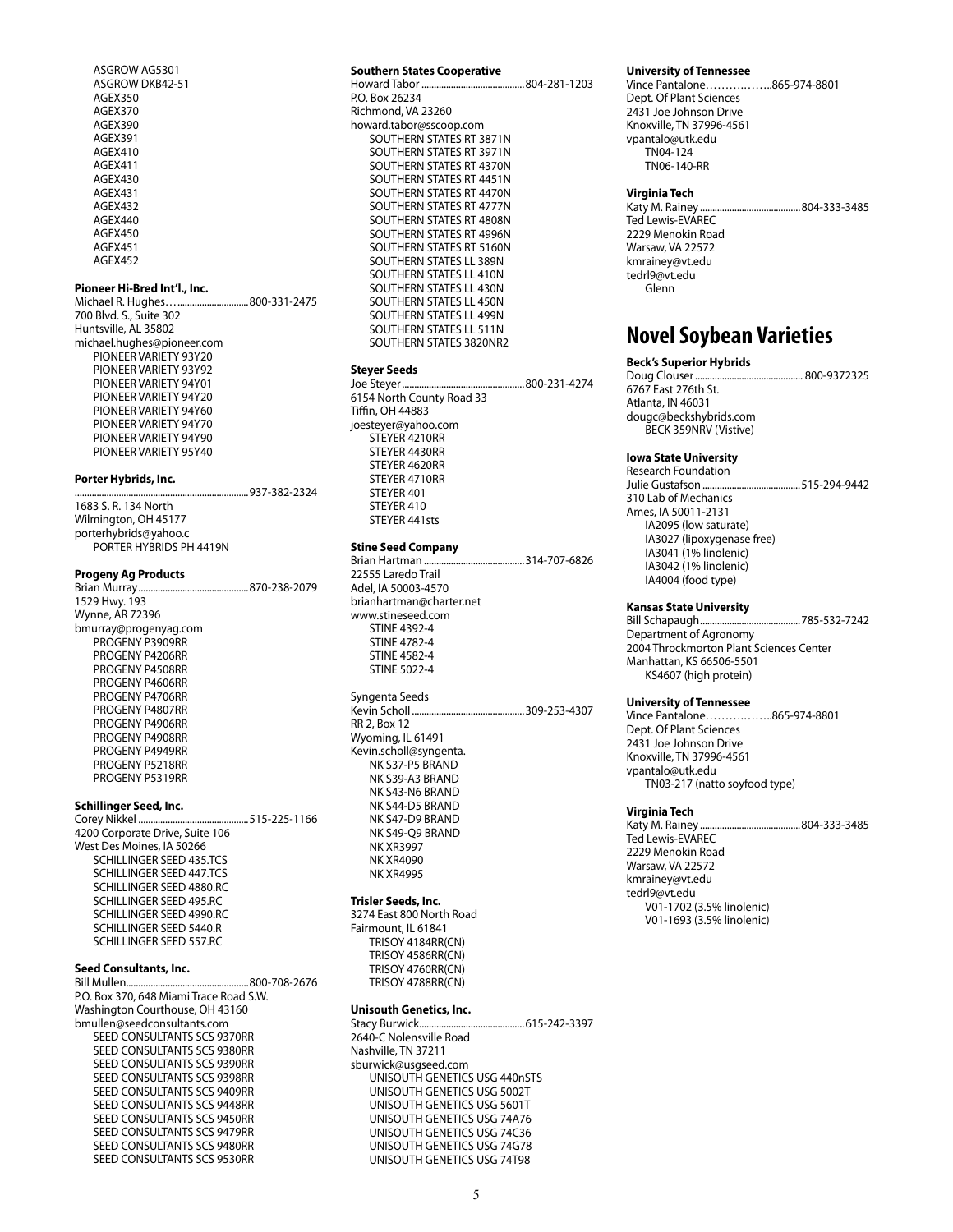ASGROW AG5301
ASGROW DKB42-51
AGEX350
AGEX370
AGEX390
AGEX391
AGEX410
AGEX411
AGEX430
AGEX431
AGEX432
AGEX440
AGEX450
AGEX451
AGEX452

**Pioneer Hi-Bred Int'l., Inc.**
Michael R. Hughes…............................800-331-2475
700 Blvd. S., Suite 302
Huntsville, AL 35802
michael.hughes@pioneer.com
PIONEER VARIETY 93Y20
PIONEER VARIETY 93Y92
PIONEER VARIETY 94Y01
PIONEER VARIETY 94Y20
PIONEER VARIETY 94Y60
PIONEER VARIETY 94Y70
PIONEER VARIETY 94Y90
PIONEER VARIETY 95Y40

**Porter Hybrids, Inc.**
.....................................................................937-382-2324
1683 S. R. 134 North
Wilmington, OH 45177
porterhybrids@yahoo.c
PORTER HYBRIDS PH 4419N

**Progeny Ag Products**
Brian Murray............................................870-238-2079
1529 Hwy. 193
Wynne, AR 72396
bmurray@progenyag.com
PROGENY P3909RR
PROGENY P4206RR
PROGENY P4508RR
PROGENY P4606RR
PROGENY P4706RR
PROGENY P4807RR
PROGENY P4906RR
PROGENY P4908RR
PROGENY P4949RR
PROGENY P5218RR
PROGENY P5319RR

**Schillinger Seed, Inc.**
Corey Nikkel ............................................515-225-1166
4200 Corporate Drive, Suite 106
West Des Moines, IA 50266
SCHILLINGER SEED 435.TCS
SCHILLINGER SEED 447.TCS
SCHILLINGER SEED 4880.RC
SCHILLINGER SEED 495.RC
SCHILLINGER SEED 4990.RC
SCHILLINGER SEED 5440.R
SCHILLINGER SEED 557.RC

**Seed Consultants, Inc.**
Bill Mullen.................................................800-708-2676
P.O. Box 370, 648 Miami Trace Road S.W.
Washington Courthouse, OH 43160
bmullen@seedconsultants.com
SEED CONSULTANTS SCS 9370RR
SEED CONSULTANTS SCS 9380RR
SEED CONSULTANTS SCS 9390RR
SEED CONSULTANTS SCS 9398RR
SEED CONSULTANTS SCS 9409RR
SEED CONSULTANTS SCS 9448RR
SEED CONSULTANTS SCS 9450RR
SEED CONSULTANTS SCS 9479RR
SEED CONSULTANTS SCS 9480RR
SEED CONSULTANTS SCS 9530RR

**Southern States Cooperative**
Howard Tabor ..........................................804-281-1203
P.O. Box 26234
Richmond, VA 23260
howard.tabor@sscoop.com
SOUTHERN STATES RT 3871N
SOUTHERN STATES RT 3971N
SOUTHERN STATES RT 4370N
SOUTHERN STATES RT 4451N
SOUTHERN STATES RT 4470N
SOUTHERN STATES RT 4777N
SOUTHERN STATES RT 4808N
SOUTHERN STATES RT 4996N
SOUTHERN STATES RT 5160N
SOUTHERN STATES LL 389N
SOUTHERN STATES LL 410N
SOUTHERN STATES LL 430N
SOUTHERN STATES LL 450N
SOUTHERN STATES LL 499N
SOUTHERN STATES LL 511N
SOUTHERN STATES 3820NR2

**Steyer Seeds**
Joe Steyer.................................................800-231-4274
6154 North County Road 33
Tiffin, OH 44883
joesteyer@yahoo.com
STEYER 4210RR
STEYER 4430RR
STEYER 4620RR
STEYER 4710RR
STEYER 401
STEYER 410
STEYER 441sts

**Stine Seed Company**
Brian Hartman .........................................314-707-6826
22555 Laredo Trail
Adel, IA 50003-4570
brianhartman@charter.net
www.stineseed.com
STINE 4392-4
STINE 4782-4
STINE 4582-4
STINE 5022-4

Syngenta Seeds
Kevin Scholl .............................................309-253-4307
RR 2, Box 12
Wyoming, IL 61491
Kevin.scholl@syngenta.
NK S37-P5 BRAND
NK S39-A3 BRAND
NK S43-N6 BRAND
NK S44-D5 BRAND
NK S47-D9 BRAND
NK S49-Q9 BRAND
NK XR3997
NK XR4090
NK XR4995

**Trisler Seeds, Inc.**
3274 East 800 North Road
Fairmount, IL 61841
TRISOY 4184RR(CN)
TRISOY 4586RR(CN)
TRISOY 4760RR(CN)
TRISOY 4788RR(CN)

**Unisouth Genetics, Inc.**
Stacy Burwick...........................................615-242-3397
2640-C Nolensville Road
Nashville, TN 37211
sburwick@usgseed.com
UNISOUTH GENETICS USG 440nSTS
UNISOUTH GENETICS USG 5002T
UNISOUTH GENETICS USG 5601T
UNISOUTH GENETICS USG 74A76
UNISOUTH GENETICS USG 74C36
UNISOUTH GENETICS USG 74G78
UNISOUTH GENETICS USG 74T98

**University of Tennessee**
Vince Pantalone……….……..865-974-8801
Dept. Of Plant Sciences
2431 Joe Johnson Drive
Knoxville, TN 37996-4561
vpantalo@utk.edu
TN04-124
TN06-140-RR

**Virginia Tech**
Katy M. Rainey ........................................804-333-3485
Ted Lewis-EVAREC
2229 Menokin Road
Warsaw, VA 22572
kmrainey@vt.edu
tedrl9@vt.edu
Glenn

## Novel Soybean Varieties

**Beck's Superior Hybrids**
Doug Clouser ........................................... 800-9372325
6767 East 276th St.
Atlanta, IN 46031
dougc@beckshybrids.com
BECK 359NRV (Vistive)

**Iowa State University**
Research Foundation
Julie Gustafson ........................................515-294-9442
310 Lab of Mechanics
Ames, IA 50011-2131
IA2095 (low saturate)
IA3027 (lipoxygenase free)
IA3041 (1% linolenic)
IA3042 (1% linolenic)
IA4004 (food type)

**Kansas State University**
Bill Schapaugh.........................................785-532-7242
Department of Agronomy
2004 Throckmorton Plant Sciences Center
Manhattan, KS 66506-5501
KS4607 (high protein)

**University of Tennessee**
Vince Pantalone……………..865-974-8801
Dept. Of Plant Sciences
2431 Joe Johnson Drive
Knoxville, TN 37996-4561
vpantalo@utk.edu
TN03-217 (natto soyfood type)

**Virginia Tech**
Katy M. Rainey ........................................804-333-3485
Ted Lewis-EVAREC
2229 Menokin Road
Warsaw, VA 22572
kmrainey@vt.edu
tedrl9@vt.edu
V01-1702 (3.5% linolenic)
V01-1693 (3.5% linolenic)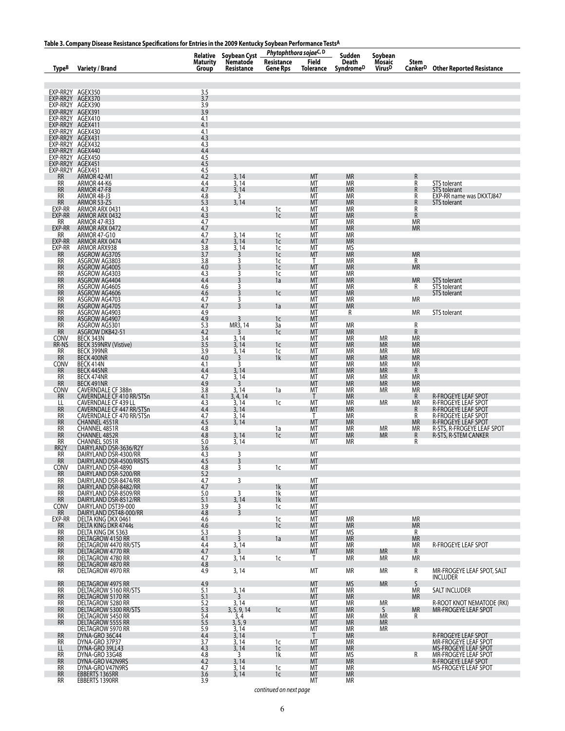**Table 3. Company Disease Resistance Specifications for Entries in the 2009 Kentucky Soybean Performance Tests[A]**

| Type[B] | Variety / Brand | Relative Maturity Group | Soybean Cyst Nematode Resistance | *Phytophthora sojae*[C, D] Resistance Gene Rps | *Phytophthora sojae*[C, D] Field Tolerance | Sudden Death Syndrome[D] | Soybean Mosaic Virus[D] | Stem Canker[D] | Other Reported Resistance |
|---|---|---|---|---|---|---|---|---|---|
| EXP-RR2Y | AGEX350 | 3.5 | | | | | | | |
| EXP-RR2Y | AGEX370 | 3.7 | | | | | | | |
| EXP-RR2Y | AGEX390 | 3.9 | | | | | | | |
| EXP-RR2Y | AGEX391 | 3.9 | | | | | | | |
| EXP-RR2Y | AGEX410 | 4.1 | | | | | | | |
| EXP-RR2Y | AGEX411 | 4.1 | | | | | | | |
| EXP-RR2Y | AGEX430 | 4.1 | | | | | | | |
| EXP-RR2Y | AGEX431 | 4.3 | | | | | | | |
| EXP-RR2Y | AGEX432 | 4.3 | | | | | | | |
| EXP-RR2Y | AGEX440 | 4.4 | | | | | | | |
| EXP-RR2Y | AGEX450 | 4.5 | | | | | | | |
| EXP-RR2Y | AGEX451 | 4.5 | | | | | | | |
| EXP-RR2Y | AGEX451 | 4.5 | | | | | | | |
| RR | ARMOR 42-M1 | 4.2 | 3, 14 | | MT | MR | | R | |
| RR | ARMOR 44-K6 | 4.4 | 3, 14 | | MT | MR | | R | STS tolerant |
| RR | ARMOR 47-F8 | 4.7 | 3, 14 | | MT | MR | | R | STS tolerant |
| RR | ARMOR 48-J3 | 4.8 | 3 | | MT | MR | | R | EXP-RR name was DKXTJ847 |
| RR | ARMOR 53-Z5 | 5.3 | 3, 14 | | MT | MR | | R | STS tolerant |
| EXP-RR | ARMOR ARX 0431 | 4.3 | | 1c | MT | MR | | R | |
| EXP-RR | ARMOR ARX 0432 | 4.3 | | 1c | MT | MR | | R | |
| RR | ARMOR 47-R33 | 4.7 | | | MT | MR | | MR | |
| EXP-RR | ARMOR ARX 0472 | 4.7 | | | MT | MR | | MR | |
| RR | ARMOR 47-G10 | 4.7 | 3, 14 | 1c | MT | MR | | | |
| EXP-RR | ARMOR ARX 0474 | 4.7 | 3, 14 | 1c | MT | MR | | | |
| EXP-RR | ARMOR ARX938 | 3.8 | 3, 14 | 1c | MT | MS | | | |
| RR | ASGROW AG3705 | 3.7 | 3 | 1c | MT | MR | | MR | |
| RR | ASGROW AG3803 | 3.8 | 3 | 1c | T | MR | | R | |
| RR | ASGROW AG4005 | 4.0 | 3 | 1c | MT | MR | | MR | |
| RR | ASGROW AG4303 | 4.3 | 3 | 1c | MT | MR | | | |
| RR | ASGROW AG4404 | 4.4 | 3 | 1a | MT | MR | | MR | STS tolerant |
| RR | ASGROW AG4605 | 4.6 | 3 | | MT | MR | | R | STS tolerant |
| RR | ASGROW AG4606 | 4.6 | 3 | 1c | MT | MR | | | STS tolerant |
| RR | ASGROW AG4703 | 4.7 | 3 | | MT | MR | | MR | |
| RR | ASGROW AG4705 | 4.7 | 3 | 1a | MT | MR | | | |
| RR | ASGROW AG4903 | 4.9 | | | MT | R | | MR | STS tolerant |
| RR | ASGROW AG4907 | 4.9 | 3 | 1c | MT | | | | |
| RR | ASGROW AG5301 | 5.3 | MR3, 14 | 3a | MT | MR | | R | |
| RR | ASGROW DKB42-51 | 4.2 | 3 | 1c | MT | MR | | R | |
| CONV | BECK 343N | 3.4 | 3, 14 | | MT | MR | MR | MR | |
| RR-NS | BECK 359NRV (Vistive) | 3.5 | 3, 14 | 1c | MT | MR | MR | MR | |
| RR | BECK 399NR | 3.9 | 3, 14 | 1c | MT | MR | MR | MR | |
| RR | BECK 400NR | 4.0 | 3 | 1k | MT | MR | MR | MR | |
| CONV | BECK 414N | 4.1 | 3 | | MT | MR | MR | MR | |
| RR | BECK 445NR | 4.4 | 3, 14 | | MT | MR | MR | R | |
| RR | BECK 474NR | 4.7 | 3, 14 | | MT | MR | MR | MR | |
| RR | BECK 491NR | 4.9 | 3 | | MT | MR | MR | MR | |
| CONV | CAVERNDALE CF 388n | 3.8 | 3, 14 | 1a | MT | MR | MR | MR | |
| RR | CAVERNDALE CF 410 RR/STSn | 4.1 | 3, 4, 14 | | T | MR | | R | R-FROGEYE LEAF SPOT |
| LL | CAVERNDALE CF 439 LL | 4.3 | 3, 14 | 1c | MT | MR | MR | MR | R-FROGEYE LEAF SPOT |
| RR | CAVERNDALE CF 447 RR/STSn | 4.4 | 3, 14 | | MT | MR | | R | R-FROGEYE LEAF SPOT |
| RR | CAVERNDALE CF 470 RR/STSn | 4.7 | 3, 14 | | T | MR | | R | R-FROGEYE LEAF SPOT |
| RR | CHANNEL 4551R | 4.5 | 3, 14 | | MT | MR | | MR | R-FROGEYE LEAF SPOT |
| RR | CHANNEL 4851R | 4.8 | | 1a | MT | MR | MR | MR | R-STS, R-FROGEYE LEAF SPOT |
| RR | CHANNEL 4852R | 4.8 | 3, 14 | 1c | MT | MR | MR | R | R-STS, R-STEM CANKER |
| RR | CHANNEL 5051R | 5.0 | 3, 14 | | MT | MR | | R | |
| RR2Y | DAIRYLAND DSR-3636/R2Y | 3.6 | | | | | | | |
| RR | DAIRYLAND DSR-4300/RR | 4.3 | 3 | | MT | | | | |
| RR | DAIRYLAND DSR-4500/RRSTS | 4.5 | 3 | | MT | | | | |
| CONV | DAIRYLAND DSR-4890 | 4.8 | 3 | 1c | MT | | | | |
| RR | DAIRYLAND DSR-5200/RR | 5.2 | | | | | | | |
| RR | DAIRYLAND DSR-8474/RR | 4.7 | 3 | | MT | | | | |
| RR | DAIRYLAND DSR-8482/RR | 4.7 | | 1k | MT | | | | |
| RR | DAIRYLAND DSR-8509/RR | 5.0 | 3 | 1k | MT | | | | |
| RR | DAIRYLAND DSR-8512/RR | 5.1 | 3, 14 | 1k | MT | | | | |
| CONV | DAIRYLAND DST39-000 | 3.9 | 3 | 1c | MT | | | | |
| RR | DAIRYLAND DST48-000/RR | 4.8 | 3 | | MT | | | | |
| EXP-RR | DELTA KING DKX 0461 | 4.6 | | 1c | MT | MR | | MR | |
| RR | DELTA KING DKR 4744s | 4.6 | | 1c | MT | MR | | MR | |
| RR | DELTA KING DK 5363 | 5.3 | 3 | | MT | MS | | R | |
| RR | DELTAGROW 4150 RR | 4.1 | 3 | 1a | MT | MR | | MR | |
| RR | DELTAGROW 4470 RR/STS | 4.4 | 3, 14 | | MT | MR | | MR | R-FROGEYE LEAF SPOT |
| RR | DELTAGROW 4770 RR | 4.7 | 3 | | MT | MR | MR | R | |
| RR | DELTAGROW 4780 RR | 4.7 | 3, 14 | 1c | T | MR | MR | MR | |
| RR | DELTAGROW 4870 RR | 4.8 | | | | | | | |
| RR | DELTAGROW 4970 RR | 4.9 | 3, 14 | | MT | MR | MR | R | MR-FROGEYE LEAF SPOT, SALT INCLUDER |
| RR | DELTAGROW 4975 RR | 4.9 | | | MT | MS | MR | S | |
| RR | DELTAGROW 5160 RR/STS | 5.1 | 3, 14 | | MT | MR | | MR | SALT INCLUDER |
| RR | DELTAGROW 5170 RR | 5.1 | 3 | | MT | MR | | MR | |
| RR | DELTAGROW 5280 RR | 5.2 | 3, 14 | | MT | MR | MR | | R-ROOT KNOT NEMATODE (RKI) |
| RR | DELTAGROW 5300 RR/STS | 5.3 | 3, 5, 9, 14 | 1c | MT | MR | S | MR | MR-FROGEYE LEAF SPOT |
| RR | DELTAGROW 5450 RR | 5.4 | 3, 4 | | MT | MR | MR | R | |
| RR | DELTAGROW 5555 RR | 5.5 | 3, 5, 9 | | MT | MR | MR | | |
| | DELTAGROW 5970 RR | 5.9 | 3, 14 | | MT | MR | MR | | |
| RR | DYNA-GRO 36C44 | 4.4 | 3, 14 | | T | MR | | | R-FROGEYE LEAF SPOT |
| RR | DYNA-GRO 37P37 | 3.7 | 3, 14 | 1c | MT | MR | | | MR-FROGEYE LEAF SPOT |
| LL | DYNA-GRO 39LL43 | 4.3 | 3, 14 | 1c | MT | MR | | | MS-FROGEYE LEAF SPOT |
| RR | DYNA-GRO 33G48 | 4.8 | 3 | 1k | MT | MS | | R | MR-FROGEYE LEAF SPOT |
| RR | DYNA-GRO V42N9RS | 4.2 | 3, 14 | | MT | MR | | | R-FROGEYE LEAF SPOT |
| RR | DYNA-GRO V47N9RS | 4.7 | 3, 14 | 1c | MT | MR | | | MS-FROGEYE LEAF SPOT |
| RR | EBBERTS 1365RR | 3.6 | 3, 14 | 1c | MT | MR | | | |
| RR | EBBERTS 1390RR | 3.9 | | | MT | MR | | | |

*continued on next page*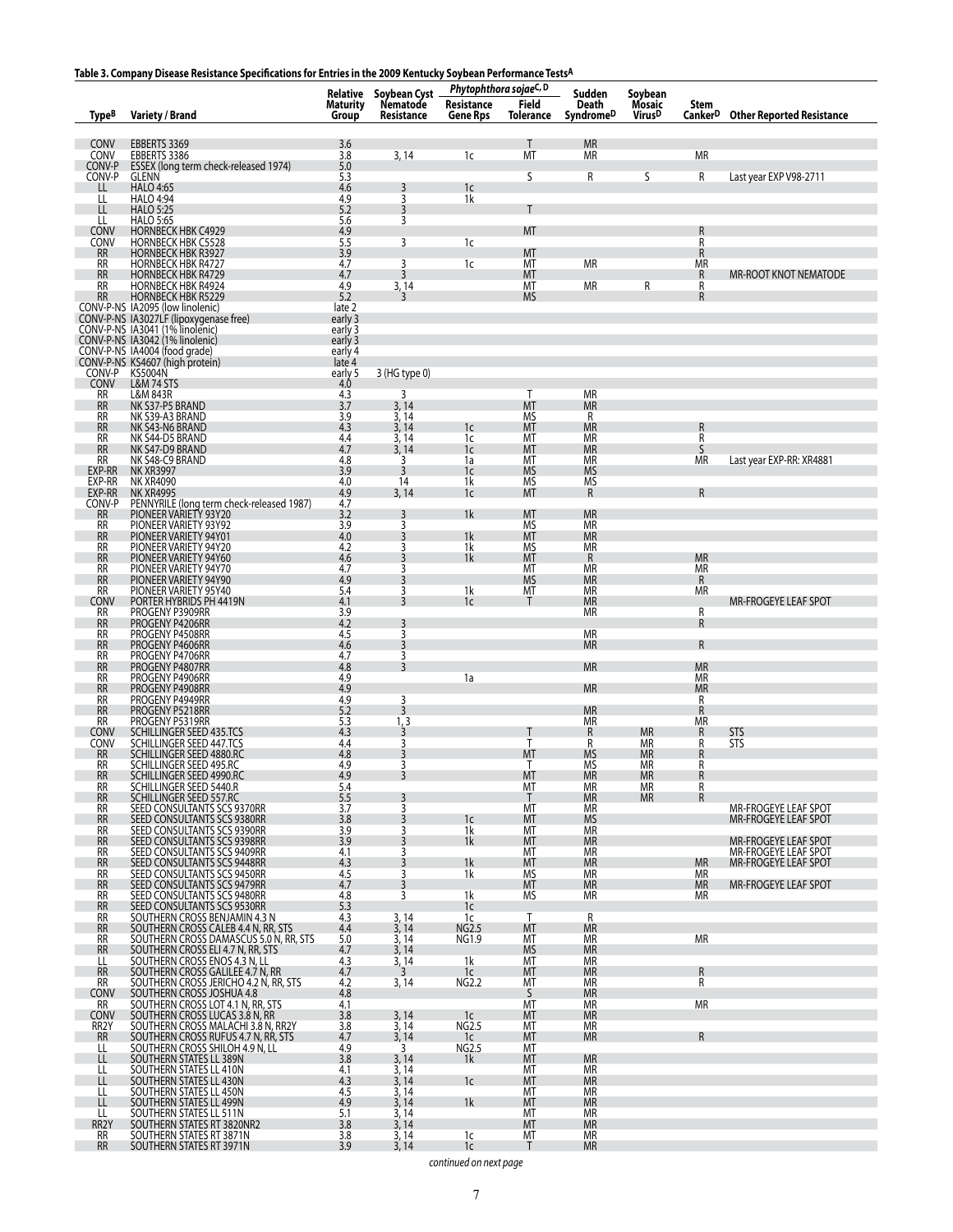**Table 3. Company Disease Resistance Specifications for Entries in the 2009 Kentucky Soybean Performance Tests[A]**

| Type[B] | Variety / Brand | Relative Maturity Group | Soybean Cyst Nematode Resistance | *Phytophthora sojae*[C, D] Resistance Gene Rps | *Phytophthora sojae*[C, D] Field Tolerance | Sudden Death Syndrome[D] | Soybean Mosaic Virus[D] | Stem Canker[D] | Other Reported Resistance |
|---|---|---|---|---|---|---|---|---|---|
| CONV | EBBERTS 3369 | 3.6 | | | T | MR | | | |
| CONV | EBBERTS 3386 | 3.8 | 3, 14 | 1c | MT | MR | | MR | |
| CONV-P | ESSEX (long term check-released 1974) | 5.0 | | | | | | | |
| CONV-P | GLENN | 5.3 | | | S | R | S | R | Last year EXP V98-2711 |
| LL | HALO 4:65 | 4.6 | 3 | 1c | | | | | |
| LL | HALO 4:94 | 4.9 | 3 | 1k | | | | | |
| LL | HALO 5:25 | 5.2 | 3 | | T | | | | |
| LL | HALO 5:65 | 5.6 | 3 | | | | | | |
| CONV | HORNBECK HBK C4929 | 4.9 | | | MT | | | R | |
| CONV | HORNBECK HBK C5528 | 5.5 | 3 | 1c | | | | R | |
| RR | HORNBECK HBK R3927 | 3.9 | | | MT | | | R | |
| RR | HORNBECK HBK R4727 | 4.7 | 3 | 1c | MT | MR | | MR | |
| RR | HORNBECK HBK R4729 | 4.7 | 3 | | MT | | | R | MR-ROOT KNOT NEMATODE |
| RR | HORNBECK HBK R4924 | 4.9 | 3, 14 | | MT | MR | R | R | |
| RR | HORNBECK HBK R5229 | 5.2 | 3 | | MS | | | R | |
| CONV-P-NS | IA2095 (low linolenic) | late 2 | | | | | | | |
| CONV-P-NS | IA3027LF (lipoxygenase free) | early 3 | | | | | | | |
| CONV-P-NS | IA3041 (1% linolenic) | early 3 | | | | | | | |
| CONV-P-NS | IA3042 (1% linolenic) | early 3 | | | | | | | |
| CONV-P-NS | IA4004 (food grade) | early 4 | | | | | | | |
| CONV-P-NS | KS4607 (high protein) | late 4 | | | | | | | |
| CONV-P | KS5004N | early 5 | 3 (HG type 0) | | | | | | |
| CONV | L&M 74 STS | 4.0 | | | | | | | |
| RR | L&M 843R | 4.3 | 3 | | T | MR | | | |
| RR | NK S37-P5 BRAND | 3.7 | 3, 14 | | MT | MR | | | |
| RR | NK S39-A3 BRAND | 3.9 | 3, 14 | | MS | R | | | |
| RR | NK S43-N6 BRAND | 4.3 | 3, 14 | 1c | MT | MR | | R | |
| RR | NK S44-D5 BRAND | 4.4 | 3, 14 | 1c | MT | MR | | R | |
| RR | NK S47-D9 BRAND | 4.7 | 3, 14 | 1c | MT | MR | | S | |
| RR | NK S48-C9 BRAND | 4.8 | 3 | 1a | MT | MR | | MR | Last year EXP-RR: XR4881 |
| EXP-RR | NK XR3997 | 3.9 | 3 | 1c | MS | MS | | | |
| EXP-RR | NK XR4090 | 4.0 | 14 | 1k | MS | MS | | | |
| EXP-RR | NK XR4995 | 4.9 | 3, 14 | 1c | MT | R | | R | |
| CONV-P | PENNYRILE (long term check-released 1987) | 4.7 | | | | | | | |
| RR | PIONEER VARIETY 93Y20 | 3.2 | 3 | 1k | MT | MR | | | |
| RR | PIONEER VARIETY 93Y92 | 3.9 | 3 | | MS | MR | | | |
| RR | PIONEER VARIETY 94Y01 | 4.0 | 3 | 1k | MT | MR | | | |
| RR | PIONEER VARIETY 94Y20 | 4.2 | 3 | 1k | MS | MR | | | |
| RR | PIONEER VARIETY 94Y60 | 4.6 | 3 | 1k | MT | R | | MR | |
| RR | PIONEER VARIETY 94Y70 | 4.7 | 3 | | MT | MR | | MR | |
| RR | PIONEER VARIETY 94Y90 | 4.9 | 3 | | MS | MR | | R | |
| RR | PIONEER VARIETY 95Y40 | 5.4 | 3 | 1k | MT | MR | | MR | |
| CONV | PORTER HYBRIDS PH 4419N | 4.1 | 3 | 1c | T | MR | | | MR-FROGEYE LEAF SPOT |
| RR | PROGENY P3909RR | 3.9 | | | | MR | | R | |
| RR | PROGENY P4206RR | 4.2 | 3 | | | | | R | |
| RR | PROGENY P4508RR | 4.5 | 3 | | | MR | | | |
| RR | PROGENY P4606RR | 4.6 | 3 | | | MR | | R | |
| RR | PROGENY P4706RR | 4.7 | 3 | | | | | | |
| RR | PROGENY P4807RR | 4.8 | 3 | | | MR | | MR | |
| RR | PROGENY P4906RR | 4.9 | | 1a | | | | MR | |
| RR | PROGENY P4908RR | 4.9 | | | | MR | | MR | |
| RR | PROGENY P4949RR | 4.9 | 3 | | | | | R | |
| RR | PROGENY P5218RR | 5.2 | 3 | | | MR | | R | |
| RR | PROGENY P5319RR | 5.3 | 1, 3 | | | MR | | MR | |
| CONV | SCHILLINGER SEED 435.TCS | 4.3 | 3 | | T | R | MR | R | STS |
| CONV | SCHILLINGER SEED 447.TCS | 4.4 | 3 | | T | R | MR | R | STS |
| RR | SCHILLINGER SEED 4880.RC | 4.8 | 3 | | MT | MS | MR | R | |
| RR | SCHILLINGER SEED 495.RC | 4.9 | 3 | | T | MS | MR | R | |
| RR | SCHILLINGER SEED 4990.RC | 4.9 | 3 | | MT | MR | MR | R | |
| RR | SCHILLINGER SEED 5440.R | 5.4 | | | MT | MR | MR | R | |
| RR | SCHILLINGER SEED 557.RC | 5.5 | 3 | | T | MR | MR | R | |
| RR | SEED CONSULTANTS SCS 9370RR | 3.7 | 3 | | MT | MR | | | MR-FROGEYE LEAF SPOT |
| RR | SEED CONSULTANTS SCS 9380RR | 3.8 | 3 | 1c | MT | MS | | | MR-FROGEYE LEAF SPOT |
| RR | SEED CONSULTANTS SCS 9390RR | 3.9 | 3 | 1k | MT | MR | | | |
| RR | SEED CONSULTANTS SCS 9398RR | 3.9 | 3 | 1k | MT | MR | | | MR-FROGEYE LEAF SPOT |
| RR | SEED CONSULTANTS SCS 9409RR | 4.1 | 3 | | MT | MR | | | MR-FROGEYE LEAF SPOT |
| RR | SEED CONSULTANTS SCS 9448RR | 4.3 | 3 | 1k | MT | MR | | MR | MR-FROGEYE LEAF SPOT |
| RR | SEED CONSULTANTS SCS 9450RR | 4.5 | 3 | 1k | MS | MR | | MR | |
| RR | SEED CONSULTANTS SCS 9479RR | 4.7 | 3 | | MT | MR | | MR | MR-FROGEYE LEAF SPOT |
| RR | SEED CONSULTANTS SCS 9480RR | 4.8 | 3 | 1k | MS | MR | | MR | |
| RR | SEED CONSULTANTS SCS 9530RR | 5.3 | | 1c | | | | | |
| RR | SOUTHERN CROSS BENJAMIN 4.3 N | 4.3 | 3, 14 | 1c | T | R | | | |
| RR | SOUTHERN CROSS CALEB 4.4 N, RR, STS | 4.4 | 3, 14 | NG2.5 | MT | MR | | | |
| RR | SOUTHERN CROSS DAMASCUS 5.0 N, RR, STS | 5.0 | 3, 14 | NG1.9 | MT | MR | | MR | |
| RR | SOUTHERN CROSS ELI 4.7 N, RR, STS | 4.7 | 3, 14 | | MS | MR | | | |
| LL | SOUTHERN CROSS ENOS 4.3 N, LL | 4.3 | 3, 14 | 1k | MT | MR | | | |
| RR | SOUTHERN CROSS GALILEE 4.7 N, RR | 4.7 | 3 | 1c | MT | MR | | R | |
| RR | SOUTHERN CROSS JERICHO 4.2 N, RR, STS | 4.2 | 3, 14 | NG2.2 | MT | MR | | R | |
| CONV | SOUTHERN CROSS JOSHUA 4.8 | 4.8 | | | S | MR | | | |
| RR | SOUTHERN CROSS LOT 4.1 N, RR, STS | 4.1 | | | MT | MR | | MR | |
| CONV | SOUTHERN CROSS LUCAS 3.8 N, RR | 3.8 | 3, 14 | 1c | MT | MR | | | |
| RR2Y | SOUTHERN CROSS MALACHI 3.8 N, RR2Y | 3.8 | 3, 14 | NG2.5 | MT | MR | | | |
| RR | SOUTHERN CROSS RUFUS 4.7 N, RR, STS | 4.7 | 3, 14 | 1c | MT | MR | | R | |
| LL | SOUTHERN CROSS SHILOH 4.9 N, LL | 4.9 | 3 | NG2.5 | MT | | | | |
| LL | SOUTHERN STATES LL 389N | 3.8 | 3, 14 | 1k | MT | MR | | | |
| LL | SOUTHERN STATES LL 410N | 4.1 | 3, 14 | | MT | MR | | | |
| LL | SOUTHERN STATES LL 430N | 4.3 | 3, 14 | 1c | MT | MR | | | |
| LL | SOUTHERN STATES LL 450N | 4.5 | 3, 14 | | MT | MR | | | |
| LL | SOUTHERN STATES LL 499N | 4.9 | 3, 14 | 1k | MT | MR | | | |
| LL | SOUTHERN STATES LL 511N | 5.1 | 3, 14 | | MT | MR | | | |
| RR2Y | SOUTHERN STATES RT 3820NR2 | 3.8 | 3, 14 | | MT | MR | | | |
| RR | SOUTHERN STATES RT 3871N | 3.8 | 3, 14 | 1c | MT | MR | | | |
| RR | SOUTHERN STATES RT 3971N | 3.9 | 3, 14 | 1c | T | MR | | | |

*continued on next page*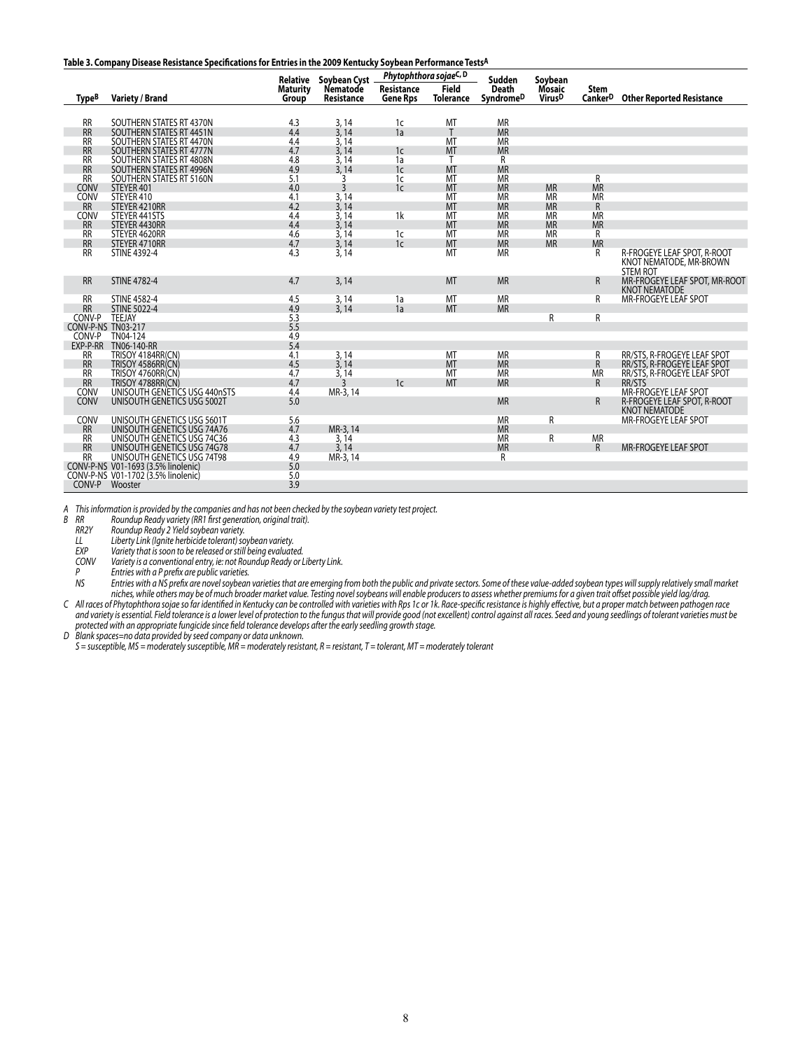**Table 3. Company Disease Resistance Specifications for Entries in the 2009 Kentucky Soybean Performance Tests[A]**

| Type[B] | Variety / Brand | Relative Maturity Group | Soybean Cyst Nematode Resistance | *Phytophthora sojae*[C, D] Resistance Gene Rps | *Phytophthora sojae*[C, D] Field Tolerance | Sudden Death Syndrome[D] | Soybean Mosaic Virus[D] | Stem Canker[D] | Other Reported Resistance |
|---|---|---|---|---|---|---|---|---|---|
| RR | SOUTHERN STATES RT 4370N | 4.3 | 3, 14 | 1c | MT | MR | | | |
| RR | SOUTHERN STATES RT 4451N | 4.4 | 3, 14 | 1a | T | MR | | | |
| RR | SOUTHERN STATES RT 4470N | 4.4 | 3, 14 | | MT | MR | | | |
| RR | SOUTHERN STATES RT 4777N | 4.7 | 3, 14 | 1c | MT | MR | | | |
| RR | SOUTHERN STATES RT 4808N | 4.8 | 3, 14 | 1a | T | R | | | |
| RR | SOUTHERN STATES RT 4996N | 4.9 | 3, 14 | 1c | MT | MR | | | |
| RR | SOUTHERN STATES RT 5160N | 5.1 | 3 | 1c | MT | MR | | R | |
| CONV | STEYER 401 | 4.0 | 3 | 1c | MT | MR | MR | MR | |
| CONV | STEYER 410 | 4.1 | 3, 14 | | MT | MR | MR | MR | |
| RR | STEYER 4210RR | 4.2 | 3, 14 | | MT | MR | MR | R | |
| CONV | STEYER 441STS | 4.4 | 3, 14 | 1k | MT | MR | MR | MR | |
| RR | STEYER 4430RR | 4.4 | 3, 14 | | MT | MR | MR | MR | |
| RR | STEYER 4620RR | 4.6 | 3, 14 | 1c | MT | MR | MR | R | |
| RR | STEYER 4710RR | 4.7 | 3, 14 | 1c | MT | MR | MR | MR | |
| RR | STINE 4392-4 | 4.3 | 3, 14 | | MT | MR | | R | R-FROGEYE LEAF SPOT, R-ROOT KNOT NEMATODE, MR-BROWN STEM ROT |
| RR | STINE 4782-4 | 4.7 | 3, 14 | | MT | MR | | R | MR-FROGEYE LEAF SPOT, MR-ROOT KNOT NEMATODE |
| RR | STINE 4582-4 | 4.5 | 3, 14 | 1a | MT | MR | | R | MR-FROGEYE LEAF SPOT |
| RR | STINE 5022-4 | 4.9 | 3, 14 | 1a | MT | MR | | | |
| CONV-P | TEEJAY | 5.3 | | | | | R | R | |
| CONV-P-NS | TN03-217 | 5.5 | | | | | | | |
| CONV-P | TN04-124 | 4.9 | | | | | | | |
| EXP-P-RR | TN06-140-RR | 5.4 | | | | | | | |
| RR | TRISOY 4184RR(CN) | 4.1 | 3, 14 | | MT | MR | | R | RR/STS, R-FROGEYE LEAF SPOT |
| RR | TRISOY 4586RR(CN) | 4.5 | 3, 14 | | MT | MR | | R | RR/STS, R-FROGEYE LEAF SPOT |
| RR | TRISOY 4760RR(CN) | 4.7 | 3, 14 | | MT | MR | | MR | RR/STS, R-FROGEYE LEAF SPOT |
| RR | TRISOY 4788RR(CN) | 4.7 | 3 | 1c | MT | MR | | R | RR/STS |
| CONV | UNISOUTH GENETICS USG 440nSTS | 4.4 | MR-3, 14 | | | | | | MR-FROGEYE LEAF SPOT |
| CONV | UNISOUTH GENETICS USG 5002T | 5.0 | | | | MR | | R | R-FROGEYE LEAF SPOT, R-ROOT KNOT NEMATODE |
| CONV | UNISOUTH GENETICS USG 5601T | 5.6 | | | | MR | R | | MR-FROGEYE LEAF SPOT |
| RR | UNISOUTH GENETICS USG 74A76 | 4.7 | MR-3, 14 | | | MR | | | |
| RR | UNISOUTH GENETICS USG 74C36 | 4.3 | 3, 14 | | | MR | R | MR | |
| RR | UNISOUTH GENETICS USG 74G78 | 4.7 | 3, 14 | | | MR | | R | MR-FROGEYE LEAF SPOT |
| RR | UNISOUTH GENETICS USG 74T98 | 4.9 | MR-3, 14 | | | R | | | |
| CONV-P-NS | V01-1693 (3.5% linolenic) | 5.0 | | | | | | | |
| CONV-P-NS | V01-1702 (3.5% linolenic) | 5.0 | | | | | | | |
| CONV-P | Wooster | 3.9 | | | | | | | |

*A This information is provided by the companies and has not been checked by the soybean variety test project.*

*B RR Roundup Ready variety (RR1 first generation, original trait).*
*RR2Y Roundup Ready 2 Yield soybean variety.*
*LL Liberty Link (Ignite herbicide tolerant) soybean variety.*
*EXP Variety that is soon to be released or still being evaluated.*
*CONV Variety is a conventional entry, ie: not Roundup Ready or Liberty Link.*
*P Entries with a P prefix are public varieties.*
*NS Entries with a NS prefix are novel soybean varieties that are emerging from both the public and private sectors. Some of these value-added soybean types will supply relatively small market niches, while others may be of much broader market value. Testing novel soybeans will enable producers to assess whether premiums for a given trait offset possible yield lag/drag.*

*C All races of Phytophthora sojae so far identified in Kentucky can be controlled with varieties with Rps 1c or 1k. Race-specific resistance is highly effective, but a proper match between pathogen race and variety is essential. Field tolerance is a lower level of protection to the fungus that will provide good (not excellent) control against all races. Seed and young seedlings of tolerant varieties must be protected with an appropriate fungicide since field tolerance develops after the early seedling growth stage.*

*D Blank spaces=no data provided by seed company or data unknown.*
*S = susceptible, MS = moderately susceptible, MR = moderately resistant, R = resistant, T = tolerant, MT = moderately tolerant*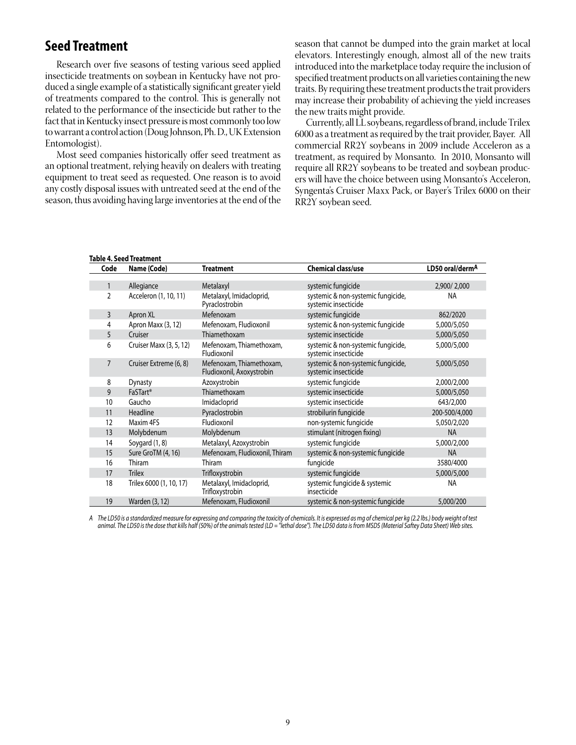## Seed Treatment

Research over five seasons of testing various seed applied insecticide treatments on soybean in Kentucky have not produced a single example of a statistically significant greater yield of treatments compared to the control. This is generally not related to the performance of the insecticide but rather to the fact that in Kentucky insect pressure is most commonly too low to warrant a control action (Doug Johnson, Ph. D., UK Extension Entomologist).

Most seed companies historically offer seed treatment as an optional treatment, relying heavily on dealers with treating equipment to treat seed as requested. One reason is to avoid any costly disposal issues with untreated seed at the end of the season, thus avoiding having large inventories at the end of the season that cannot be dumped into the grain market at local elevators. Interestingly enough, almost all of the new traits introduced into the marketplace today require the inclusion of specified treatment products on all varieties containing the new traits. By requiring these treatment products the trait providers may increase their probability of achieving the yield increases the new traits might provide.

Currently, all LL soybeans, regardless of brand, include Trilex 6000 as a treatment as required by the trait provider, Bayer. All commercial RR2Y soybeans in 2009 include Acceleron as a treatment, as required by Monsanto. In 2010, Monsanto will require all RR2Y soybeans to be treated and soybean producers will have the choice between using Monsanto's Acceleron, Syngenta's Cruiser Maxx Pack, or Bayer's Trilex 6000 on their RR2Y soybean seed.

**Table 4. Seed Treatment**

| Code | Name (Code) | Treatment | Chemical class/use | LD50 oral/derm[A] |
|---|---|---|---|---|
| 1 | Allegiance | Metalaxyl | systemic fungicide | 2,900/ 2,000 |
| 2 | Acceleron (1, 10, 11) | Metalaxyl, Imidacloprid, Pyraclostrobin | systemic & non-systemic fungicide, systemic insecticide | NA |
| 3 | Apron XL | Mefenoxam | systemic fungicide | 862/2020 |
| 4 | Apron Maxx (3, 12) | Mefenoxam, Fludioxonil | systemic & non-systemic fungicide | 5,000/5,050 |
| 5 | Cruiser | Thiamethoxam | systemic insecticide | 5,000/5,050 |
| 6 | Cruiser Maxx (3, 5, 12) | Mefenoxam, Thiamethoxam, Fludioxonil | systemic & non-systemic fungicide, systemic insecticide | 5,000/5,000 |
| 7 | Cruiser Extreme (6, 8) | Mefenoxam, Thiamethoxam, Fludioxonil, Axoxystrobin | systemic & non-systemic fungicide, systemic insecticide | 5,000/5,050 |
| 8 | Dynasty | Azoxystrobin | systemic fungicide | 2,000/2,000 |
| 9 | FaSTart® | Thiamethoxam | systemic insecticide | 5,000/5,050 |
| 10 | Gaucho | Imidacloprid | systemic insecticide | 643/2,000 |
| 11 | Headline | Pyraclostrobin | strobilurin fungicide | 200-500/4,000 |
| 12 | Maxim 4FS | Fludioxonil | non-systemic fungicide | 5,050/2,020 |
| 13 | Molybdenum | Molybdenum | stimulant (nitrogen fixing) | NA |
| 14 | Soygard (1, 8) | Metalaxyl, Azoxystrobin | systemic fungicide | 5,000/2,000 |
| 15 | Sure GroTM (4, 16) | Mefenoxam, Fludioxonil, Thiram | systemic & non-systemic fungicide | NA |
| 16 | Thiram | Thiram | fungicide | 3580/4000 |
| 17 | Trilex | Trifloxystrobin | systemic fungicide | 5,000/5,000 |
| 18 | Trilex 6000 (1, 10, 17) | Metalaxyl, Imidacloprid, Trifloxystrobin | systemic fungicide & systemic insecticide | NA |
| 19 | Warden (3, 12) | Mefenoxam, Fludioxonil | systemic & non-systemic fungicide | 5,000/200 |

*A The LD50 is a standardized measure for expressing and comparing the toxicity of chemicals. It is expressed as mg of chemical per kg (2.2 lbs.) body weight of test animal. The LD50 is the dose that kills half (50%) of the animals tested (LD = "lethal dose"). The LD50 data is from MSDS (Material Saftey Data Sheet) Web sites.*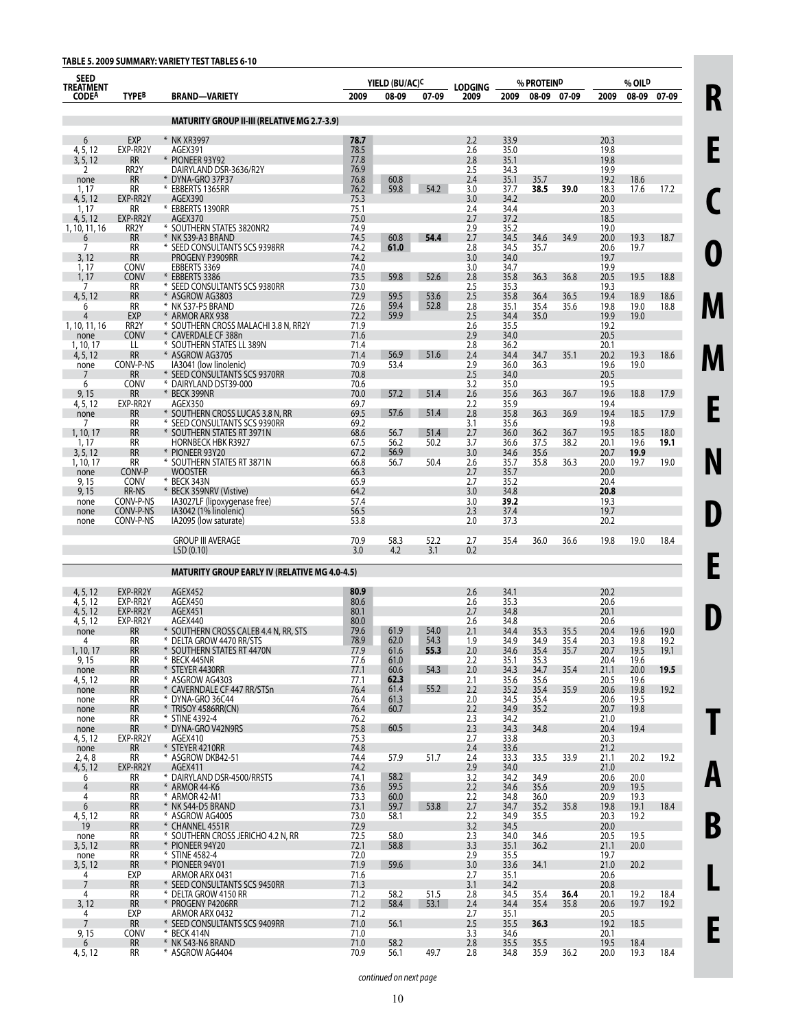**TABLE 5. 2009 SUMMARY: VARIETY TEST TABLES 6-10**

| SEED TREATMENT CODE[A] | TYPE[B] | BRAND—VARIETY | YIELD (BU/AC)[C] | | | LODGING | % PROTEIN[D] | | | % OIL[D] | | |
|---|---|---|---|---|---|---|---|---|---|---|---|---|
| | | | 2009 | 08-09 | 07-09 | 2009 | 2009 | 08-09 | 07-09 | 2009 | 08-09 | 07-09 |
| | | **MATURITY GROUP II-III (RELATIVE MG 2.7-3.9)** | | | | | | | | | | |
| 6 | EXP | * NK XR3997 | **78.7** | | | 2.2 | 33.9 | | | 20.3 | | |
| 4, 5, 12 | EXP-RR2Y | AGEX391 | 78.5 | | | 2.6 | 35.0 | | | 19.8 | | |
| 3, 5, 12 | RR | * PIONEER 93Y92 | 77.8 | | | 2.8 | 35.1 | | | 19.8 | | |
| 2 | RR2Y | DAIRYLAND DSR-3636/R2Y | 76.9 | | | 2.5 | 34.3 | | | 19.9 | | |
| none | RR | * DYNA-GRO 37P37 | 76.8 | 60.8 | | 2.4 | 35.1 | 35.7 | | 19.2 | 18.6 | |
| 1, 17 | RR | * EBBERTS 1365RR | 76.2 | 59.8 | 54.2 | 3.0 | 37.7 | **38.5** | **39.0** | 18.3 | 17.6 | 17.2 |
| 4, 5, 12 | EXP-RR2Y | AGEX390 | 75.3 | | | 3.0 | 34.2 | | | 20.0 | | |
| 1, 17 | RR | * EBBERTS 1390RR | 75.1 | | | 2.4 | 34.4 | | | 20.3 | | |
| 4, 5, 12 | EXP-RR2Y | AGEX370 | 75.0 | | | 2.7 | 37.2 | | | 18.5 | | |
| 1, 10, 11, 16 | RR2Y | * SOUTHERN STATES 3820NR2 | 74.9 | | | 2.9 | 35.2 | | | 19.0 | | |
| 6 | RR | * NK S39-A3 BRAND | 74.5 | 60.8 | **54.4** | 2.7 | 34.5 | 34.6 | 34.9 | 20.0 | 19.3 | 18.7 |
| 7 | RR | * SEED CONSULTANTS SCS 9398RR | 74.2 | **61.0** | | 2.8 | 34.5 | 35.7 | | 20.6 | 19.7 | |
| 3, 12 | RR | PROGENY P3909RR | 74.2 | | | 3.0 | 34.0 | | | 19.7 | | |
| 1, 17 | CONV | EBBERTS 3369 | 74.0 | | | 3.0 | 34.7 | | | 19.9 | | |
| 1, 17 | CONV | * EBBERTS 3386 | 73.5 | 59.8 | 52.6 | 2.8 | 35.8 | 36.3 | 36.8 | 20.5 | 19.5 | 18.8 |
| 7 | RR | * SEED CONSULTANTS SCS 9380RR | 73.0 | | | 2.5 | 35.3 | | | 19.3 | | |
| 4, 5, 12 | RR | * ASGROW AG3803 | 72.9 | 59.5 | 53.6 | 2.5 | 35.8 | 36.4 | 36.5 | 19.4 | 18.9 | 18.6 |
| 6 | RR | * NK S37-P5 BRAND | 72.6 | 59.4 | 52.8 | 2.8 | 35.1 | 35.4 | 35.6 | 19.8 | 19.0 | 18.8 |
| 4 | EXP | * ARMOR ARX 938 | 72.2 | 59.9 | | 2.5 | 34.4 | 35.0 | | 19.9 | 19.0 | |
| 1, 10, 11, 16 | RR2Y | * SOUTHERN CROSS MALACHI 3.8 N, RR2Y | 71.9 | | | 2.6 | 35.5 | | | 19.2 | | |
| none | CONV | * CAVERDALE CF 388n | 71.6 | | | 2.9 | 34.0 | | | 20.5 | | |
| 1, 10, 17 | LL | * SOUTHERN STATES LL 389N | 71.4 | | | 2.8 | 36.2 | | | 20.1 | | |
| 4, 5, 12 | RR | * ASGROW AG3705 | 71.4 | 56.9 | 51.6 | 2.4 | 34.4 | 34.7 | 35.1 | 20.2 | 19.3 | 18.6 |
| none | CONV-P-NS | IA3041 (low linolenic) | 70.9 | 53.4 | | 2.9 | 36.0 | 36.3 | | 19.6 | 19.0 | |
| 7 | RR | * SEED CONSULTANTS SCS 9370RR | 70.8 | | | 2.5 | 34.0 | | | 20.5 | | |
| 6 | CONV | * DAIRYLAND DST39-000 | 70.6 | | | 3.2 | 35.0 | | | 19.5 | | |
| 9, 15 | RR | * BECK 399NR | 70.0 | 57.2 | 51.4 | 2.6 | 35.6 | 36.3 | 36.7 | 19.6 | 18.8 | 17.9 |
| 4, 5, 12 | EXP-RR2Y | AGEX350 | 69.7 | | | 2.2 | 35.9 | | | 19.4 | | |
| none | RR | * SOUTHERN CROSS LUCAS 3.8 N, RR | 69.5 | 57.6 | 51.4 | 2.8 | 35.8 | 36.3 | 36.9 | 19.4 | 18.5 | 17.9 |
| 7 | RR | * SEED CONSULTANTS SCS 9390RR | 69.2 | | | 3.1 | 35.6 | | | 19.8 | | |
| 1, 10, 17 | RR | * SOUTHERN STATES RT 3971N | 68.6 | 56.7 | 51.4 | 2.7 | 36.0 | 36.2 | 36.7 | 19.5 | 18.5 | 18.0 |
| 1, 17 | RR | HORNBECK HBK R3927 | 67.5 | 56.2 | 50.2 | 3.7 | 36.6 | 37.5 | 38.2 | 20.1 | 19.6 | **19.1** |
| 3, 5, 12 | RR | * PIONEER 93Y20 | 67.2 | 56.9 | | 3.0 | 34.6 | 35.6 | | 20.7 | **19.9** | |
| 1, 10, 17 | RR | * SOUTHERN STATES RT 3871N | 66.8 | 56.7 | 50.4 | 2.6 | 35.7 | 35.8 | 36.3 | 20.0 | 19.7 | 19.0 |
| none | CONV-P | WOOSTER | 66.3 | | | 2.7 | 35.7 | | | 20.0 | | |
| 9, 15 | CONV | * BECK 343N | 65.9 | | | 2.7 | 35.2 | | | 20.4 | | |
| 9, 15 | RR-NS | * BECK 359NRV (Vistive) | 64.2 | | | 3.0 | 34.8 | | | **20.8** | | |
| none | CONV-P-NS | IA3027LF (lipoxygenase free) | 57.4 | | | 3.0 | **39.2** | | | 19.3 | | |
| none | CONV-P-NS | IA3042 (1% linolenic) | 56.5 | | | 2.3 | 37.4 | | | 19.7 | | |
| none | CONV-P-NS | IA2095 (low saturate) | 53.8 | | | 2.0 | 37.3 | | | 20.2 | | |
| | | GROUP III AVERAGE | 70.9 | 58.3 | 52.2 | 2.7 | 35.4 | 36.0 | 36.6 | 19.8 | 19.0 | 18.4 |
| | | LSD (0.10) | 3.0 | 4.2 | 3.1 | 0.2 | | | | | | |
| | | **MATURITY GROUP EARLY IV (RELATIVE MG 4.0-4.5)** | | | | | | | | | | |
| 4, 5, 12 | EXP-RR2Y | AGEX452 | **80.9** | | | 2.6 | 34.1 | | | 20.2 | | |
| 4, 5, 12 | EXP-RR2Y | AGEX450 | 80.6 | | | 2.6 | 35.3 | | | 20.6 | | |
| 4, 5, 12 | EXP-RR2Y | AGEX451 | 80.1 | | | 2.7 | 34.8 | | | 20.1 | | |
| 4, 5, 12 | EXP-RR2Y | AGEX440 | 80.0 | | | 2.6 | 34.8 | | | 20.6 | | |
| none | RR | * SOUTHERN CROSS CALEB 4.4 N, RR, STS | 79.6 | 61.9 | 54.0 | 2.1 | 34.4 | 35.3 | 35.5 | 20.4 | 19.6 | 19.0 |
| 4 | RR | * DELTA GROW 4470 RR/STS | 78.9 | 62.0 | 54.3 | 1.9 | 34.9 | 34.9 | 35.4 | 20.3 | 19.8 | 19.2 |
| 1, 10, 17 | RR | * SOUTHERN STATES RT 4470N | 77.9 | 61.6 | **55.3** | 2.0 | 34.6 | 35.4 | 35.7 | 20.7 | 19.5 | 19.1 |
| 9, 15 | RR | * BECK 445NR | 77.6 | 61.0 | | 2.2 | 35.1 | 35.3 | | 20.4 | 19.6 | |
| none | RR | * STEYER 4430RR | 77.1 | 60.6 | 54.3 | 2.0 | 34.3 | 34.7 | 35.4 | 21.1 | 20.0 | **19.5** |
| 4, 5, 12 | RR | * ASGROW AG4303 | 77.1 | **62.3** | | 2.1 | 35.6 | 35.6 | | 20.5 | 19.6 | |
| none | RR | * CAVERNDALE CF 447 RR/STSn | 76.4 | 61.4 | 55.2 | 2.2 | 35.2 | 35.4 | 35.9 | 20.6 | 19.8 | 19.2 |
| none | RR | * DYNA-GRO 36C44 | 76.4 | 61.3 | | 2.0 | 34.5 | 35.4 | | 20.6 | 19.5 | |
| none | RR | * TRISOY 4586RR(CN) | 76.4 | 60.7 | | 2.2 | 34.9 | 35.2 | | 20.7 | 19.8 | |
| none | RR | * STINE 4392-4 | 76.2 | | | 2.3 | 34.2 | | | 21.0 | | |
| none | RR | * DYNA-GRO V42N9RS | 75.8 | 60.5 | | 2.3 | 34.3 | 34.8 | | 20.4 | 19.4 | |
| 4, 5, 12 | EXP-RR2Y | AGEX410 | 75.3 | | | 2.7 | 33.8 | | | 20.3 | | |
| none | RR | * STEYER 4210RR | 74.8 | | | 2.4 | 33.6 | | | 21.2 | | |
| 2, 4, 8 | RR | * ASGROW DKB42-51 | 74.4 | 57.9 | 51.7 | 2.4 | 33.3 | 33.5 | 33.9 | 21.1 | 20.2 | 19.2 |
| 4, 5, 12 | EXP-RR2Y | AGEX411 | 74.2 | | | 2.9 | 34.0 | | | 21.0 | | |
| 6 | RR | * DAIRYLAND DSR-4500/RRSTS | 74.1 | 58.2 | | 3.2 | 34.2 | 34.9 | | 20.6 | 20.0 | |
| 4 | RR | * ARMOR 44-K6 | 73.6 | 59.5 | | 2.2 | 34.6 | 35.6 | | 20.9 | 19.5 | |
| 4 | RR | * ARMOR 42-M1 | 73.3 | 60.0 | | 2.2 | 34.8 | 36.0 | | 20.9 | 19.3 | |
| 6 | RR | * NK S44-D5 BRAND | 73.1 | 59.7 | 53.8 | 2.7 | 34.7 | 35.2 | 35.8 | 19.8 | 19.1 | 18.4 |
| 4, 5, 12 | RR | * ASGROW AG4005 | 73.0 | 58.1 | | 2.2 | 34.9 | 35.5 | | 20.3 | 19.2 | |
| 19 | RR | * CHANNEL 4551R | 72.9 | | | 3.2 | 34.5 | | | 20.0 | | |
| none | RR | * SOUTHERN CROSS JERICHO 4.2 N, RR | 72.5 | 58.0 | | 2.3 | 34.0 | 34.6 | | 20.5 | 19.5 | |
| 3, 5, 12 | RR | * PIONEER 94Y20 | 72.1 | 58.8 | | 3.3 | 35.1 | 36.2 | | 21.1 | 20.0 | |
| none | RR | * STINE 4582-4 | 72.0 | | | 2.9 | 35.5 | | | 19.7 | | |
| 3, 5, 12 | RR | * PIONEER 94Y01 | 71.9 | 59.6 | | 3.0 | 33.6 | 34.1 | | 21.0 | 20.2 | |
| 4 | EXP | ARMOR ARX 0431 | 71.6 | | | 2.7 | 35.1 | | | 20.6 | | |
| 7 | RR | * SEED CONSULTANTS SCS 9450RR | 71.3 | | | 3.1 | 34.2 | | | 20.8 | | |
| 4 | RR | * DELTA GROW 4150 RR | 71.2 | 58.2 | 51.5 | 2.8 | 34.5 | 35.4 | **36.4** | 20.1 | 19.2 | 18.4 |
| 3, 12 | RR | * PROGENY P4206RR | 71.2 | 58.4 | 53.1 | 2.4 | 34.4 | 35.4 | 35.8 | 20.6 | 19.7 | 19.2 |
| 4 | EXP | ARMOR ARX 0432 | 71.2 | | | 2.7 | 35.1 | | | 20.5 | | |
| 7 | RR | * SEED CONSULTANTS SCS 9409RR | 71.0 | 56.1 | | 2.5 | 35.5 | **36.3** | | 19.2 | 18.5 | |
| 9, 15 | CONV | * BECK 414N | 71.0 | | | 3.3 | 34.6 | | | 20.1 | | |
| 6 | RR | * NK S43-N6 BRAND | 71.0 | 58.2 | | 2.8 | 35.5 | 35.5 | | 19.5 | 18.4 | |
| 4, 5, 12 | RR | * ASGROW AG4404 | 70.9 | 56.1 | 49.7 | 2.8 | 34.8 | 35.9 | 36.2 | 20.0 | 19.3 | 18.4 |

*continued on next page*

RECOMMENDED TABLE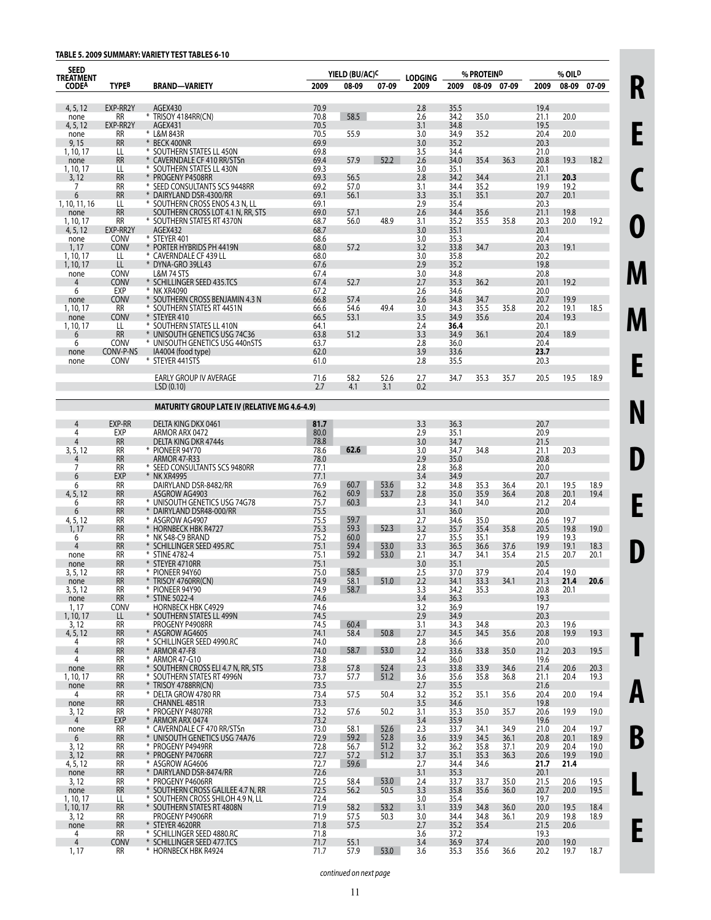**TABLE 5. 2009 SUMMARY: VARIETY TEST TABLES 6-10**

| SEED TREATMENT CODE[A] | TYPE[B] | BRAND—VARIETY | YIELD (BU/AC)[C] 2009 | 08-09 | 07-09 | LODGING 2009 | % PROTEIN[D] 2009 | 08-09 | 07-09 | % OIL[D] 2009 | 08-09 | 07-09 |
|---|---|---|---|---|---|---|---|---|---|---|---|---|
| 4, 5, 12 | EXP-RR2Y | AGEX430 | 70.9 | | | 2.8 | 35.5 | | | 19.4 | | |
| none | RR | * TRISOY 4184RR(CN) | 70.8 | 58.5 | | 2.6 | 34.2 | 35.0 | | 21.1 | 20.0 | |
| 4, 5, 12 | EXP-RR2Y | AGEX431 | 70.5 | | | 3.1 | 34.8 | | | 19.5 | | |
| none | RR | * L&M 843R | 70.5 | 55.9 | | 3.0 | 34.9 | 35.2 | | 20.4 | 20.0 | |
| 9, 15 | RR | * BECK 400NR | 69.9 | | | 3.0 | 35.2 | | | 20.3 | | |
| 1, 10, 17 | LL | * SOUTHERN STATES LL 450N | 69.8 | | | 3.5 | 34.4 | | | 21.0 | | |
| none | RR | * CAVERNDALE CF 410 RR/STSn | 69.4 | 57.9 | 52.2 | 2.6 | 34.0 | 35.4 | 36.3 | 20.8 | 19.3 | 18.2 |
| 1, 10, 17 | LL | * SOUTHERN STATES LL 430N | 69.3 | | | 3.0 | 35.1 | | | 20.1 | | |
| 3, 12 | RR | * PROGENY P4508RR | 69.3 | 56.5 | | 2.8 | 34.2 | 34.4 | | 21.1 | **20.3** | |
| 7 | RR | * SEED CONSULTANTS SCS 9448RR | 69.2 | 57.0 | | 3.1 | 34.4 | 35.2 | | 19.9 | 19.2 | |
| 6 | RR | * DAIRYLAND DSR-4300/RR | 69.1 | 56.1 | | 3.3 | 35.1 | 35.1 | | 20.7 | 20.1 | |
| 1, 10, 11, 16 | LL | * SOUTHERN CROSS ENOS 4.3 N, LL | 69.1 | | | 2.9 | 35.4 | | | 20.3 | | |
| none | RR | SOUTHERN CROSS LOT 4.1 N, RR, STS | 69.0 | 57.1 | | 2.6 | 34.4 | 35.6 | | 21.1 | 19.8 | |
| 1, 10, 17 | RR | * SOUTHERN STATES RT 4370N | 68.7 | 56.0 | 48.9 | 3.1 | 35.2 | 35.5 | 35.8 | 20.3 | 20.0 | 19.2 |
| 4, 5, 12 | EXP-RR2Y | AGEX432 | 68.7 | | | 3.0 | 35.1 | | | 20.1 | | |
| none | CONV | * STEYER 401 | 68.6 | | | 3.0 | 35.3 | | | 20.4 | | |
| 1, 17 | CONV | * PORTER HYBRIDS PH 4419N | 68.0 | 57.2 | | 3.2 | 33.8 | 34.7 | | 20.3 | 19.1 | |
| 1, 10, 17 | LL | * CAVERNDALE CF 439 LL | 68.0 | | | 3.0 | 35.8 | | | 20.2 | | |
| 1, 10, 17 | LL | * DYNA-GRO 39LL43 | 67.6 | | | 2.9 | 35.2 | | | 19.8 | | |
| none | CONV | L&M 74 STS | 67.4 | | | 3.0 | 34.8 | | | 20.8 | | |
| 4 | CONV | * SCHILLINGER SEED 435.TCS | 67.4 | 52.7 | | 2.7 | 35.3 | 36.2 | | 20.1 | 19.2 | |
| 6 | EXP | * NK XR4090 | 67.2 | | | 2.6 | 34.6 | | | 20.0 | | |
| none | CONV | * SOUTHERN CROSS BENJAMIN 4.3 N | 66.8 | 57.4 | | 2.6 | 34.8 | 34.7 | | 20.7 | 19.9 | |
| 1, 10, 17 | RR | * SOUTHERN STATES RT 4451N | 66.6 | 54.6 | 49.4 | 3.0 | 34.3 | 35.5 | 35.8 | 20.2 | 19.1 | 18.5 |
| none | CONV | * STEYER 410 | 66.5 | 53.1 | | 3.5 | 34.9 | 35.6 | | 20.4 | 19.3 | |
| 1, 10, 17 | LL | * SOUTHERN STATES LL 410N | 64.1 | | | 2.4 | **36.4** | | | 20.1 | | |
| 6 | RR | * UNISOUTH GENETICS USG 74C36 | 63.8 | 51.2 | | 3.3 | 34.9 | 36.1 | | 20.4 | 18.9 | |
| 6 | CONV | * UNISOUTH GENETICS USG 440nSTS | 63.7 | | | 2.8 | 36.0 | | | 20.4 | | |
| none | CONV-P-NS | IA4004 (food type) | 62.0 | | | 3.9 | 33.6 | | | **23.7** | | |
| none | CONV | * STEYER 441STS | 61.0 | | | 2.8 | 35.5 | | | 20.3 | | |
| | | EARLY GROUP IV AVERAGE | 71.6 | 58.2 | 52.6 | 2.7 | 34.7 | 35.3 | 35.7 | 20.5 | 19.5 | 18.9 |
| | | LSD (0.10) | 2.7 | 4.1 | 3.1 | 0.2 | | | | | | |
| | | **MATURITY GROUP LATE IV (RELATIVE MG 4.6-4.9)** | | | | | | | | | | |
| 4 | EXP-RR | DELTA KING DKX 0461 | **81.7** | | | 3.3 | 36.3 | | | 20.7 | | |
| 4 | EXP | ARMOR ARX 0472 | 80.0 | | | 2.9 | 35.1 | | | 20.9 | | |
| 4 | RR | DELTA KING DKR 4744s | 78.8 | | | 3.0 | 34.7 | | | 21.5 | | |
| 3, 5, 12 | RR | * PIONEER 94Y70 | 78.6 | **62.6** | | 3.0 | 34.7 | 34.8 | | 21.1 | 20.3 | |
| 4 | RR | ARMOR 47-R33 | 78.0 | | | 2.9 | 35.0 | | | 20.8 | | |
| 7 | RR | * SEED CONSULTANTS SCS 9480RR | 77.1 | | | 2.8 | 36.8 | | | 20.0 | | |
| 6 | EXP | * NK XR4995 | 77.1 | | | 3.4 | 34.9 | | | 20.7 | | |
| 6 | RR | DAIRYLAND DSR-8482/RR | 76.9 | 60.7 | 53.6 | 3.2 | 34.8 | 35.3 | 36.4 | 20.1 | 19.5 | 18.9 |
| 4, 5, 12 | RR | ASGROW AG4903 | 76.2 | 60.9 | 53.7 | 2.8 | 35.0 | 35.9 | 36.4 | 20.8 | 20.1 | 19.4 |
| 6 | RR | * UNISOUTH GENETICS USG 74G78 | 75.7 | 60.3 | | 2.3 | 34.1 | 34.0 | | 21.2 | 20.4 | |
| 6 | RR | * DAIRYLAND DSR48-000/RR | 75.5 | | | 3.1 | 36.0 | | | 20.0 | | |
| 4, 5, 12 | RR | * ASGROW AG4907 | 75.5 | 59.7 | | 2.7 | 34.6 | 35.0 | | 20.6 | 19.7 | |
| 1, 17 | RR | * HORNBECK HBK R4727 | 75.3 | 59.3 | 52.3 | 3.2 | 35.7 | 35.4 | 35.8 | 20.5 | 19.8 | 19.0 |
| 6 | RR | * NK S48-C9 BRAND | 75.2 | 60.0 | | 2.7 | 35.5 | 35.1 | | 19.9 | 19.3 | |
| 4 | RR | * SCHILLINGER SEED 495.RC | 75.1 | 59.4 | 53.0 | 3.3 | 36.5 | 36.6 | 37.6 | 19.9 | 19.1 | 18.3 |
| none | RR | * STINE 4782-4 | 75.1 | 59.2 | 53.0 | 2.1 | 34.7 | 34.1 | 35.4 | 21.5 | 20.7 | 20.1 |
| none | RR | * STEYER 4710RR | 75.1 | | | 3.0 | 35.1 | | | 20.5 | | |
| 3, 5, 12 | RR | * PIONEER 94Y60 | 75.0 | 58.5 | | 2.5 | 37.0 | 37.9 | | 20.4 | 19.0 | |
| none | RR | * TRISOY 4760RR(CN) | 74.9 | 58.1 | 51.0 | 2.2 | 34.1 | 33.3 | 34.1 | 21.3 | **21.4** | **20.6** |
| 3, 5, 12 | RR | * PIONEER 94Y90 | 74.9 | 58.7 | | 3.3 | 34.2 | 35.3 | | 20.8 | 20.1 | |
| none | RR | * STINE 5022-4 | 74.6 | | | 3.4 | 36.3 | | | 19.3 | | |
| 1, 17 | CONV | HORNBECK HBK C4929 | 74.6 | | | 3.2 | 36.9 | | | 19.7 | | |
| 1, 10, 17 | LL | * SOUTHERN STATES LL 499N | 74.5 | | | 2.9 | 34.9 | | | 20.3 | | |
| 3, 12 | RR | PROGENY P4908RR | 74.5 | 60.4 | | 3.1 | 34.3 | 34.8 | | 20.3 | 19.6 | |
| 4, 5, 12 | RR | * ASGROW AG4605 | 74.1 | 58.4 | 50.8 | 2.7 | 34.5 | 34.5 | 35.6 | 20.8 | 19.9 | 19.3 |
| 4 | RR | * SCHILLINGER SEED 4990.RC | 74.0 | | | 2.8 | 36.6 | | | 20.0 | | |
| 4 | RR | * ARMOR 47-F8 | 74.0 | 58.7 | 53.0 | 2.2 | 33.6 | 33.8 | 35.0 | 21.2 | 20.3 | 19.5 |
| 4 | RR | * ARMOR 47-G10 | 73.8 | | | 3.4 | 36.0 | | | 19.6 | | |
| none | RR | * SOUTHERN CROSS ELI 4.7 N, RR, STS | 73.8 | 57.8 | 52.4 | 2.3 | 33.8 | 33.9 | 34.6 | 21.4 | 20.6 | 20.3 |
| 1, 10, 17 | RR | * SOUTHERN STATES RT 4996N | 73.7 | 57.7 | 51.2 | 3.6 | 35.6 | 35.8 | 36.8 | 21.1 | 20.4 | 19.3 |
| none | RR | * TRISOY 4788RR(CN) | 73.5 | | | 2.7 | 35.5 | | | 21.6 | | |
| 4 | RR | * DELTA GROW 4780 RR | 73.4 | 57.5 | 50.4 | 3.2 | 35.2 | 35.1 | 35.6 | 20.4 | 20.0 | 19.4 |
| none | RR | CHANNEL 4851R | 73.3 | | | 3.5 | 34.6 | | | 19.8 | | |
| 3, 12 | RR | * PROGENY P4807RR | 73.2 | 57.6 | 50.2 | 3.1 | 35.3 | 35.0 | 35.7 | 20.6 | 19.9 | 19.0 |
| 4 | EXP | * ARMOR ARX 0474 | 73.2 | | | 3.4 | 35.9 | | | 19.6 | | |
| none | RR | * CAVERNDALE CF 470 RR/STSn | 73.0 | 58.1 | 52.6 | 2.3 | 33.7 | 34.1 | 34.9 | 21.0 | 20.4 | 19.7 |
| 6 | RR | * UNISOUTH GENETICS USG 74A76 | 72.9 | 59.2 | 52.8 | 3.6 | 33.9 | 34.5 | 36.1 | 20.8 | 20.1 | 18.9 |
| 3, 12 | RR | * PROGENY P4949RR | 72.8 | 56.7 | 51.2 | 3.2 | 36.2 | 35.8 | 37.1 | 20.9 | 20.4 | 19.0 |
| 3, 12 | RR | * PROGENY P4706RR | 72.7 | 57.2 | 51.2 | 3.7 | 35.1 | 35.3 | 36.3 | 20.6 | 19.9 | 19.0 |
| 4, 5, 12 | RR | * ASGROW AG4606 | 72.7 | 59.6 | | 2.7 | 34.4 | 34.6 | | **21.7** | **21.4** | |
| none | RR | * DAIRYLAND DSR-8474/RR | 72.6 | | | 3.1 | 35.3 | | | 20.1 | | |
| 3, 12 | RR | * PROGENY P4606RR | 72.5 | 58.4 | 53.0 | 2.4 | 33.7 | 33.7 | 35.0 | 21.5 | 20.6 | 19.5 |
| none | RR | * SOUTHERN CROSS GALILEE 4.7 N, RR | 72.5 | 56.2 | 50.5 | 3.3 | 35.8 | 35.6 | 36.0 | 20.7 | 20.0 | 19.5 |
| 1, 10, 17 | LL | * SOUTHERN CROSS SHILOH 4.9 N, LL | 72.4 | | | 3.0 | 35.4 | | | 19.7 | | |
| 1, 10, 17 | RR | * SOUTHERN STATES RT 4808N | 71.9 | 58.2 | 53.2 | 3.1 | 33.9 | 34.8 | 36.0 | 20.0 | 19.5 | 18.4 |
| 3, 12 | RR | PROGENY P4906RR | 71.9 | 57.5 | 50.3 | 3.0 | 34.4 | 34.8 | 36.1 | 20.9 | 19.8 | 18.9 |
| none | RR | * STEYER 4620RR | 71.8 | 57.5 | | 2.7 | 35.2 | 35.4 | | 21.5 | 20.6 | |
| 4 | RR | * SCHILLINGER SEED 4880.RC | 71.8 | | | 3.6 | 37.2 | | | 19.3 | | |
| 4 | CONV | * SCHILLINGER SEED 477.TCS | 71.7 | 55.1 | | 3.4 | 36.9 | 37.4 | | 20.0 | 19.0 | |
| 1, 17 | RR | * HORNBECK HBK R4924 | 71.7 | 57.9 | 53.0 | 3.6 | 35.3 | 35.6 | 36.6 | 20.2 | 19.7 | 18.7 |

*continued on next page*

RECOMMENDED TABLE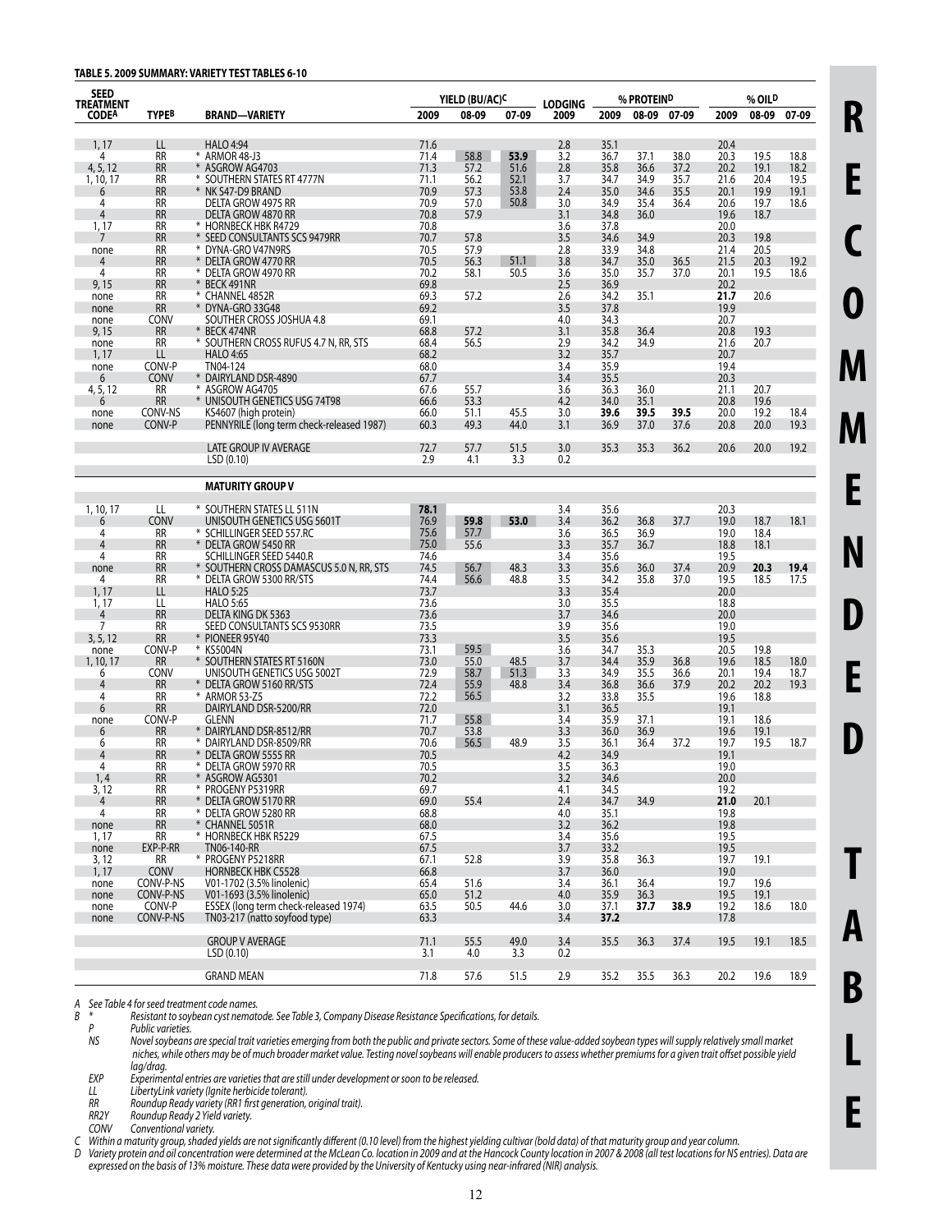**TABLE 5. 2009 SUMMARY: VARIETY TEST TABLES 6-10**

| SEED TREATMENT CODE[A] | TYPE[B] | BRAND—VARIETY | YIELD (BU/AC)[C] 2009 | 08-09 | 07-09 | LODGING 2009 | % PROTEIN[D] 2009 | 08-09 | 07-09 | % OIL[D] 2009 | 08-09 | 07-09 |
|---|---|---|---|---|---|---|---|---|---|---|---|---|
| 1, 17 | LL | HALO 4:94 | 71.6 | | | 2.8 | 35.1 | | | 20.4 | | |
| 4 | RR | * ARMOR 48-J3 | 71.4 | 58.8 | **53.9** | 3.2 | 36.7 | 37.1 | 38.0 | 20.3 | 19.5 | 18.8 |
| 4, 5, 12 | RR | * ASGROW AG4703 | 71.3 | 57.2 | 51.6 | 2.8 | 35.8 | 36.6 | 37.2 | 20.2 | 19.1 | 18.2 |
| 1, 10, 17 | RR | * SOUTHERN STATES RT 4777N | 71.1 | 56.2 | 52.1 | 3.7 | 34.7 | 34.9 | 35.7 | 21.6 | 20.4 | 19.5 |
| 6 | RR | * NK S47-D9 BRAND | 70.9 | 57.3 | 53.8 | 2.4 | 35.0 | 34.6 | 35.5 | 20.1 | 19.9 | 19.1 |
| 4 | RR | DELTA GROW 4975 RR | 70.9 | 57.0 | 50.8 | 3.0 | 34.9 | 35.4 | 36.4 | 20.6 | 19.7 | 18.6 |
| 4 | RR | DELTA GROW 4870 RR | 70.8 | 57.9 | | 3.1 | 34.8 | 36.0 | | 19.6 | 18.7 | |
| 1, 17 | RR | * HORNBECK HBK R4729 | 70.8 | | | 3.6 | 37.8 | | | 20.0 | | |
| 7 | RR | * SEED CONSULTANTS SCS 9479RR | 70.7 | 57.8 | | 3.5 | 34.6 | 34.9 | | 20.3 | 19.8 | |
| none | RR | * DYNA-GRO V47N9RS | 70.5 | 57.9 | | 2.8 | 33.9 | 34.8 | | 21.4 | 20.5 | |
| 4 | RR | * DELTA GROW 4770 RR | 70.5 | 56.3 | 51.1 | 3.8 | 34.7 | 35.0 | 36.5 | 21.5 | 20.3 | 19.2 |
| 4 | RR | * DELTA GROW 4970 RR | 70.2 | 58.1 | 50.5 | 3.6 | 35.0 | 35.7 | 37.0 | 20.1 | 19.5 | 18.6 |
| 9, 15 | RR | * BECK 491NR | 69.8 | | | 2.5 | 36.9 | | | 20.2 | | |
| none | RR | * CHANNEL 4852R | 69.3 | 57.2 | | 2.6 | 34.2 | 35.1 | | **21.7** | 20.6 | |
| none | RR | * DYNA-GRO 33G48 | 69.2 | | | 3.5 | 37.8 | | | 19.9 | | |
| none | CONV | SOUTHER CROSS JOSHUA 4.8 | 69.1 | | | 4.0 | 34.3 | | | 20.7 | | |
| 9, 15 | RR | * BECK 474NR | 68.8 | 57.2 | | 3.1 | 35.8 | 36.4 | | 20.8 | 19.3 | |
| none | RR | * SOUTHERN CROSS RUFUS 4.7 N, RR, STS | 68.4 | 56.5 | | 2.9 | 34.2 | 34.9 | | 21.6 | 20.7 | |
| 1, 17 | LL | HALO 4:65 | 68.2 | | | 3.2 | 35.7 | | | 20.7 | | |
| none | CONV-P | TN04-124 | 68.0 | | | 3.4 | 35.9 | | | 19.4 | | |
| 6 | CONV | * DAIRYLAND DSR-4890 | 67.7 | | | 3.4 | 35.5 | | | 20.3 | | |
| 4, 5, 12 | RR | * ASGROW AG4705 | 67.6 | 55.7 | | 3.6 | 36.3 | 36.0 | | 21.1 | 20.7 | |
| 6 | RR | * UNISOUTH GENETICS USG 74T98 | 66.6 | 53.3 | | 4.2 | 34.0 | 35.1 | | 20.8 | 19.6 | |
| none | CONV-NS | KS4607 (high protein) | 66.0 | 51.1 | 45.5 | 3.0 | **39.6** | **39.5** | **39.5** | 20.0 | 19.2 | 18.4 |
| none | CONV-P | PENNYRILE (long term check-released 1987) | 60.3 | 49.3 | 44.0 | 3.1 | 36.9 | 37.0 | 37.6 | 20.8 | 20.0 | 19.3 |
| | | LATE GROUP IV AVERAGE | 72.7 | 57.7 | 51.5 | 3.0 | 35.3 | 35.3 | 36.2 | 20.6 | 20.0 | 19.2 |
| | | LSD (0.10) | 2.9 | 4.1 | 3.3 | 0.2 | | | | | | |
| | | **MATURITY GROUP V** | | | | | | | | | | |
| 1, 10, 17 | LL | * SOUTHERN STATES LL 511N | **78.1** | | | 3.4 | 35.6 | | | 20.3 | | |
| 6 | CONV | UNISOUTH GENETICS USG 5601T | 76.9 | **59.8** | **53.0** | 3.4 | 36.2 | 36.8 | 37.7 | 19.0 | 18.7 | 18.1 |
| 4 | RR | * SCHILLINGER SEED 557.RC | 75.6 | 57.7 | | 3.6 | 36.5 | 36.9 | | 19.0 | 18.4 | |
| 4 | RR | * DELTA GROW 5450 RR | 75.0 | 55.6 | | 3.3 | 35.7 | 36.7 | | 18.8 | 18.1 | |
| 4 | RR | SCHILLINGER SEED 5440.R | 74.6 | | | 3.4 | 35.6 | | | 19.5 | | |
| none | RR | * SOUTHERN CROSS DAMASCUS 5.0 N, RR, STS | 74.5 | 56.7 | 48.3 | 3.3 | 35.6 | 36.0 | 37.4 | 20.9 | **20.3** | **19.4** |
| 4 | RR | * DELTA GROW 5300 RR/STS | 74.4 | 56.6 | 48.8 | 3.5 | 34.2 | 35.8 | 37.0 | 19.5 | 18.5 | 17.5 |
| 1, 17 | LL | HALO 5:25 | 73.7 | | | 3.3 | 35.4 | | | 20.0 | | |
| 1, 17 | LL | HALO 5:65 | 73.6 | | | 3.0 | 35.5 | | | 18.8 | | |
| 4 | RR | DELTA KING DK 5363 | 73.6 | | | 3.7 | 34.6 | | | 20.0 | | |
| 7 | RR | SEED CONSULTANTS SCS 9530RR | 73.5 | | | 3.9 | 35.6 | | | 19.0 | | |
| 3, 5, 12 | RR | * PIONEER 95Y40 | 73.3 | | | 3.5 | 35.6 | | | 19.5 | | |
| none | CONV-P | * KS5004N | 73.1 | 59.5 | | 3.6 | 34.7 | 35.3 | | 20.5 | 19.8 | |
| 1, 10, 17 | RR | * SOUTHERN STATES RT 5160N | 73.0 | 55.0 | 48.5 | 3.7 | 34.4 | 35.9 | 36.8 | 19.6 | 18.5 | 18.0 |
| 6 | CONV | UNISOUTH GENETICS USG 5002T | 72.9 | 58.7 | 51.3 | 3.3 | 34.9 | 35.5 | 36.6 | 20.1 | 19.4 | 18.7 |
| 4 | RR | * DELTA GROW 5160 RR/STS | 72.4 | 55.9 | 48.8 | 3.4 | 36.8 | 36.6 | 37.9 | 20.2 | 20.2 | 19.3 |
| 4 | RR | * ARMOR 53-Z5 | 72.2 | 56.5 | | 3.2 | 33.8 | 35.5 | | 19.6 | 18.8 | |
| 6 | RR | DAIRYLAND DSR-5200/RR | 72.0 | | | 3.1 | 36.5 | | | 19.1 | | |
| none | CONV-P | GLENN | 71.7 | 55.8 | | 3.4 | 35.9 | 37.1 | | 19.1 | 18.6 | |
| 6 | RR | * DAIRYLAND DSR-8512/RR | 70.7 | 53.8 | | 3.3 | 36.0 | 36.9 | | 19.6 | 19.1 | |
| 6 | RR | * DAIRYLAND DSR-8509/RR | 70.6 | 56.5 | 48.9 | 3.5 | 36.1 | 36.4 | 37.2 | 19.7 | 19.5 | 18.7 |
| 4 | RR | * DELTA GROW 5555 RR | 70.5 | | | 4.2 | 34.9 | | | 19.1 | | |
| 4 | RR | * DELTA GROW 5970 RR | 70.5 | | | 3.5 | 36.3 | | | 19.0 | | |
| 1, 4 | RR | * ASGROW AG5301 | 70.2 | | | 3.2 | 34.6 | | | 20.0 | | |
| 3, 12 | RR | * PROGENY P5319RR | 69.7 | | | 4.1 | 34.5 | | | 19.2 | | |
| 4 | RR | * DELTA GROW 5170 RR | 69.0 | 55.4 | | 2.4 | 34.7 | 34.9 | | **21.0** | 20.1 | |
| 4 | RR | * DELTA GROW 5280 RR | 68.8 | | | 4.0 | 35.1 | | | 19.8 | | |
| none | RR | * CHANNEL 5051R | 68.0 | | | 3.2 | 36.2 | | | 19.8 | | |
| 1, 17 | RR | * HORNBECK HBK R5229 | 67.5 | | | 3.4 | 35.6 | | | 19.5 | | |
| none | EXP-P-RR | TN06-140-RR | 67.5 | | | 3.7 | 33.2 | | | 19.5 | | |
| 3, 12 | RR | * PROGENY P5218RR | 67.1 | 52.8 | | 3.9 | 35.8 | 36.3 | | 19.7 | 19.1 | |
| 1, 17 | CONV | HORNBECK HBK C5528 | 66.8 | | | 3.7 | 36.0 | | | 19.0 | | |
| none | CONV-P-NS | V01-1702 (3.5% linolenic) | 65.4 | 51.6 | | 3.4 | 36.1 | 36.4 | | 19.7 | 19.6 | |
| none | CONV-P-NS | V01-1693 (3.5% linolenic) | 65.0 | 51.2 | | 4.0 | 35.9 | 36.3 | | 19.5 | 19.1 | |
| none | CONV-P | ESSEX (long term check-released 1974) | 63.5 | 50.5 | 44.6 | 3.0 | 37.1 | **37.7** | **38.9** | 19.2 | 18.6 | 18.0 |
| none | CONV-P-NS | TN03-217 (natto soyfood type) | 63.3 | | | 3.4 | **37.2** | | | 17.8 | | |
| | | GROUP V AVERAGE | 71.1 | 55.5 | 49.0 | 3.4 | 35.5 | 36.3 | 37.4 | 19.5 | 19.1 | 18.5 |
| | | LSD (0.10) | 3.1 | 4.0 | 3.3 | 0.2 | | | | | | |
| | | GRAND MEAN | 71.8 | 57.6 | 51.5 | 2.9 | 35.2 | 35.5 | 36.3 | 20.2 | 19.6 | 18.9 |

*A See Table 4 for seed treatment code names.*

*B \* Resistant to soybean cyst nematode. See Table 3, Company Disease Resistance Specifications, for details.*

*P Public varieties.*

*NS Novel soybeans are special trait varieties emerging from both the public and private sectors. Some of these value-added soybean types will supply relatively small market niches, while others may be of much broader market value. Testing novel soybeans will enable producers to assess whether premiums for a given trait offset possible yield lag/drag.*

*EXP Experimental entries are varieties that are still under development or soon to be released.*

*LL LibertyLink variety (Ignite herbicide tolerant).*

*RR Roundup Ready variety (RR1 first generation, original trait).*

*RR2Y Roundup Ready 2 Yield variety.*

*CONV Conventional variety.*

*C Within a maturity group, shaded yields are not significantly different (0.10 level) from the highest yielding cultivar (bold data) of that maturity group and year column.*

*D Variety protein and oil concentration were determined at the McLean Co. location in 2009 and at the Hancock County location in 2007 & 2008 (all test locations for NS entries). Data are expressed on the basis of 13% moisture. These data were provided by the University of Kentucky using near-infrared (NIR) analysis.*

RECOMMENDED TABLE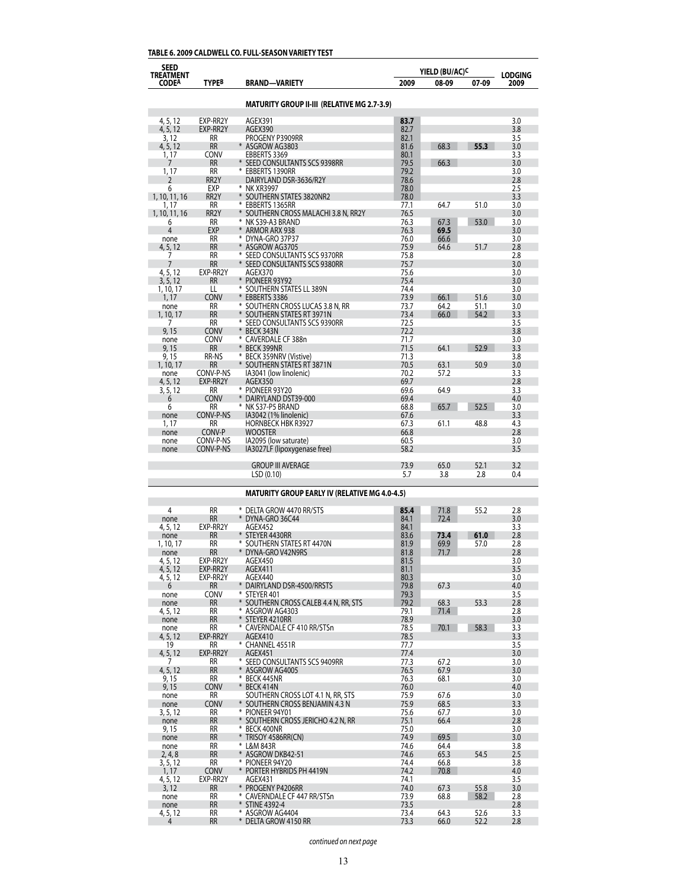**TABLE 6. 2009 CALDWELL CO. FULL-SEASON VARIETY TEST**

| SEED TREATMENT CODE[A] | TYPE[B] | BRAND—VARIETY | YIELD (BU/AC)[C] | | | LODGING |
|---|---|---|---|---|---|---|
| | | | 2009 | 08-09 | 07-09 | 2009 |
| | | **MATURITY GROUP II-III (RELATIVE MG 2.7-3.9)** | | | | |
| 4, 5, 12 | EXP-RR2Y | AGEX391 | **83.7** | | | 3.0 |
| 4, 5, 12 | EXP-RR2Y | AGEX390 | 82.7 | | | 3.8 |
| 3, 12 | RR | PROGENY P3909RR | 82.1 | | | 3.5 |
| 4, 5, 12 | RR | * ASGROW AG3803 | 81.6 | 68.3 | **55.3** | 3.0 |
| 1, 17 | CONV | EBBERTS 3369 | 80.1 | | | 3.3 |
| 7 | RR | * SEED CONSULTANTS SCS 9398RR | 79.5 | 66.3 | | 3.0 |
| 1, 17 | RR | * EBBERTS 1390RR | 79.2 | | | 3.0 |
| 2 | RR2Y | DAIRYLAND DSR-3636/R2Y | 78.6 | | | 2.8 |
| 6 | EXP | * NK XR3997 | 78.0 | | | 2.5 |
| 1, 10, 11, 16 | RR2Y | * SOUTHERN STATES 3820NR2 | 78.0 | | | 3.3 |
| 1, 17 | RR | * EBBERTS 1365RR | 77.1 | 64.7 | 51.0 | 3.0 |
| 1, 10, 11, 16 | RR2Y | * SOUTHERN CROSS MALACHI 3.8 N, RR2Y | 76.5 | | | 3.0 |
| 6 | RR | * NK S39-A3 BRAND | 76.3 | 67.3 | 53.0 | 3.0 |
| 4 | EXP | * ARMOR ARX 938 | 76.3 | **69.5** | | 3.0 |
| none | RR | * DYNA-GRO 37P37 | 76.0 | 66.6 | | 3.0 |
| 4, 5, 12 | RR | * ASGROW AG3705 | 75.9 | 64.6 | 51.7 | 2.8 |
| 7 | RR | * SEED CONSULTANTS SCS 9370RR | 75.8 | | | 2.8 |
| 7 | RR | * SEED CONSULTANTS SCS 9380RR | 75.7 | | | 3.0 |
| 4, 5, 12 | EXP-RR2Y | AGEX370 | 75.6 | | | 3.0 |
| 3, 5, 12 | RR | * PIONEER 93Y92 | 75.4 | | | 3.0 |
| 1, 10, 17 | LL | * SOUTHERN STATES LL 389N | 74.4 | | | 3.0 |
| 1, 17 | CONV | * EBBERTS 3386 | 73.9 | 66.1 | 51.6 | 3.0 |
| none | RR | * SOUTHERN CROSS LUCAS 3.8 N, RR | 73.7 | 64.2 | 51.1 | 3.0 |
| 1, 10, 17 | RR | * SOUTHERN STATES RT 3971N | 73.4 | 66.0 | 54.2 | 3.3 |
| 7 | RR | * SEED CONSULTANTS SCS 9390RR | 72.5 | | | 3.5 |
| 9, 15 | CONV | * BECK 343N | 72.2 | | | 3.8 |
| none | CONV | * CAVERDALE CF 388n | 71.7 | | | 3.0 |
| 9, 15 | RR | * BECK 399NR | 71.5 | 64.1 | 52.9 | 3.3 |
| 9, 15 | RR-NS | * BECK 359NRV (Vistive) | 71.3 | | | 3.8 |
| 1, 10, 17 | RR | * SOUTHERN STATES RT 3871N | 70.5 | 63.1 | 50.9 | 3.0 |
| none | CONV-P-NS | IA3041 (low linolenic) | 70.2 | 57.2 | | 3.3 |
| 4, 5, 12 | EXP-RR2Y | AGEX350 | 69.7 | | | 2.8 |
| 3, 5, 12 | RR | * PIONEER 93Y20 | 69.6 | 64.9 | | 3.3 |
| 6 | CONV | * DAIRYLAND DST39-000 | 69.4 | | | 4.0 |
| 6 | RR | * NK S37-P5 BRAND | 68.8 | 65.7 | 52.5 | 3.0 |
| none | CONV-P-NS | IA3042 (1% linolenic) | 67.6 | | | 3.3 |
| 1, 17 | RR | HORNBECK HBK R3927 | 67.3 | 61.1 | 48.8 | 4.3 |
| none | CONV-P | WOOSTER | 66.8 | | | 2.8 |
| none | CONV-P-NS | IA2095 (low saturate) | 60.5 | | | 3.0 |
| none | CONV-P-NS | IA3027LF (lipoxygenase free) | 58.2 | | | 3.5 |
| | | GROUP III AVERAGE | 73.9 | 65.0 | 52.1 | 3.2 |
| | | LSD (0.10) | 5.7 | 3.8 | 2.8 | 0.4 |
| | | **MATURITY GROUP EARLY IV (RELATIVE MG 4.0-4.5)** | | | | |
| 4 | RR | * DELTA GROW 4470 RR/STS | **85.4** | 71.8 | 55.2 | 2.8 |
| none | RR | * DYNA-GRO 36C44 | 84.1 | 72.4 | | 3.0 |
| 4, 5, 12 | EXP-RR2Y | AGEX452 | 84.1 | | | 3.3 |
| none | RR | * STEYER 4430RR | 83.6 | **73.4** | **61.0** | 2.8 |
| 1, 10, 17 | RR | * SOUTHERN STATES RT 4470N | 81.9 | 69.9 | 57.0 | 2.8 |
| none | RR | * DYNA-GRO V42N9RS | 81.8 | 71.7 | | 2.8 |
| 4, 5, 12 | EXP-RR2Y | AGEX450 | 81.5 | | | 3.0 |
| 4, 5, 12 | EXP-RR2Y | AGEX411 | 81.1 | | | 3.5 |
| 4, 5, 12 | EXP-RR2Y | AGEX440 | 80.3 | | | 3.0 |
| 6 | RR | * DAIRYLAND DSR-4500/RRSTS | 79.8 | 67.3 | | 4.0 |
| none | CONV | * STEYER 401 | 79.3 | | | 3.5 |
| none | RR | * SOUTHERN CROSS CALEB 4.4 N, RR, STS | 79.2 | 68.3 | 53.3 | 2.8 |
| 4, 5, 12 | RR | * ASGROW AG4303 | 79.1 | 71.4 | | 2.8 |
| none | RR | * STEYER 4210RR | 78.9 | | | 3.0 |
| none | RR | * CAVERNDALE CF 410 RR/STSn | 78.5 | 70.1 | 58.3 | 3.3 |
| 4, 5, 12 | EXP-RR2Y | AGEX410 | 78.5 | | | 3.3 |
| 19 | RR | * CHANNEL 4551R | 77.7 | | | 3.5 |
| 4, 5, 12 | EXP-RR2Y | AGEX451 | 77.4 | | | 3.0 |
| 7 | RR | * SEED CONSULTANTS SCS 9409RR | 77.3 | 67.2 | | 3.0 |
| 4, 5, 12 | RR | * ASGROW AG4005 | 76.5 | 67.9 | | 3.0 |
| 9, 15 | RR | * BECK 445NR | 76.3 | 68.1 | | 3.0 |
| 9, 15 | CONV | * BECK 414N | 76.0 | | | 4.0 |
| none | RR | SOUTHERN CROSS LOT 4.1 N, RR, STS | 75.9 | 67.6 | | 3.0 |
| none | CONV | * SOUTHERN CROSS BENJAMIN 4.3 N | 75.9 | 68.5 | | 3.3 |
| 3, 5, 12 | RR | * PIONEER 94Y01 | 75.6 | 67.7 | | 3.0 |
| none | RR | * SOUTHERN CROSS JERICHO 4.2 N, RR | 75.1 | 66.4 | | 2.8 |
| 9, 15 | RR | * BECK 400NR | 75.0 | | | 3.0 |
| none | RR | * TRISOY 4586RR(CN) | 74.9 | 69.5 | | 3.0 |
| none | RR | * L&M 843R | 74.6 | 64.4 | | 3.8 |
| 2, 4, 8 | RR | * ASGROW DKB42-51 | 74.6 | 65.3 | 54.5 | 2.5 |
| 3, 5, 12 | RR | * PIONEER 94Y20 | 74.4 | 66.8 | | 3.8 |
| 1, 17 | CONV | * PORTER HYBRIDS PH 4419N | 74.2 | 70.8 | | 4.0 |
| 4, 5, 12 | EXP-RR2Y | AGEX431 | 74.1 | | | 3.5 |
| 3, 12 | RR | * PROGENY P4206RR | 74.0 | 67.3 | 55.8 | 3.0 |
| none | RR | * CAVERNDALE CF 447 RR/STSn | 73.9 | 68.8 | 58.2 | 2.8 |
| none | RR | * STINE 4392-4 | 73.5 | | | 2.8 |
| 4, 5, 12 | RR | * ASGROW AG4404 | 73.4 | 64.3 | 52.6 | 3.3 |
| 4 | RR | * DELTA GROW 4150 RR | 73.3 | 66.0 | 52.2 | 2.8 |

*continued on next page*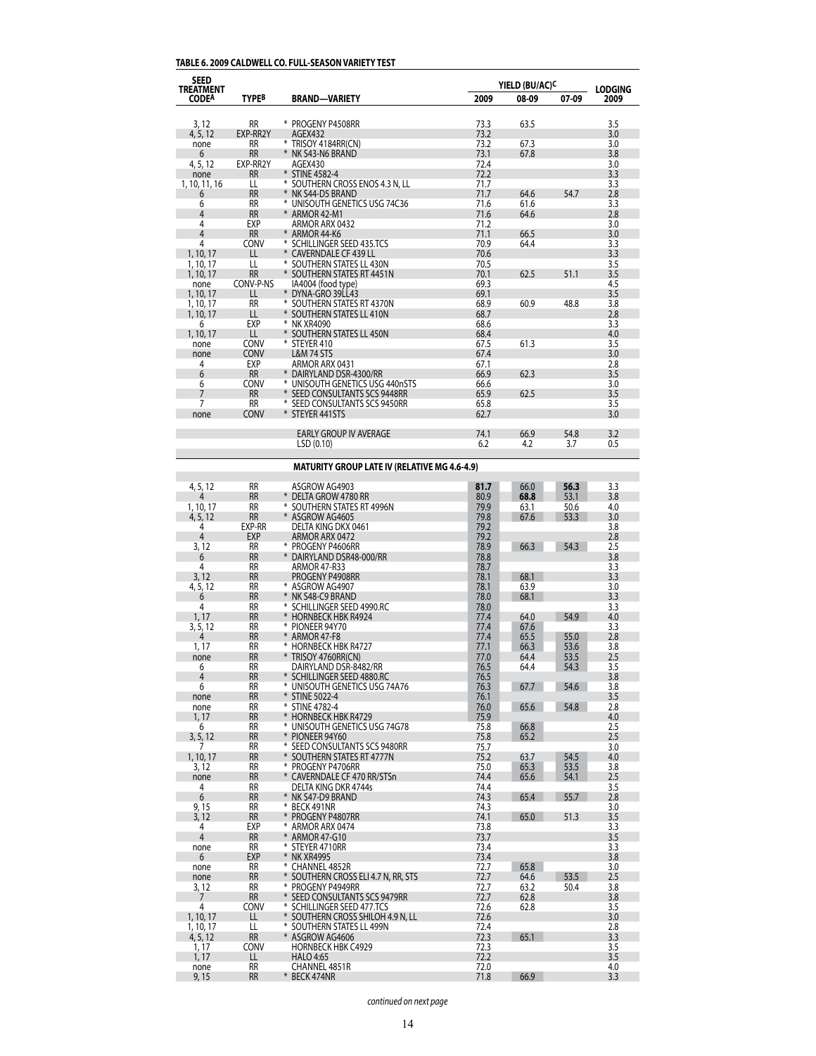**TABLE 6. 2009 CALDWELL CO. FULL-SEASON VARIETY TEST**

| SEED TREATMENT CODE[A] | TYPE[B] | BRAND—VARIETY | YIELD (BU/AC)[C] 2009 | 08-09 | 07-09 | LODGING 2009 |
|---|---|---|---|---|---|---|
| 3, 12 | RR | * PROGENY P4508RR | 73.3 | 63.5 | | 3.5 |
| 4, 5, 12 | EXP-RR2Y | AGEX432 | 73.2 | | | 3.0 |
| none | RR | * TRISOY 4184RR(CN) | 73.2 | 67.3 | | 3.0 |
| 6 | RR | * NK S43-N6 BRAND | 73.1 | 67.8 | | 3.8 |
| 4, 5, 12 | EXP-RR2Y | AGEX430 | 72.4 | | | 3.0 |
| none | RR | * STINE 4582-4 | 72.2 | | | 3.3 |
| 1, 10, 11, 16 | LL | * SOUTHERN CROSS ENOS 4.3 N, LL | 71.7 | | | 3.3 |
| 6 | RR | * NK S44-D5 BRAND | 71.7 | 64.6 | 54.7 | 2.8 |
| 6 | RR | * UNISOUTH GENETICS USG 74C36 | 71.6 | 61.6 | | 3.3 |
| 4 | RR | * ARMOR 42-M1 | 71.6 | 64.6 | | 2.8 |
| 4 | EXP | ARMOR ARX 0432 | 71.2 | | | 3.0 |
| 4 | RR | * ARMOR 44-K6 | 71.1 | 66.5 | | 3.0 |
| 4 | CONV | * SCHILLINGER SEED 435.TCS | 70.9 | 64.4 | | 3.3 |
| 1, 10, 17 | LL | * CAVERNDALE CF 439 LL | 70.6 | | | 3.3 |
| 1, 10, 17 | LL | * SOUTHERN STATES LL 430N | 70.5 | | | 3.5 |
| 1, 10, 17 | RR | * SOUTHERN STATES RT 4451N | 70.1 | 62.5 | 51.1 | 3.5 |
| none | CONV-P-NS | IA4004 (food type) | 69.3 | | | 4.5 |
| 1, 10, 17 | LL | * DYNA-GRO 39LL43 | 69.1 | | | 3.5 |
| 1, 10, 17 | RR | * SOUTHERN STATES RT 4370N | 68.9 | 60.9 | 48.8 | 3.8 |
| 1, 10, 17 | LL | * SOUTHERN STATES LL 410N | 68.7 | | | 2.8 |
| 6 | EXP | * NK XR4090 | 68.6 | | | 3.3 |
| 1, 10, 17 | LL | * SOUTHERN STATES LL 450N | 68.4 | | | 4.0 |
| none | CONV | * STEYER 410 | 67.5 | 61.3 | | 3.5 |
| none | CONV | L&M 74 STS | 67.4 | | | 3.0 |
| 4 | EXP | ARMOR ARX 0431 | 67.1 | | | 2.8 |
| 6 | RR | * DAIRYLAND DSR-4300/RR | 66.9 | 62.3 | | 3.5 |
| 6 | CONV | * UNISOUTH GENETICS USG 440nSTS | 66.6 | | | 3.0 |
| 7 | RR | * SEED CONSULTANTS SCS 9448RR | 65.9 | 62.5 | | 3.5 |
| 7 | RR | * SEED CONSULTANTS SCS 9450RR | 65.8 | | | 3.5 |
| none | CONV | * STEYER 441STS | 62.7 | | | 3.0 |
| | | EARLY GROUP IV AVERAGE | 74.1 | 66.9 | 54.8 | 3.2 |
| | | LSD (0.10) | 6.2 | 4.2 | 3.7 | 0.5 |
| | | **MATURITY GROUP LATE IV (RELATIVE MG 4.6-4.9)** | | | | |
| 4, 5, 12 | RR | ASGROW AG4903 | **81.7** | 66.0 | **56.3** | 3.3 |
| 4 | RR | * DELTA GROW 4780 RR | 80.9 | **68.8** | 53.1 | 3.8 |
| 1, 10, 17 | RR | * SOUTHERN STATES RT 4996N | 79.9 | 63.1 | 50.6 | 4.0 |
| 4, 5, 12 | RR | * ASGROW AG4605 | 79.8 | 67.6 | 53.3 | 3.0 |
| 4 | EXP-RR | DELTA KING DKX 0461 | 79.2 | | | 3.8 |
| 4 | EXP | ARMOR ARX 0472 | 79.2 | | | 2.8 |
| 3, 12 | RR | * PROGENY P4606RR | 78.9 | 66.3 | 54.3 | 2.5 |
| 6 | RR | * DAIRYLAND DSR48-000/RR | 78.8 | | | 3.8 |
| 4 | RR | ARMOR 47-R33 | 78.7 | | | 3.3 |
| 3, 12 | RR | PROGENY P4908RR | 78.1 | 68.1 | | 3.3 |
| 4, 5, 12 | RR | * ASGROW AG4907 | 78.1 | 63.9 | | 3.0 |
| 6 | RR | * NK S48-C9 BRAND | 78.0 | 68.1 | | 3.3 |
| 4 | RR | * SCHILLINGER SEED 4990.RC | 78.0 | | | 3.3 |
| 1, 17 | RR | * HORNBECK HBK R4924 | 77.4 | 64.0 | 54.9 | 4.0 |
| 3, 5, 12 | RR | * PIONEER 94Y70 | 77.4 | 67.6 | | 3.3 |
| 4 | RR | * ARMOR 47-F8 | 77.4 | 65.5 | 55.0 | 2.8 |
| 1, 17 | RR | * HORNBECK HBK R4727 | 77.1 | 66.3 | 53.6 | 3.8 |
| none | RR | * TRISOY 4760RR(CN) | 77.0 | 64.4 | 53.5 | 2.5 |
| 6 | RR | DAIRYLAND DSR-8482/RR | 76.5 | 64.4 | 54.3 | 3.5 |
| 4 | RR | * SCHILLINGER SEED 4880.RC | 76.5 | | | 3.8 |
| 6 | RR | * UNISOUTH GENETICS USG 74A76 | 76.3 | 67.7 | 54.6 | 3.8 |
| none | RR | * STINE 5022-4 | 76.1 | | | 3.5 |
| none | RR | * STINE 4782-4 | 76.0 | 65.6 | 54.8 | 2.8 |
| 1, 17 | RR | * HORNBECK HBK R4729 | 75.9 | | | 4.0 |
| 6 | RR | * UNISOUTH GENETICS USG 74G78 | 75.8 | 66.8 | | 2.5 |
| 3, 5, 12 | RR | * PIONEER 94Y60 | 75.8 | 65.2 | | 2.5 |
| 7 | RR | * SEED CONSULTANTS SCS 9480RR | 75.7 | | | 3.0 |
| 1, 10, 17 | RR | * SOUTHERN STATES RT 4777N | 75.2 | 63.7 | 54.5 | 4.0 |
| 3, 12 | RR | * PROGENY P4706RR | 75.0 | 65.3 | 53.5 | 3.8 |
| none | RR | * CAVERNDALE CF 470 RR/STSn | 74.4 | 65.6 | 54.1 | 2.5 |
| 4 | RR | DELTA KING DKR 4744s | 74.4 | | | 3.5 |
| 6 | RR | * NK S47-D9 BRAND | 74.3 | 65.4 | 55.7 | 2.8 |
| 9, 15 | RR | * BECK 491NR | 74.3 | | | 3.0 |
| 3, 12 | RR | * PROGENY P4807RR | 74.1 | 65.0 | 51.3 | 3.5 |
| 4 | EXP | * ARMOR ARX 0474 | 73.8 | | | 3.3 |
| 4 | RR | * ARMOR 47-G10 | 73.7 | | | 3.5 |
| none | RR | * STEYER 4710RR | 73.4 | | | 3.3 |
| 6 | EXP | * NK XR4995 | 73.4 | | | 3.8 |
| none | RR | * CHANNEL 4852R | 72.7 | 65.8 | | 3.0 |
| none | RR | * SOUTHERN CROSS ELI 4.7 N, RR, STS | 72.7 | 64.6 | 53.5 | 2.5 |
| 3, 12 | RR | * PROGENY P4949RR | 72.7 | 63.2 | 50.4 | 3.8 |
| 7 | RR | * SEED CONSULTANTS SCS 9479RR | 72.7 | 62.8 | | 3.8 |
| 4 | CONV | * SCHILLINGER SEED 477.TCS | 72.6 | 62.8 | | 3.5 |
| 1, 10, 17 | LL | * SOUTHERN CROSS SHILOH 4.9 N, LL | 72.6 | | | 3.0 |
| 1, 10, 17 | LL | * SOUTHERN STATES LL 499N | 72.4 | | | 2.8 |
| 4, 5, 12 | RR | * ASGROW AG4606 | 72.3 | 65.1 | | 3.3 |
| 1, 17 | CONV | HORNBECK HBK C4929 | 72.3 | | | 3.5 |
| 1, 17 | LL | HALO 4:65 | 72.2 | | | 3.5 |
| none | RR | CHANNEL 4851R | 72.0 | | | 4.0 |
| 9, 15 | RR | * BECK 474NR | 71.8 | 66.9 | | 3.3 |

*continued on next page*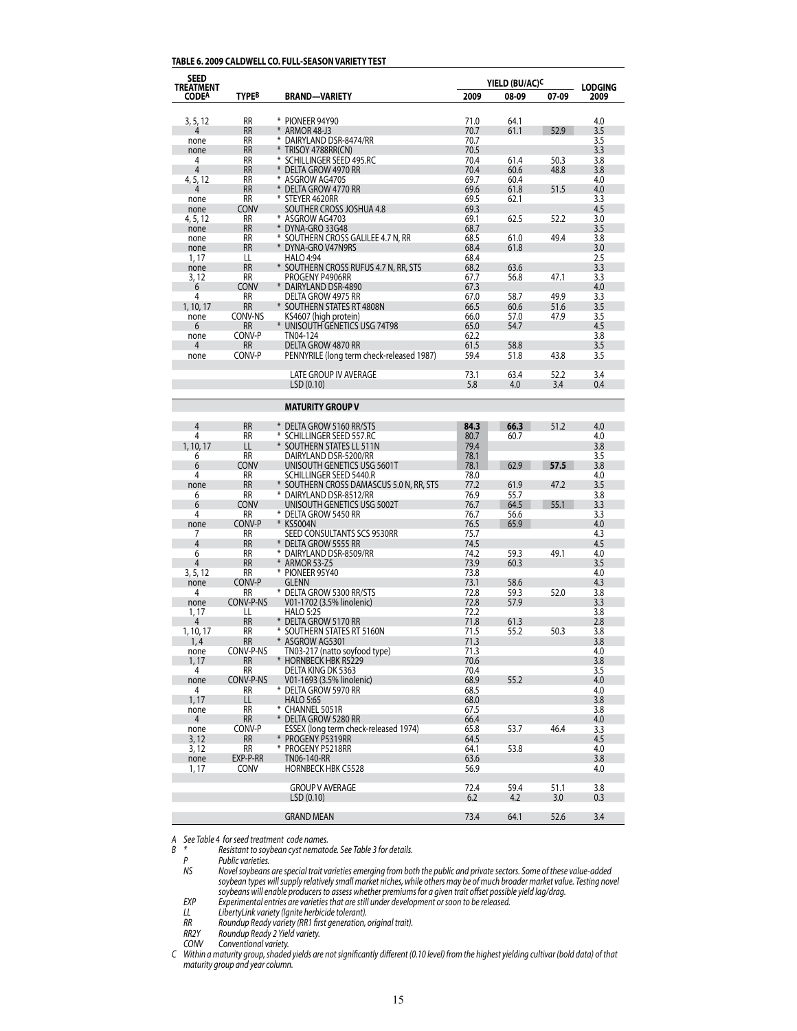**TABLE 6. 2009 CALDWELL CO. FULL-SEASON VARIETY TEST**

| SEED TREATMENT CODE[A] | TYPE[B] | BRAND—VARIETY | YIELD (BU/AC)[C] 2009 | 08-09 | 07-09 | LODGING 2009 |
|---|---|---|---|---|---|---|
| 3, 5, 12 | RR | * PIONEER 94Y90 | 71.0 | 64.1 | | 4.0 |
| 4 | RR | * ARMOR 48-J3 | 70.7 | 61.1 | 52.9 | 3.5 |
| none | RR | * DAIRYLAND DSR-8474/RR | 70.7 | | | 3.5 |
| none | RR | * TRISOY 4788RR(CN) | 70.5 | | | 3.3 |
| 4 | RR | * SCHILLINGER SEED 495.RC | 70.4 | 61.4 | 50.3 | 3.8 |
| 4 | RR | * DELTA GROW 4970 RR | 70.4 | 60.6 | 48.8 | 3.8 |
| 4, 5, 12 | RR | * ASGROW AG4705 | 69.7 | 60.4 | | 4.0 |
| 4 | RR | * DELTA GROW 4770 RR | 69.6 | 61.8 | 51.5 | 4.0 |
| none | RR | * STEYER 4620RR | 69.5 | 62.1 | | 3.3 |
| none | CONV | SOUTHER CROSS JOSHUA 4.8 | 69.3 | | | 4.5 |
| 4, 5, 12 | RR | * ASGROW AG4703 | 69.1 | 62.5 | 52.2 | 3.0 |
| none | RR | * DYNA-GRO 33G48 | 68.7 | | | 3.5 |
| none | RR | * SOUTHERN CROSS GALILEE 4.7 N, RR | 68.5 | 61.0 | 49.4 | 3.8 |
| none | RR | * DYNA-GRO V47N9RS | 68.4 | 61.8 | | 3.0 |
| 1, 17 | LL | HALO 4:94 | 68.4 | | | 2.5 |
| none | RR | * SOUTHERN CROSS RUFUS 4.7 N, RR, STS | 68.2 | 63.6 | | 3.3 |
| 3, 12 | RR | PROGENY P4906RR | 67.7 | 56.8 | 47.1 | 3.3 |
| 6 | CONV | * DAIRYLAND DSR-4890 | 67.3 | | | 4.0 |
| 4 | RR | DELTA GROW 4975 RR | 67.0 | 58.7 | 49.9 | 3.3 |
| 1, 10, 17 | RR | * SOUTHERN STATES RT 4808N | 66.5 | 60.6 | 51.6 | 3.5 |
| none | CONV-NS | KS4607 (high protein) | 66.0 | 57.0 | 47.9 | 3.5 |
| 6 | RR | * UNISOUTH GENETICS USG 74T98 | 65.0 | 54.7 | | 4.5 |
| none | CONV-P | TN04-124 | 62.2 | | | 3.8 |
| 4 | RR | DELTA GROW 4870 RR | 61.5 | 58.8 | | 3.5 |
| none | CONV-P | PENNYRILE (long term check-released 1987) | 59.4 | 51.8 | 43.8 | 3.5 |
| | | LATE GROUP IV AVERAGE | 73.1 | 63.4 | 52.2 | 3.4 |
| | | LSD (0.10) | 5.8 | 4.0 | 3.4 | 0.4 |
| | | **MATURITY GROUP V** | | | | |
| 4 | RR | * DELTA GROW 5160 RR/STS | **84.3** | **66.3** | 51.2 | 4.0 |
| 4 | RR | * SCHILLINGER SEED 557.RC | 80.7 | 60.7 | | 4.0 |
| 1, 10, 17 | LL | * SOUTHERN STATES LL 511N | 79.4 | | | 3.8 |
| 6 | RR | DAIRYLAND DSR-5200/RR | 78.1 | | | 3.5 |
| 6 | CONV | UNISOUTH GENETICS USG 5601T | 78.1 | 62.9 | **57.5** | 3.8 |
| 4 | RR | SCHILLINGER SEED 5440.R | 78.0 | | | 4.0 |
| none | RR | * SOUTHERN CROSS DAMASCUS 5.0 N, RR, STS | 77.2 | 61.9 | 47.2 | 3.5 |
| 6 | RR | * DAIRYLAND DSR-8512/RR | 76.9 | 55.7 | | 3.8 |
| 6 | CONV | UNISOUTH GENETICS USG 5002T | 76.7 | 64.5 | 55.1 | 3.3 |
| 4 | RR | * DELTA GROW 5450 RR | 76.7 | 56.6 | | 3.3 |
| none | CONV-P | * KS5004N | 76.5 | 65.9 | | 4.0 |
| 7 | RR | SEED CONSULTANTS SCS 9530RR | 75.7 | | | 4.3 |
| 4 | RR | * DELTA GROW 5555 RR | 74.5 | | | 4.5 |
| 6 | RR | * DAIRYLAND DSR-8509/RR | 74.2 | 59.3 | 49.1 | 4.0 |
| 4 | RR | * ARMOR 53-Z5 | 73.9 | 60.3 | | 3.5 |
| 3, 5, 12 | RR | * PIONEER 95Y40 | 73.8 | | | 4.0 |
| none | CONV-P | GLENN | 73.1 | 58.6 | | 4.3 |
| 4 | RR | * DELTA GROW 5300 RR/STS | 72.8 | 59.3 | 52.0 | 3.8 |
| none | CONV-P-NS | V01-1702 (3.5% linolenic) | 72.8 | 57.9 | | 3.3 |
| 1, 17 | LL | HALO 5:25 | 72.2 | | | 3.8 |
| 4 | RR | * DELTA GROW 5170 RR | 71.8 | 61.3 | | 2.8 |
| 1, 10, 17 | RR | * SOUTHERN STATES RT 5160N | 71.5 | 55.2 | 50.3 | 3.8 |
| 1, 4 | RR | * ASGROW AG5301 | 71.3 | | | 3.8 |
| none | CONV-P-NS | TN03-217 (natto soyfood type) | 71.3 | | | 4.0 |
| 1, 17 | RR | * HORNBECK HBK R5229 | 70.6 | | | 3.8 |
| 4 | RR | DELTA KING DK 5363 | 70.4 | | | 3.5 |
| none | CONV-P-NS | V01-1693 (3.5% linolenic) | 68.9 | 55.2 | | 4.0 |
| 4 | RR | * DELTA GROW 5970 RR | 68.5 | | | 4.0 |
| 1, 17 | LL | HALO 5:65 | 68.0 | | | 3.8 |
| none | RR | * CHANNEL 5051R | 67.5 | | | 3.8 |
| 4 | RR | * DELTA GROW 5280 RR | 66.4 | | | 4.0 |
| none | CONV-P | ESSEX (long term check-released 1974) | 65.8 | 53.7 | 46.4 | 3.3 |
| 3, 12 | RR | * PROGENY P5319RR | 64.5 | | | 4.5 |
| 3, 12 | RR | * PROGENY P5218RR | 64.1 | 53.8 | | 4.0 |
| none | EXP-P-RR | TN06-140-RR | 63.6 | | | 3.8 |
| 1, 17 | CONV | HORNBECK HBK C5528 | 56.9 | | | 4.0 |
| | | GROUP V AVERAGE | 72.4 | 59.4 | 51.1 | 3.8 |
| | | LSD (0.10) | 6.2 | 4.2 | 3.0 | 0.3 |
| | | GRAND MEAN | 73.4 | 64.1 | 52.6 | 3.4 |

*A See Table 4 for seed treatment code names.*

*B \* Resistant to soybean cyst nematode. See Table 3 for details.*

*P Public varieties.*

*NS Novel soybeans are special trait varieties emerging from both the public and private sectors. Some of these value-added soybean types will supply relatively small market niches, while others may be of much broader market value. Testing novel soybeans will enable producers to assess whether premiums for a given trait offset possible yield lag/drag.*

*EXP Experimental entries are varieties that are still under development or soon to be released.*

*LL LibertyLink variety (Ignite herbicide tolerant).*

*RR Roundup Ready variety (RR1 first generation, original trait).*

*RR2Y Roundup Ready 2 Yield variety.*

*CONV Conventional variety.*

*C Within a maturity group, shaded yields are not significantly different (0.10 level) from the highest yielding cultivar (bold data) of that maturity group and year column.*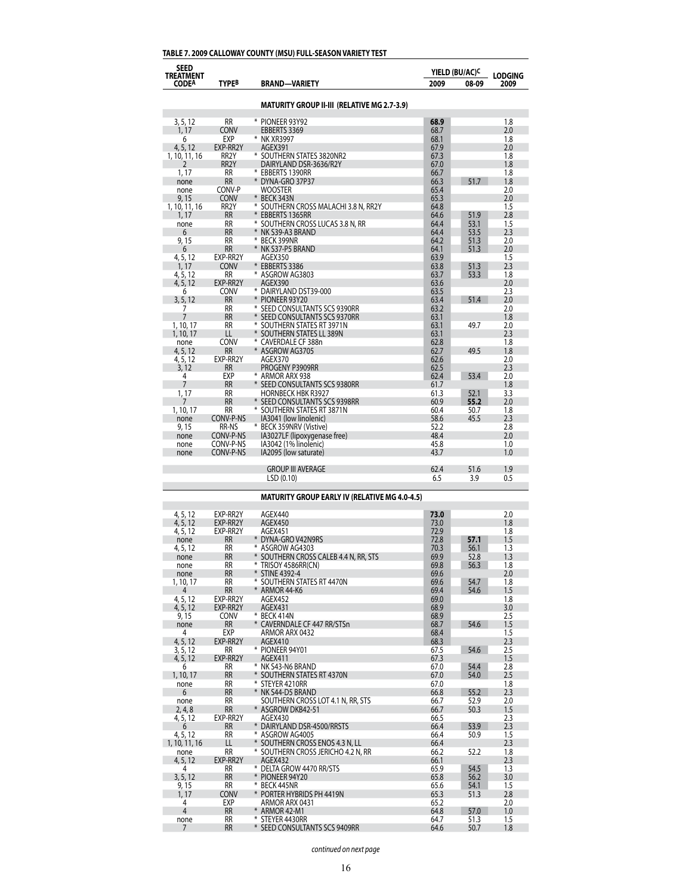**TABLE 7. 2009 CALLOWAY COUNTY (MSU) FULL-SEASON VARIETY TEST**

| SEED TREATMENT CODE[A] | TYPE[B] | BRAND—VARIETY | YIELD (BU/AC)[C] 2009 | YIELD (BU/AC)[C] 08-09 | LODGING 2009 |
|---|---|---|---|---|---|
| | | **MATURITY GROUP II-III (RELATIVE MG 2.7-3.9)** | | | |
| 3, 5, 12 | RR | * PIONEER 93Y92 | **68.9** | | 1.8 |
| 1, 17 | CONV | EBBERTS 3369 | 68.7 | | 2.0 |
| 6 | EXP | * NK XR3997 | 68.1 | | 1.8 |
| 4, 5, 12 | EXP-RR2Y | AGEX391 | 67.9 | | 2.0 |
| 1, 10, 11, 16 | RR2Y | * SOUTHERN STATES 3820NR2 | 67.3 | | 1.8 |
| 2 | RR2Y | DAIRYLAND DSR-3636/R2Y | 67.0 | | 1.8 |
| 1, 17 | RR | * EBBERTS 1390RR | 66.7 | | 1.8 |
| none | RR | * DYNA-GRO 37P37 | 66.3 | 51.7 | 1.8 |
| none | CONV-P | WOOSTER | 65.4 | | 2.0 |
| 9, 15 | CONV | * BECK 343N | 65.3 | | 2.0 |
| 1, 10, 11, 16 | RR2Y | * SOUTHERN CROSS MALACHI 3.8 N, RR2Y | 64.8 | | 1.5 |
| 1, 17 | RR | * EBBERTS 1365RR | 64.6 | 51.9 | 2.8 |
| none | RR | * SOUTHERN CROSS LUCAS 3.8 N, RR | 64.4 | 53.1 | 1.5 |
| 6 | RR | * NK S39-A3 BRAND | 64.4 | 53.5 | 2.3 |
| 9, 15 | RR | * BECK 399NR | 64.2 | 51.3 | 2.0 |
| 6 | RR | * NK S37-P5 BRAND | 64.1 | 51.3 | 2.0 |
| 4, 5, 12 | EXP-RR2Y | AGEX350 | 63.9 | | 1.5 |
| 1, 17 | CONV | * EBBERTS 3386 | 63.8 | 51.3 | 2.3 |
| 4, 5, 12 | RR | * ASGROW AG3803 | 63.7 | 53.3 | 1.8 |
| 4, 5, 12 | EXP-RR2Y | AGEX390 | 63.6 | | 2.0 |
| 6 | CONV | * DAIRYLAND DST39-000 | 63.5 | | 2.3 |
| 3, 5, 12 | RR | * PIONEER 93Y20 | 63.4 | 51.4 | 2.0 |
| 7 | RR | * SEED CONSULTANTS SCS 9390RR | 63.2 | | 2.0 |
| 7 | RR | * SEED CONSULTANTS SCS 9370RR | 63.1 | | 1.8 |
| 1, 10, 17 | RR | * SOUTHERN STATES RT 3971N | 63.1 | 49.7 | 2.0 |
| 1, 10, 17 | LL | * SOUTHERN STATES LL 389N | 63.1 | | 2.3 |
| none | CONV | * CAVERDALE CF 388n | 62.8 | | 1.8 |
| 4, 5, 12 | RR | * ASGROW AG3705 | 62.7 | 49.5 | 1.8 |
| 4, 5, 12 | EXP-RR2Y | AGEX370 | 62.6 | | 2.0 |
| 3, 12 | RR | PROGENY P3909RR | 62.5 | | 2.3 |
| 4 | EXP | * ARMOR ARX 938 | 62.4 | 53.4 | 2.0 |
| 7 | RR | * SEED CONSULTANTS SCS 9380RR | 61.7 | | 1.8 |
| 1, 17 | RR | HORNBECK HBK R3927 | 61.3 | 52.1 | 3.3 |
| 7 | RR | * SEED CONSULTANTS SCS 9398RR | 60.9 | **55.2** | 2.0 |
| 1, 10, 17 | RR | * SOUTHERN STATES RT 3871N | 60.4 | 50.7 | 1.8 |
| none | CONV-P-NS | IA3041 (low linolenic) | 58.6 | 45.5 | 2.3 |
| 9, 15 | RR-NS | * BECK 359NRV (Vistive) | 52.2 | | 2.8 |
| none | CONV-P-NS | IA3027LF (lipoxygenase free) | 48.4 | | 2.0 |
| none | CONV-P-NS | IA3042 (1% linolenic) | 45.8 | | 1.0 |
| none | CONV-P-NS | IA2095 (low saturate) | 43.7 | | 1.0 |
| | | GROUP III AVERAGE | 62.4 | 51.6 | 1.9 |
| | | LSD (0.10) | 6.5 | 3.9 | 0.5 |
| | | **MATURITY GROUP EARLY IV (RELATIVE MG 4.0-4.5)** | | | |
| 4, 5, 12 | EXP-RR2Y | AGEX440 | **73.0** | | 2.0 |
| 4, 5, 12 | EXP-RR2Y | AGEX450 | 73.0 | | 1.8 |
| 4, 5, 12 | EXP-RR2Y | AGEX451 | 72.9 | | 1.8 |
| none | RR | * DYNA-GRO V42N9RS | 72.8 | **57.1** | 1.5 |
| 4, 5, 12 | RR | * ASGROW AG4303 | 70.3 | 56.1 | 1.3 |
| none | RR | * SOUTHERN CROSS CALEB 4.4 N, RR, STS | 69.9 | 52.8 | 1.3 |
| none | RR | * TRISOY 4586RR(CN) | 69.8 | 56.3 | 1.8 |
| none | RR | * STINE 4392-4 | 69.6 | | 2.0 |
| 1, 10, 17 | RR | * SOUTHERN STATES RT 4470N | 69.6 | 54.7 | 1.8 |
| 4 | RR | * ARMOR 44-K6 | 69.4 | 54.6 | 1.5 |
| 4, 5, 12 | EXP-RR2Y | AGEX452 | 69.0 | | 1.8 |
| 4, 5, 12 | EXP-RR2Y | AGEX431 | 68.9 | | 3.0 |
| 9, 15 | CONV | * BECK 414N | 68.9 | | 2.5 |
| none | RR | * CAVERNDALE CF 447 RR/STSn | 68.7 | 54.6 | 1.5 |
| 4 | EXP | ARMOR ARX 0432 | 68.4 | | 1.5 |
| 4, 5, 12 | EXP-RR2Y | AGEX410 | 68.3 | | 2.3 |
| 3, 5, 12 | RR | * PIONEER 94Y01 | 67.5 | 54.6 | 2.5 |
| 4, 5, 12 | EXP-RR2Y | AGEX411 | 67.3 | | 1.5 |
| 6 | RR | * NK S43-N6 BRAND | 67.0 | 54.4 | 2.8 |
| 1, 10, 17 | RR | * SOUTHERN STATES RT 4370N | 67.0 | 54.0 | 2.5 |
| none | RR | * STEYER 4210RR | 67.0 | | 1.8 |
| 6 | RR | * NK S44-D5 BRAND | 66.8 | 55.2 | 2.3 |
| none | RR | SOUTHERN CROSS LOT 4.1 N, RR, STS | 66.7 | 52.9 | 2.0 |
| 2, 4, 8 | RR | * ASGROW DKB42-51 | 66.7 | 50.3 | 1.5 |
| 4, 5, 12 | EXP-RR2Y | AGEX430 | 66.5 | | 2.3 |
| 6 | RR | * DAIRYLAND DSR-4500/RRSTS | 66.4 | 53.9 | 2.3 |
| 4, 5, 12 | RR | * ASGROW AG4005 | 66.4 | 50.9 | 1.5 |
| 1, 10, 11, 16 | LL | * SOUTHERN CROSS ENOS 4.3 N, LL | 66.4 | | 2.3 |
| none | RR | * SOUTHERN CROSS JERICHO 4.2 N, RR | 66.2 | 52.2 | 1.8 |
| 4, 5, 12 | EXP-RR2Y | AGEX432 | 66.1 | | 2.3 |
| 4 | RR | * DELTA GROW 4470 RR/STS | 65.9 | 54.5 | 1.3 |
| 3, 5, 12 | RR | * PIONEER 94Y20 | 65.8 | 56.2 | 3.0 |
| 9, 15 | RR | * BECK 445NR | 65.6 | 54.1 | 1.5 |
| 1, 17 | CONV | * PORTER HYBRIDS PH 4419N | 65.3 | 51.3 | 2.8 |
| 4 | EXP | ARMOR ARX 0431 | 65.2 | | 2.0 |
| 4 | RR | * ARMOR 42-M1 | 64.8 | 57.0 | 1.0 |
| none | RR | * STEYER 4430RR | 64.7 | 51.3 | 1.5 |
| 7 | RR | * SEED CONSULTANTS SCS 9409RR | 64.6 | 50.7 | 1.8 |

*continued on next page*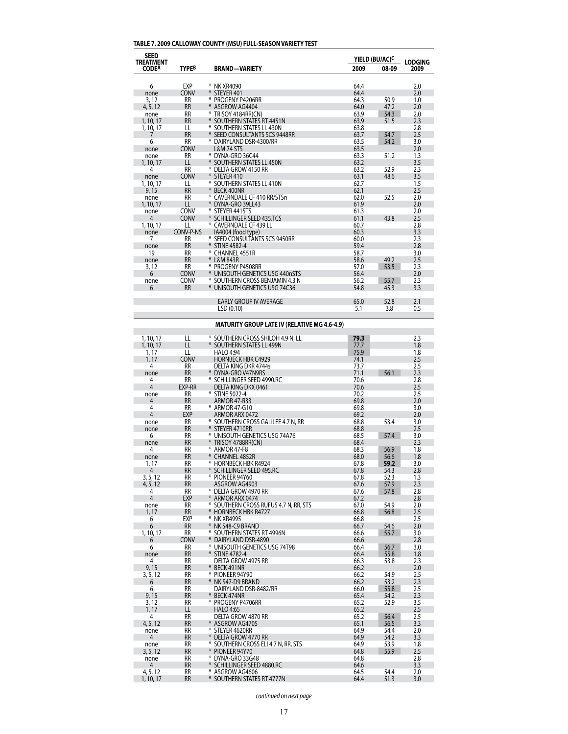**TABLE 7. 2009 CALLOWAY COUNTY (MSU) FULL-SEASON VARIETY TEST**

| SEED TREATMENT CODE[A] | TYPE[B] | BRAND—VARIETY | YIELD (BU/AC)[C] 2009 | 08-09 | LODGING 2009 |
|---|---|---|---|---|---|
| 6 | EXP | * NK XR4090 | 64.4 | | 2.0 |
| none | CONV | * STEYER 401 | 64.4 | | 2.0 |
| 3, 12 | RR | * PROGENY P4206RR | 64.3 | 50.9 | 1.0 |
| 4, 5, 12 | RR | * ASGROW AG4404 | 64.0 | 47.2 | 2.0 |
| none | RR | * TRISOY 4184RR(CN) | 63.9 | 54.3 | 2.0 |
| 1, 10, 17 | RR | * SOUTHERN STATES RT 4451N | 63.9 | 51.5 | 2.3 |
| 1, 10, 17 | LL | * SOUTHERN STATES LL 430N | 63.8 | | 2.8 |
| 7 | RR | * SEED CONSULTANTS SCS 9448RR | 63.7 | 54.7 | 2.5 |
| 6 | RR | * DAIRYLAND DSR-4300/RR | 63.5 | 54.2 | 3.0 |
| none | CONV | L&M 74 STS | 63.5 | | 2.0 |
| none | RR | * DYNA-GRO 36C44 | 63.3 | 51.2 | 1.3 |
| 1, 10, 17 | LL | * SOUTHERN STATES LL 450N | 63.2 | | 3.5 |
| 4 | RR | * DELTA GROW 4150 RR | 63.2 | 52.9 | 2.3 |
| none | CONV | * STEYER 410 | 63.1 | 48.6 | 3.5 |
| 1, 10, 17 | LL | * SOUTHERN STATES LL 410N | 62.7 | | 1.5 |
| 9, 15 | RR | * BECK 400NR | 62.1 | | 2.5 |
| none | RR | * CAVERNDALE CF 410 RR/STSn | 62.0 | 52.5 | 2.0 |
| 1, 10, 17 | LL | * DYNA-GRO 39LL43 | 61.9 | | 2.0 |
| none | CONV | * STEYER 441STS | 61.3 | | 2.0 |
| 4 | CONV | * SCHILLINGER SEED 435.TCS | 61.1 | 43.8 | 2.5 |
| 1, 10, 17 | LL | * CAVERNDALE CF 439 LL | 60.7 | | 2.8 |
| none | CONV-P-NS | IA4004 (food type) | 60.3 | | 3.3 |
| 7 | RR | * SEED CONSULTANTS SCS 9450RR | 60.0 | | 2.3 |
| none | RR | * STINE 4582-4 | 59.4 | | 2.8 |
| 19 | RR | * CHANNEL 4551R | 58.7 | | 3.0 |
| none | RR | * L&M 843R | 58.6 | 49.2 | 2.5 |
| 3, 12 | RR | * PROGENY P4508RR | 57.0 | 53.5 | 2.3 |
| 6 | CONV | * UNISOUTH GENETICS USG 440nSTS | 56.4 | | 2.0 |
| none | CONV | * SOUTHERN CROSS BENJAMIN 4.3 N | 56.2 | 55.7 | 2.3 |
| 6 | RR | * UNISOUTH GENETICS USG 74C36 | 54.8 | 45.3 | 3.3 |
| | | EARLY GROUP IV AVERAGE | 65.0 | 52.8 | 2.1 |
| | | LSD (0.10) | 5.1 | 3.8 | 0.5 |
| | | **MATURITY GROUP LATE IV (RELATIVE MG 4.6-4.9)** | | | |
| 1, 10, 17 | LL | * SOUTHERN CROSS SHILOH 4.9 N, LL | **79.3** | | 2.3 |
| 1, 10, 17 | LL | * SOUTHERN STATES LL 499N | 77.7 | | 1.8 |
| 1, 17 | LL | HALO 4:94 | 75.9 | | 1.8 |
| 1, 17 | CONV | HORNBECK HBK C4929 | 74.1 | | 2.5 |
| 4 | RR | DELTA KING DKR 4744s | 73.7 | | 2.5 |
| none | RR | * DYNA-GRO V47N9RS | 71.1 | 56.1 | 2.3 |
| 4 | RR | * SCHILLINGER SEED 4990.RC | 70.6 | | 2.8 |
| 4 | EXP-RR | DELTA KING DKX 0461 | 70.6 | | 2.5 |
| none | RR | * STINE 5022-4 | 70.2 | | 2.5 |
| 4 | RR | ARMOR 47-R33 | 69.8 | | 2.0 |
| 4 | RR | * ARMOR 47-G10 | 69.8 | | 3.0 |
| 4 | EXP | ARMOR ARX 0472 | 69.2 | | 2.0 |
| none | RR | * SOUTHERN CROSS GALILEE 4.7 N, RR | 68.8 | 53.4 | 3.0 |
| none | RR | * STEYER 4710RR | 68.8 | | 2.5 |
| 6 | RR | * UNISOUTH GENETICS USG 74A76 | 68.5 | 57.4 | 3.0 |
| none | RR | * TRISOY 4788RR(CN) | 68.4 | | 2.3 |
| 4 | RR | * ARMOR 47-F8 | 68.3 | 56.9 | 1.8 |
| none | RR | * CHANNEL 4852R | 68.0 | 56.6 | 1.8 |
| 1, 17 | RR | * HORNBECK HBK R4924 | 67.8 | **59.2** | 3.0 |
| 4 | RR | * SCHILLINGER SEED 495.RC | 67.8 | 54.3 | 2.8 |
| 3, 5, 12 | RR | * PIONEER 94Y60 | 67.8 | 52.3 | 1.3 |
| 4, 5, 12 | RR | ASGROW AG4903 | 67.6 | 57.9 | 2.3 |
| 4 | RR | * DELTA GROW 4970 RR | 67.6 | 57.8 | 2.8 |
| 4 | EXP | * ARMOR ARX 0474 | 67.2 | | 2.8 |
| none | RR | * SOUTHERN CROSS RUFUS 4.7 N, RR, STS | 67.0 | 54.9 | 2.0 |
| 1, 17 | RR | * HORNBECK HBK R4727 | 66.8 | 56.8 | 2.5 |
| 6 | EXP | * NK XR4995 | 66.8 | | 2.5 |
| 6 | RR | * NK S48-C9 BRAND | 66.7 | 54.6 | 2.0 |
| 1, 10, 17 | RR | * SOUTHERN STATES RT 4996N | 66.6 | 55.7 | 3.0 |
| 6 | CONV | * DAIRYLAND DSR-4890 | 66.6 | | 2.8 |
| 6 | RR | * UNISOUTH GENETICS USG 74T98 | 66.4 | 56.7 | 3.0 |
| none | RR | * STINE 4782-4 | 66.4 | 55.8 | 1.8 |
| 4 | RR | DELTA GROW 4975 RR | 66.3 | 53.8 | 2.3 |
| 9, 15 | RR | * BECK 491NR | 66.2 | | 2.0 |
| 3, 5, 12 | RR | * PIONEER 94Y90 | 66.2 | 54.9 | 2.5 |
| 6 | RR | * NK S47-D9 BRAND | 66.2 | 53.2 | 2.3 |
| 6 | RR | DAIRYLAND DSR-8482/RR | 66.0 | 55.8 | 2.5 |
| 9, 15 | RR | * BECK 474NR | 65.4 | 54.2 | 2.3 |
| 3, 12 | RR | * PROGENY P4706RR | 65.2 | 52.9 | 3.5 |
| 1, 17 | LL | HALO 4:65 | 65.2 | | 2.5 |
| 4 | RR | DELTA GROW 4870 RR | 65.2 | 56.4 | 2.5 |
| 4, 5, 12 | RR | * ASGROW AG4705 | 65.1 | 56.5 | 3.3 |
| none | RR | * STEYER 4620RR | 64.9 | 54.4 | 2.0 |
| 4 | RR | * DELTA GROW 4770 RR | 64.9 | 54.2 | 3.3 |
| none | RR | * SOUTHERN CROSS ELI 4.7 N, RR, STS | 64.9 | 53.9 | 1.8 |
| 3, 5, 12 | RR | * PIONEER 94Y70 | 64.8 | 55.9 | 2.5 |
| none | RR | * DYNA-GRO 33G48 | 64.8 | | 2.8 |
| 4 | RR | * SCHILLINGER SEED 4880.RC | 64.6 | | 3.3 |
| 4, 5, 12 | RR | * ASGROW AG4606 | 64.5 | 54.4 | 2.0 |
| 1, 10, 17 | RR | * SOUTHERN STATES RT 4777N | 64.4 | 51.3 | 3.0 |

*continued on next page*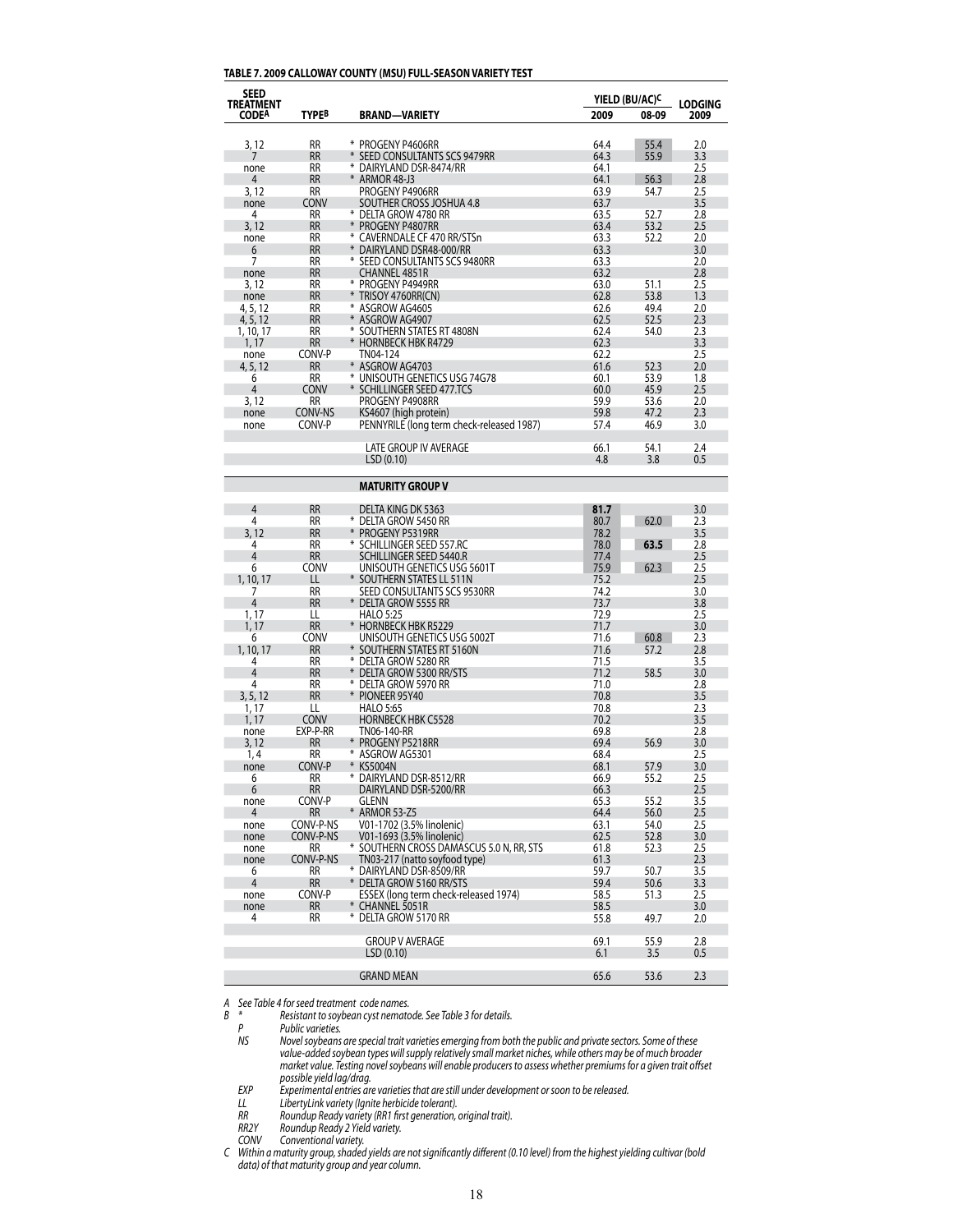**TABLE 7. 2009 CALLOWAY COUNTY (MSU) FULL-SEASON VARIETY TEST**

| SEED TREATMENT CODE[A] | TYPE[B] | BRAND—VARIETY | YIELD (BU/AC)[C] | | LODGING |
|---|---|---|---|---|---|
| | | | 2009 | 08-09 | 2009 |
| 3, 12 | RR | * PROGENY P4606RR | 64.4 | 55.4 | 2.0 |
| 7 | RR | * SEED CONSULTANTS SCS 9479RR | 64.3 | 55.9 | 3.3 |
| none | RR | * DAIRYLAND DSR-8474/RR | 64.1 | | 2.5 |
| 4 | RR | * ARMOR 48-J3 | 64.1 | 56.3 | 2.8 |
| 3, 12 | RR | PROGENY P4906RR | 63.9 | 54.7 | 2.5 |
| none | CONV | SOUTHER CROSS JOSHUA 4.8 | 63.7 | | 3.5 |
| 4 | RR | * DELTA GROW 4780 RR | 63.5 | 52.7 | 2.8 |
| 3, 12 | RR | * PROGENY P4807RR | 63.4 | 53.2 | 2.5 |
| none | RR | * CAVERNDALE CF 470 RR/STSn | 63.3 | 52.2 | 2.0 |
| 6 | RR | * DAIRYLAND DSR48-000/RR | 63.3 | | 3.0 |
| 7 | RR | * SEED CONSULTANTS SCS 9480RR | 63.3 | | 2.0 |
| none | RR | CHANNEL 4851R | 63.2 | | 2.8 |
| 3, 12 | RR | * PROGENY P4949RR | 63.0 | 51.1 | 2.5 |
| none | RR | * TRISOY 4760RR(CN) | 62.8 | 53.8 | 1.3 |
| 4, 5, 12 | RR | * ASGROW AG4605 | 62.6 | 49.4 | 2.0 |
| 4, 5, 12 | RR | * ASGROW AG4907 | 62.5 | 52.5 | 2.3 |
| 1, 10, 17 | RR | * SOUTHERN STATES RT 4808N | 62.4 | 54.0 | 2.3 |
| 1, 17 | RR | * HORNBECK HBK R4729 | 62.3 | | 3.3 |
| none | CONV-P | TN04-124 | 62.2 | | 2.5 |
| 4, 5, 12 | RR | * ASGROW AG4703 | 61.6 | 52.3 | 2.0 |
| 6 | RR | * UNISOUTH GENETICS USG 74G78 | 60.1 | 53.9 | 1.8 |
| 4 | CONV | * SCHILLINGER SEED 477.TCS | 60.0 | 45.9 | 2.5 |
| 3, 12 | RR | PROGENY P4908RR | 59.9 | 53.6 | 2.0 |
| none | CONV-NS | KS4607 (high protein) | 59.8 | 47.2 | 2.3 |
| none | CONV-P | PENNYRILE (long term check-released 1987) | 57.4 | 46.9 | 3.0 |
| | | LATE GROUP IV AVERAGE | 66.1 | 54.1 | 2.4 |
| | | LSD (0.10) | 4.8 | 3.8 | 0.5 |
| | | **MATURITY GROUP V** | | | |
| 4 | RR | DELTA KING DK 5363 | **81.7** | | 3.0 |
| 4 | RR | * DELTA GROW 5450 RR | 80.7 | 62.0 | 2.3 |
| 3, 12 | RR | * PROGENY P5319RR | 78.2 | | 3.5 |
| 4 | RR | * SCHILLINGER SEED 557.RC | 78.0 | **63.5** | 2.8 |
| 4 | RR | SCHILLINGER SEED 5440.R | 77.4 | | 2.5 |
| 6 | CONV | UNISOUTH GENETICS USG 5601T | 75.9 | 62.3 | 2.5 |
| 1, 10, 17 | LL | * SOUTHERN STATES LL 511N | 75.2 | | 2.5 |
| 7 | RR | SEED CONSULTANTS SCS 9530RR | 74.2 | | 3.0 |
| 4 | RR | * DELTA GROW 5555 RR | 73.7 | | 3.8 |
| 1, 17 | LL | HALO 5:25 | 72.9 | | 2.5 |
| 1, 17 | RR | * HORNBECK HBK R5229 | 71.7 | | 3.0 |
| 6 | CONV | UNISOUTH GENETICS USG 5002T | 71.6 | 60.8 | 2.3 |
| 1, 10, 17 | RR | * SOUTHERN STATES RT 5160N | 71.6 | 57.2 | 2.8 |
| 4 | RR | * DELTA GROW 5280 RR | 71.5 | | 3.5 |
| 4 | RR | * DELTA GROW 5300 RR/STS | 71.2 | 58.5 | 3.0 |
| 4 | RR | * DELTA GROW 5970 RR | 71.0 | | 2.8 |
| 3, 5, 12 | RR | * PIONEER 95Y40 | 70.8 | | 3.5 |
| 1, 17 | LL | HALO 5:65 | 70.8 | | 2.3 |
| 1, 17 | CONV | HORNBECK HBK C5528 | 70.2 | | 3.5 |
| none | EXP-P-RR | TN06-140-RR | 69.8 | | 2.8 |
| 3, 12 | RR | * PROGENY P5218RR | 69.4 | 56.9 | 3.0 |
| 1, 4 | RR | * ASGROW AG5301 | 68.4 | | 2.5 |
| none | CONV-P | * KS5004N | 68.1 | 57.9 | 3.0 |
| 6 | RR | * DAIRYLAND DSR-8512/RR | 66.9 | 55.2 | 2.5 |
| 6 | RR | DAIRYLAND DSR-5200/RR | 66.3 | | 2.5 |
| none | CONV-P | GLENN | 65.3 | 55.2 | 3.5 |
| 4 | RR | * ARMOR 53-Z5 | 64.4 | 56.0 | 2.5 |
| none | CONV-P-NS | V01-1702 (3.5% linolenic) | 63.1 | 54.0 | 2.5 |
| none | CONV-P-NS | V01-1693 (3.5% linolenic) | 62.5 | 52.8 | 3.0 |
| none | RR | * SOUTHERN CROSS DAMASCUS 5.0 N, RR, STS | 61.8 | 52.3 | 2.5 |
| none | CONV-P-NS | TN03-217 (natto soyfood type) | 61.3 | | 2.3 |
| 6 | RR | * DAIRYLAND DSR-8509/RR | 59.7 | 50.7 | 3.5 |
| 4 | RR | * DELTA GROW 5160 RR/STS | 59.4 | 50.6 | 3.3 |
| none | CONV-P | ESSEX (long term check-released 1974) | 58.5 | 51.3 | 2.5 |
| none | RR | * CHANNEL 5051R | 58.5 | | 3.0 |
| 4 | RR | * DELTA GROW 5170 RR | 55.8 | 49.7 | 2.0 |
| | | GROUP V AVERAGE | 69.1 | 55.9 | 2.8 |
| | | LSD (0.10) | 6.1 | 3.5 | 0.5 |
| | | GRAND MEAN | 65.6 | 53.6 | 2.3 |

*A See Table 4 for seed treatment code names.*

*B \* Resistant to soybean cyst nematode. See Table 3 for details.*

*P Public varieties.*

*NS Novel soybeans are special trait varieties emerging from both the public and private sectors. Some of these value-added soybean types will supply relatively small market niches, while others may be of much broader market value. Testing novel soybeans will enable producers to assess whether premiums for a given trait offset possible yield lag/drag.*

*EXP Experimental entries are varieties that are still under development or soon to be released.*

*LL LibertyLink variety (Ignite herbicide tolerant).*

*RR Roundup Ready variety (RR1 first generation, original trait).*

*RR2Y Roundup Ready 2 Yield variety.*

*CONV Conventional variety.*

*C Within a maturity group, shaded yields are not significantly different (0.10 level) from the highest yielding cultivar (bold data) of that maturity group and year column.*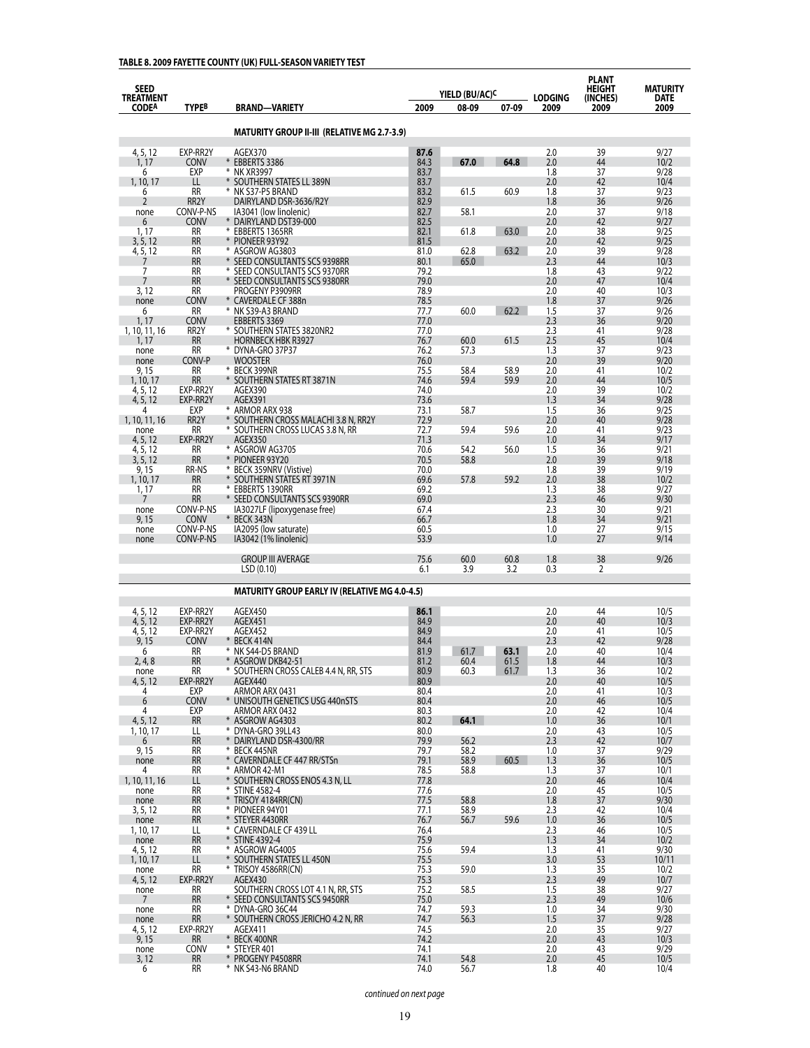**TABLE 8. 2009 FAYETTE COUNTY (UK) FULL-SEASON VARIETY TEST**

| SEED TREATMENT CODE[A] | TYPE[B] | BRAND—VARIETY | YIELD (BU/AC)[C] 2009 | 08-09 | 07-09 | LODGING 2009 | PLANT HEIGHT (INCHES) 2009 | MATURITY DATE 2009 |
|---|---|---|---|---|---|---|---|---|
| | | **MATURITY GROUP II-III (RELATIVE MG 2.7-3.9)** | | | | | | |
| 4, 5, 12 | EXP-RR2Y | AGEX370 | **87.6** | | | 2.0 | 39 | 9/27 |
| 1, 17 | CONV | * EBBERTS 3386 | 84.3 | **67.0** | **64.8** | 2.0 | 44 | 10/2 |
| 6 | EXP | * NK XR3997 | 83.7 | | | 1.8 | 37 | 9/28 |
| 1, 10, 17 | LL | * SOUTHERN STATES LL 389N | 83.7 | | | 2.0 | 42 | 10/4 |
| 6 | RR | * NK S37-P5 BRAND | 83.2 | 61.5 | 60.9 | 1.8 | 37 | 9/23 |
| 2 | RR2Y | DAIRYLAND DSR-3636/R2Y | 82.9 | | | 1.8 | 36 | 9/26 |
| none | CONV-P-NS | IA3041 (low linolenic) | 82.7 | 58.1 | | 2.0 | 37 | 9/18 |
| 6 | CONV | * DAIRYLAND DST39-000 | 82.5 | | | 2.0 | 42 | 9/27 |
| 1, 17 | RR | * EBBERTS 1365RR | 82.1 | 61.8 | 63.0 | 2.0 | 38 | 9/25 |
| 3, 5, 12 | RR | * PIONEER 93Y92 | 81.5 | | | 2.0 | 42 | 9/25 |
| 4, 5, 12 | RR | * ASGROW AG3803 | 81.0 | 62.8 | 63.2 | 2.0 | 39 | 9/28 |
| 7 | RR | * SEED CONSULTANTS SCS 9398RR | 80.1 | 65.0 | | 2.3 | 44 | 10/3 |
| 7 | RR | * SEED CONSULTANTS SCS 9370RR | 79.2 | | | 1.8 | 43 | 9/22 |
| 7 | RR | * SEED CONSULTANTS SCS 9380RR | 79.0 | | | 2.0 | 47 | 10/4 |
| 3, 12 | RR | PROGENY P3909RR | 78.9 | | | 2.0 | 40 | 10/3 |
| none | CONV | * CAVERDALE CF 388n | 78.5 | | | 1.8 | 37 | 9/26 |
| 6 | RR | * NK S39-A3 BRAND | 77.7 | 60.0 | 62.2 | 1.5 | 37 | 9/26 |
| 1, 17 | CONV | EBBERTS 3369 | 77.0 | | | 2.3 | 36 | 9/20 |
| 1, 10, 11, 16 | RR2Y | * SOUTHERN STATES 3820NR2 | 77.0 | | | 2.3 | 41 | 9/28 |
| 1, 17 | RR | HORNBECK HBK R3927 | 76.7 | 60.0 | 61.5 | 2.5 | 45 | 10/4 |
| none | RR | * DYNA-GRO 37P37 | 76.2 | 57.3 | | 1.3 | 37 | 9/23 |
| none | CONV-P | WOOSTER | 76.0 | | | 2.0 | 39 | 9/20 |
| 9, 15 | RR | * BECK 399NR | 75.5 | 58.4 | 58.9 | 2.0 | 41 | 10/2 |
| 1, 10, 17 | RR | * SOUTHERN STATES RT 3871N | 74.6 | 59.4 | 59.9 | 2.0 | 44 | 10/5 |
| 4, 5, 12 | EXP-RR2Y | AGEX390 | 74.0 | | | 2.0 | 39 | 10/2 |
| 4, 5, 12 | EXP-RR2Y | AGEX391 | 73.6 | | | 1.3 | 34 | 9/28 |
| 4 | EXP | * ARMOR ARX 938 | 73.1 | 58.7 | | 1.5 | 36 | 9/25 |
| 1, 10, 11, 16 | RR2Y | * SOUTHERN CROSS MALACHI 3.8 N, RR2Y | 72.9 | | | 2.0 | 40 | 9/28 |
| none | RR | * SOUTHERN CROSS LUCAS 3.8 N, RR | 72.7 | 59.4 | 59.6 | 2.0 | 41 | 9/23 |
| 4, 5, 12 | EXP-RR2Y | AGEX350 | 71.3 | | | 1.0 | 34 | 9/17 |
| 4, 5, 12 | RR | * ASGROW AG3705 | 70.6 | 54.2 | 56.0 | 1.5 | 36 | 9/21 |
| 3, 5, 12 | RR | * PIONEER 93Y20 | 70.5 | 58.8 | | 2.0 | 39 | 9/18 |
| 9, 15 | RR-NS | * BECK 359NRV (Vistive) | 70.0 | | | 1.8 | 39 | 9/19 |
| 1, 10, 17 | RR | * SOUTHERN STATES RT 3971N | 69.6 | 57.8 | 59.2 | 2.0 | 38 | 10/2 |
| 1, 17 | RR | * EBBERTS 1390RR | 69.2 | | | 1.3 | 38 | 9/27 |
| 7 | RR | * SEED CONSULTANTS SCS 9390RR | 69.0 | | | 2.3 | 46 | 9/30 |
| none | CONV-P-NS | IA3027LF (lipoxygenase free) | 67.4 | | | 2.3 | 30 | 9/21 |
| 9, 15 | CONV | * BECK 343N | 66.7 | | | 1.8 | 34 | 9/21 |
| none | CONV-P-NS | IA2095 (low saturate) | 60.5 | | | 1.0 | 27 | 9/15 |
| none | CONV-P-NS | IA3042 (1% linolenic) | 53.9 | | | 1.0 | 27 | 9/14 |
| | | GROUP III AVERAGE | 75.6 | 60.0 | 60.8 | 1.8 | 38 | 9/26 |
| | | LSD (0.10) | 6.1 | 3.9 | 3.2 | 0.3 | 2 | |
| | | **MATURITY GROUP EARLY IV (RELATIVE MG 4.0-4.5)** | | | | | | |
| 4, 5, 12 | EXP-RR2Y | AGEX450 | **86.1** | | | 2.0 | 44 | 10/5 |
| 4, 5, 12 | EXP-RR2Y | AGEX451 | 84.9 | | | 2.0 | 40 | 10/3 |
| 4, 5, 12 | EXP-RR2Y | AGEX452 | 84.9 | | | 2.0 | 41 | 10/5 |
| 9, 15 | CONV | * BECK 414N | 84.4 | | | 2.3 | 42 | 9/28 |
| 6 | RR | * NK S44-D5 BRAND | 81.9 | 61.7 | **63.1** | 2.0 | 40 | 10/4 |
| 2, 4, 8 | RR | * ASGROW DKB42-51 | 81.2 | 60.4 | 61.5 | 1.8 | 44 | 10/3 |
| none | RR | * SOUTHERN CROSS CALEB 4.4 N, RR, STS | 80.9 | 60.3 | 61.7 | 1.3 | 36 | 10/2 |
| 4, 5, 12 | EXP-RR2Y | AGEX440 | 80.9 | | | 2.0 | 40 | 10/5 |
| 4 | EXP | ARMOR ARX 0431 | 80.4 | | | 2.0 | 41 | 10/3 |
| 6 | CONV | * UNISOUTH GENETICS USG 440nSTS | 80.4 | | | 2.0 | 46 | 10/5 |
| 4 | EXP | ARMOR ARX 0432 | 80.3 | | | 2.0 | 42 | 10/4 |
| 4, 5, 12 | RR | * ASGROW AG4303 | 80.2 | **64.1** | | 1.0 | 36 | 10/1 |
| 1, 10, 17 | LL | * DYNA-GRO 39LL43 | 80.0 | | | 2.0 | 43 | 10/5 |
| 6 | RR | * DAIRYLAND DSR-4300/RR | 79.9 | 56.2 | | 2.3 | 42 | 10/7 |
| 9, 15 | RR | * BECK 445NR | 79.7 | 58.2 | | 1.0 | 37 | 9/29 |
| none | RR | * CAVERNDALE CF 447 RR/STSn | 79.1 | 58.9 | 60.5 | 1.3 | 36 | 10/5 |
| 4 | RR | * ARMOR 42-M1 | 78.5 | 58.8 | | 1.3 | 37 | 10/1 |
| 1, 10, 11, 16 | LL | * SOUTHERN CROSS ENOS 4.3 N, LL | 77.8 | | | 2.0 | 46 | 10/4 |
| none | RR | * STINE 4582-4 | 77.6 | | | 2.0 | 45 | 10/5 |
| none | RR | * TRISOY 4184RR(CN) | 77.5 | 58.8 | | 1.8 | 37 | 9/30 |
| 3, 5, 12 | RR | * PIONEER 94Y01 | 77.1 | 58.9 | | 2.3 | 42 | 10/4 |
| none | RR | * STEYER 4430RR | 76.7 | 56.7 | 59.6 | 1.0 | 36 | 10/5 |
| 1, 10, 17 | LL | * CAVERNDALE CF 439 LL | 76.4 | | | 2.3 | 46 | 10/5 |
| none | RR | * STINE 4392-4 | 75.9 | | | 1.3 | 34 | 10/2 |
| 4, 5, 12 | RR | * ASGROW AG4005 | 75.6 | 59.4 | | 1.3 | 41 | 9/30 |
| 1, 10, 17 | LL | * SOUTHERN STATES LL 450N | 75.5 | | | 3.0 | 53 | 10/11 |
| none | RR | * TRISOY 4586RR(CN) | 75.3 | 59.0 | | 1.3 | 35 | 10/2 |
| 4, 5, 12 | EXP-RR2Y | AGEX430 | 75.3 | | | 2.3 | 49 | 10/7 |
| none | RR | SOUTHERN CROSS LOT 4.1 N, RR, STS | 75.2 | 58.5 | | 1.5 | 38 | 9/27 |
| 7 | RR | * SEED CONSULTANTS SCS 9450RR | 75.0 | | | 2.3 | 49 | 10/6 |
| none | RR | * DYNA-GRO 36C44 | 74.7 | 59.3 | | 1.0 | 34 | 9/30 |
| none | RR | * SOUTHERN CROSS JERICHO 4.2 N, RR | 74.7 | 56.3 | | 1.5 | 37 | 9/28 |
| 4, 5, 12 | EXP-RR2Y | AGEX411 | 74.5 | | | 2.0 | 35 | 9/27 |
| 9, 15 | RR | * BECK 400NR | 74.2 | | | 2.0 | 43 | 10/3 |
| none | CONV | * STEYER 401 | 74.1 | | | 2.0 | 43 | 9/29 |
| 3, 12 | RR | * PROGENY P4508RR | 74.1 | 54.8 | | 2.0 | 45 | 10/5 |
| 6 | RR | * NK S43-N6 BRAND | 74.0 | 56.7 | | 1.8 | 40 | 10/4 |

*continued on next page*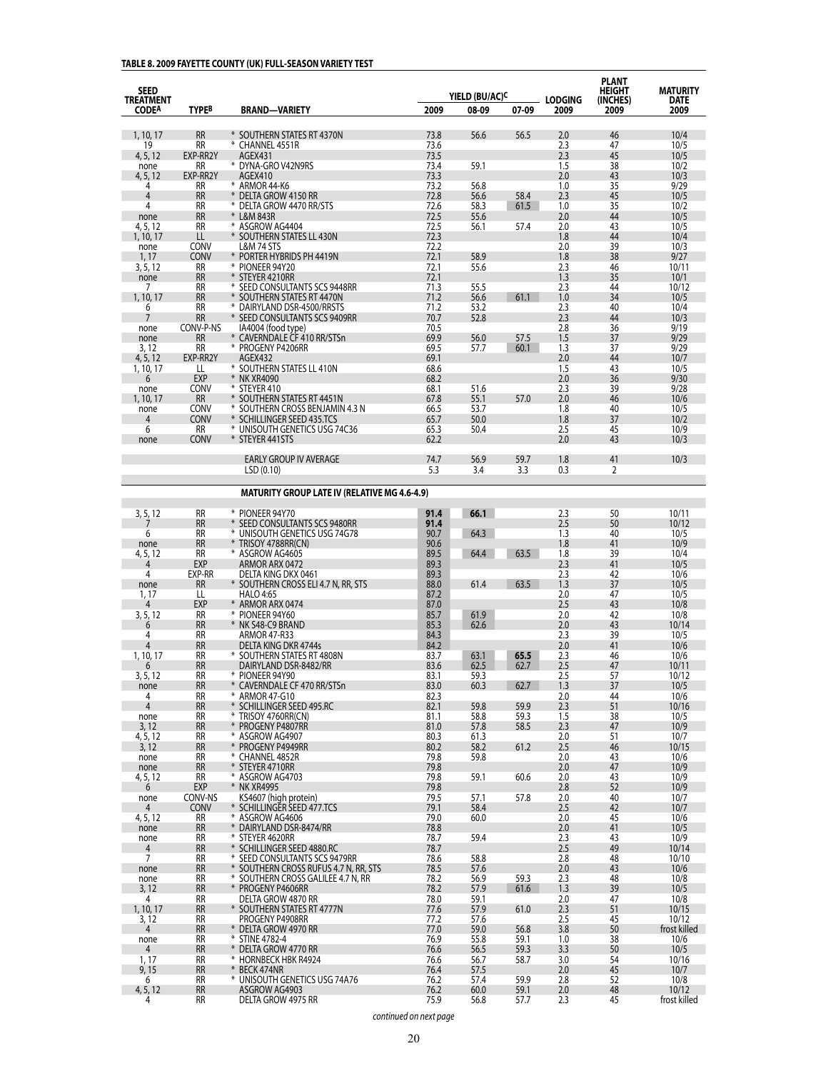#### TABLE 8. 2009 FAYETTE COUNTY (UK) FULL-SEASON VARIETY TEST

| SEED TREATMENT CODE[A] | TYPE[B] | BRAND—VARIETY | YIELD (BU/AC)[C] 2009 | 08-09 | 07-09 | LODGING 2009 | PLANT HEIGHT (INCHES) 2009 | MATURITY DATE 2009 |
|---|---|---|---|---|---|---|---|---|
| 1, 10, 17 | RR | * SOUTHERN STATES RT 4370N | 73.8 | 56.6 | 56.5 | 2.0 | 46 | 10/4 |
| 19 | RR | * CHANNEL 4551R | 73.6 | | | 2.3 | 47 | 10/5 |
| 4, 5, 12 | EXP-RR2Y | AGEX431 | 73.5 | | | 2.3 | 45 | 10/5 |
| none | RR | * DYNA-GRO V42N9RS | 73.4 | 59.1 | | 1.5 | 38 | 10/2 |
| 4, 5, 12 | EXP-RR2Y | AGEX410 | 73.3 | | | 2.0 | 43 | 10/3 |
| 4 | RR | * ARMOR 44-K6 | 73.2 | 56.8 | | 1.0 | 35 | 9/29 |
| 4 | RR | * DELTA GROW 4150 RR | 72.8 | 56.6 | 58.4 | 2.3 | 45 | 10/5 |
| 4 | RR | * DELTA GROW 4470 RR/STS | 72.6 | 58.3 | 61.5 | 1.0 | 35 | 10/2 |
| none | RR | * L&M 843R | 72.5 | 55.6 | | 2.0 | 44 | 10/5 |
| 4, 5, 12 | RR | * ASGROW AG4404 | 72.5 | 56.1 | 57.4 | 2.0 | 43 | 10/5 |
| 1, 10, 17 | LL | * SOUTHERN STATES LL 430N | 72.3 | | | 1.8 | 44 | 10/4 |
| none | CONV | L&M 74 STS | 72.2 | | | 2.0 | 39 | 10/3 |
| 1, 17 | CONV | * PORTER HYBRIDS PH 4419N | 72.1 | 58.9 | | 1.8 | 38 | 9/27 |
| 3, 5, 12 | RR | * PIONEER 94Y20 | 72.1 | 55.6 | | 2.3 | 46 | 10/11 |
| none | RR | * STEYER 4210RR | 72.1 | | | 1.3 | 35 | 10/1 |
| 7 | RR | * SEED CONSULTANTS SCS 9448RR | 71.3 | 55.5 | | 2.3 | 44 | 10/12 |
| 1, 10, 17 | RR | * SOUTHERN STATES RT 4470N | 71.2 | 56.6 | 61.1 | 1.0 | 34 | 10/5 |
| 6 | RR | * DAIRYLAND DSR-4500/RRSTS | 71.2 | 53.2 | | 2.3 | 40 | 10/4 |
| 7 | RR | * SEED CONSULTANTS SCS 9409RR | 70.7 | 52.8 | | 2.3 | 44 | 10/3 |
| none | CONV-P-NS | IA4004 (food type) | 70.5 | | | 2.8 | 36 | 9/19 |
| none | RR | * CAVERNDALE CF 410 RR/STSn | 69.9 | 56.0 | 57.5 | 1.5 | 37 | 9/29 |
| 3, 12 | RR | * PROGENY P4206RR | 69.5 | 57.7 | 60.1 | 1.3 | 37 | 9/29 |
| 4, 5, 12 | EXP-RR2Y | AGEX432 | 69.1 | | | 2.0 | 44 | 10/7 |
| 1, 10, 17 | LL | * SOUTHERN STATES LL 410N | 68.6 | | | 1.5 | 43 | 10/5 |
| 6 | EXP | * NK XR4090 | 68.2 | | | 2.0 | 36 | 9/30 |
| none | CONV | * STEYER 410 | 68.1 | 51.6 | | 2.3 | 39 | 9/28 |
| 1, 10, 17 | RR | * SOUTHERN STATES RT 4451N | 67.8 | 55.1 | 57.0 | 2.0 | 46 | 10/6 |
| none | CONV | * SOUTHERN CROSS BENJAMIN 4.3 N | 66.5 | 53.7 | | 1.8 | 40 | 10/5 |
| 4 | CONV | * SCHILLINGER SEED 435.TCS | 65.7 | 50.0 | | 1.8 | 37 | 10/2 |
| 6 | RR | * UNISOUTH GENETICS USG 74C36 | 65.3 | 50.4 | | 2.5 | 45 | 10/9 |
| none | CONV | * STEYER 441STS | 62.2 | | | 2.0 | 43 | 10/3 |
| | | EARLY GROUP IV AVERAGE | 74.7 | 56.9 | 59.7 | 1.8 | 41 | 10/3 |
| | | LSD (0.10) | 5.3 | 3.4 | 3.3 | 0.3 | 2 | |
| | | **MATURITY GROUP LATE IV (RELATIVE MG 4.6-4.9)** | | | | | | |
| 3, 5, 12 | RR | * PIONEER 94Y70 | **91.4** | **66.1** | | 2.3 | 50 | 10/11 |
| 7 | RR | * SEED CONSULTANTS SCS 9480RR | **91.4** | | | 2.5 | 50 | 10/12 |
| 6 | RR | * UNISOUTH GENETICS USG 74G78 | 90.7 | 64.3 | | 1.3 | 40 | 10/5 |
| none | RR | * TRISOY 4788RR(CN) | 90.6 | | | 1.8 | 41 | 10/9 |
| 4, 5, 12 | RR | * ASGROW AG4605 | 89.5 | 64.4 | 63.5 | 1.8 | 39 | 10/4 |
| 4 | EXP | ARMOR ARX 0472 | 89.3 | | | 2.3 | 41 | 10/5 |
| 4 | EXP-RR | DELTA KING DKX 0461 | 89.3 | | | 2.3 | 42 | 10/6 |
| none | RR | * SOUTHERN CROSS ELI 4.7 N, RR, STS | 88.0 | 61.4 | 63.5 | 1.3 | 37 | 10/5 |
| 1, 17 | LL | HALO 4:65 | 87.2 | | | 2.0 | 47 | 10/5 |
| 4 | EXP | * ARMOR ARX 0474 | 87.0 | | | 2.5 | 43 | 10/8 |
| 3, 5, 12 | RR | * PIONEER 94Y60 | 85.7 | 61.9 | | 2.0 | 42 | 10/8 |
| 6 | RR | * NK S48-C9 BRAND | 85.3 | 62.6 | | 2.0 | 43 | 10/14 |
| 4 | RR | ARMOR 47-R33 | 84.3 | | | 2.3 | 39 | 10/5 |
| 4 | RR | DELTA KING DKR 4744s | 84.2 | | | 2.0 | 41 | 10/6 |
| 1, 10, 17 | RR | * SOUTHERN STATES RT 4808N | 83.7 | 63.1 | **65.5** | 2.3 | 46 | 10/6 |
| 6 | RR | DAIRYLAND DSR-8482/RR | 83.6 | 62.5 | 62.7 | 2.5 | 47 | 10/11 |
| 3, 5, 12 | RR | * PIONEER 94Y90 | 83.1 | 59.3 | | 2.5 | 57 | 10/12 |
| none | RR | * CAVERNDALE CF 470 RR/STSn | 83.0 | 60.3 | 62.7 | 1.3 | 37 | 10/5 |
| 4 | RR | * ARMOR 47-G10 | 82.3 | | | 2.0 | 44 | 10/6 |
| 4 | RR | * SCHILLINGER SEED 495.RC | 82.1 | 59.8 | 59.9 | 2.3 | 51 | 10/16 |
| none | RR | * TRISOY 4760RR(CN) | 81.1 | 58.8 | 59.3 | 1.5 | 38 | 10/5 |
| 3, 12 | RR | * PROGENY P4807RR | 81.0 | 57.8 | 58.5 | 2.3 | 47 | 10/9 |
| 4, 5, 12 | RR | * ASGROW AG4907 | 80.3 | 61.3 | | 2.0 | 51 | 10/7 |
| 3, 12 | RR | * PROGENY P4949RR | 80.2 | 58.2 | 61.2 | 2.5 | 46 | 10/15 |
| none | RR | * CHANNEL 4852R | 79.8 | 59.8 | | 2.0 | 43 | 10/6 |
| none | RR | * STEYER 4710RR | 79.8 | | | 2.0 | 47 | 10/9 |
| 4, 5, 12 | RR | * ASGROW AG4703 | 79.8 | 59.1 | 60.6 | 2.0 | 43 | 10/9 |
| 6 | EXP | * NK XR4995 | 79.8 | | | 2.8 | 52 | 10/9 |
| none | CONV-NS | KS4607 (high protein) | 79.5 | 57.1 | 57.8 | 2.0 | 40 | 10/7 |
| 4 | CONV | * SCHILLINGER SEED 477.TCS | 79.1 | 58.4 | | 2.5 | 42 | 10/7 |
| 4, 5, 12 | RR | * ASGROW AG4606 | 79.0 | 60.0 | | 2.0 | 45 | 10/6 |
| none | RR | * DAIRYLAND DSR-8474/RR | 78.8 | | | 2.0 | 41 | 10/5 |
| none | RR | * STEYER 4620RR | 78.7 | 59.4 | | 2.3 | 43 | 10/9 |
| 4 | RR | * SCHILLINGER SEED 4880.RC | 78.7 | | | 2.5 | 49 | 10/14 |
| 7 | RR | * SEED CONSULTANTS SCS 9479RR | 78.6 | 58.8 | | 2.8 | 48 | 10/10 |
| none | RR | * SOUTHERN CROSS RUFUS 4.7 N, RR, STS | 78.5 | 57.6 | | 2.0 | 43 | 10/6 |
| none | RR | * SOUTHERN CROSS GALILEE 4.7 N, RR | 78.2 | 56.9 | 59.3 | 2.3 | 48 | 10/8 |
| 3, 12 | RR | * PROGENY P4606RR | 78.2 | 57.9 | 61.6 | 1.3 | 39 | 10/5 |
| 4 | RR | DELTA GROW 4870 RR | 78.0 | 59.1 | | 2.0 | 47 | 10/8 |
| 1, 10, 17 | RR | * SOUTHERN STATES RT 4777N | 77.6 | 57.9 | 61.0 | 2.3 | 51 | 10/15 |
| 3, 12 | RR | PROGENY P4908RR | 77.2 | 57.6 | | 2.5 | 45 | 10/12 |
| 4 | RR | * DELTA GROW 4970 RR | 77.0 | 59.0 | 56.8 | 3.8 | 50 | frost killed |
| none | RR | * STINE 4782-4 | 76.9 | 55.8 | 59.1 | 1.0 | 38 | 10/6 |
| 4 | RR | * DELTA GROW 4770 RR | 76.6 | 56.5 | 59.3 | 3.3 | 50 | 10/5 |
| 1, 17 | RR | * HORNBECK HBK R4924 | 76.6 | 56.7 | 58.7 | 3.0 | 54 | 10/16 |
| 9, 15 | RR | * BECK 474NR | 76.4 | 57.5 | | 2.0 | 45 | 10/7 |
| 6 | RR | * UNISOUTH GENETICS USG 74A76 | 76.2 | 57.4 | 59.9 | 2.8 | 52 | 10/8 |
| 4, 5, 12 | RR | ASGROW AG4903 | 76.2 | 60.0 | 59.1 | 2.0 | 48 | 10/12 |
| 4 | RR | DELTA GROW 4975 RR | 75.9 | 56.8 | 57.7 | 2.3 | 45 | frost killed |

*continued on next page*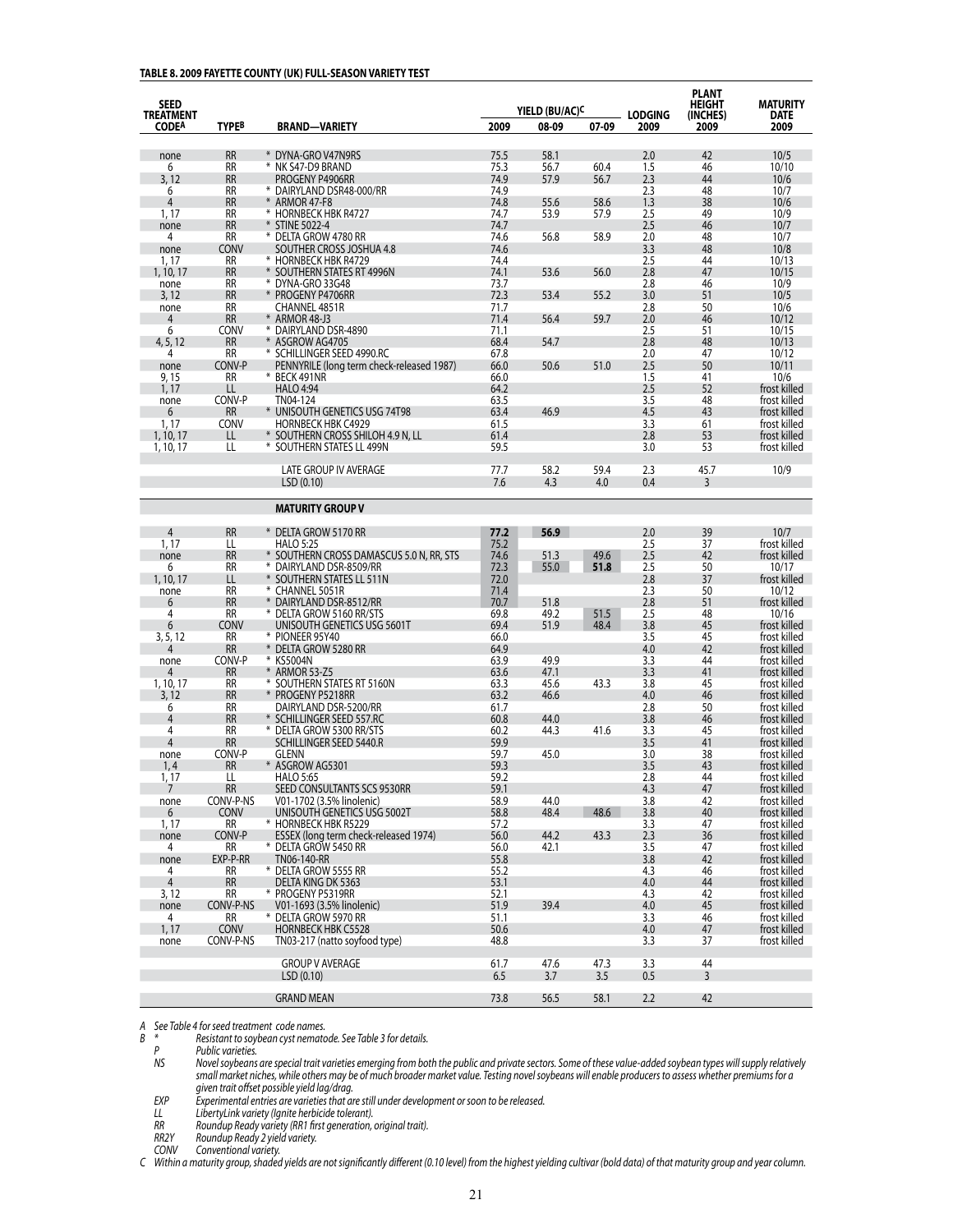**TABLE 8. 2009 FAYETTE COUNTY (UK) FULL-SEASON VARIETY TEST**

| SEED TREATMENT CODE[A] | TYPE[B] | BRAND—VARIETY | YIELD (BU/AC)[C] 2009 | 08-09 | 07-09 | LODGING 2009 | PLANT HEIGHT (INCHES) 2009 | MATURITY DATE 2009 |
|---|---|---|---|---|---|---|---|---|
| none | RR | * DYNA-GRO V47N9RS | 75.5 | 58.1 | | 2.0 | 42 | 10/5 |
| 6 | RR | * NK S47-D9 BRAND | 75.3 | 56.7 | 60.4 | 1.5 | 46 | 10/10 |
| 3, 12 | RR | PROGENY P4906RR | 74.9 | 57.9 | 56.7 | 2.3 | 44 | 10/6 |
| 6 | RR | * DAIRYLAND DSR48-000/RR | 74.9 | | | 2.3 | 48 | 10/7 |
| 4 | RR | * ARMOR 47-F8 | 74.8 | 55.6 | 58.6 | 1.3 | 38 | 10/6 |
| 1, 17 | RR | * HORNBECK HBK R4727 | 74.7 | 53.9 | 57.9 | 2.5 | 49 | 10/9 |
| none | RR | * STINE 5022-4 | 74.7 | | | 2.5 | 46 | 10/7 |
| 4 | RR | * DELTA GROW 4780 RR | 74.6 | 56.8 | 58.9 | 2.0 | 48 | 10/7 |
| none | CONV | SOUTHER CROSS JOSHUA 4.8 | 74.6 | | | 3.3 | 48 | 10/8 |
| 1, 17 | RR | * HORNBECK HBK R4729 | 74.4 | | | 2.5 | 44 | 10/13 |
| 1, 10, 17 | RR | * SOUTHERN STATES RT 4996N | 74.1 | 53.6 | 56.0 | 2.8 | 47 | 10/15 |
| none | RR | * DYNA-GRO 33G48 | 73.7 | | | 2.8 | 46 | 10/9 |
| 3, 12 | RR | * PROGENY P4706RR | 72.3 | 53.4 | 55.2 | 3.0 | 51 | 10/5 |
| none | RR | CHANNEL 4851R | 71.7 | | | 2.8 | 50 | 10/6 |
| 4 | RR | * ARMOR 48-J3 | 71.4 | 56.4 | 59.7 | 2.0 | 46 | 10/12 |
| 6 | CONV | * DAIRYLAND DSR-4890 | 71.1 | | | 2.5 | 51 | 10/15 |
| 4, 5, 12 | RR | * ASGROW AG4705 | 68.4 | 54.7 | | 2.8 | 48 | 10/13 |
| 4 | RR | * SCHILLINGER SEED 4990.RC | 67.8 | | | 2.0 | 47 | 10/12 |
| none | CONV-P | PENNYRILE (long term check-released 1987) | 66.0 | 50.6 | 51.0 | 2.5 | 50 | 10/11 |
| 9, 15 | RR | * BECK 491NR | 66.0 | | | 1.5 | 41 | 10/6 |
| 1, 17 | LL | HALO 4:94 | 64.2 | | | 2.5 | 52 | frost killed |
| none | CONV-P | TN04-124 | 63.5 | | | 3.5 | 48 | frost killed |
| 6 | RR | * UNISOUTH GENETICS USG 74T98 | 63.4 | 46.9 | | 4.5 | 43 | frost killed |
| 1, 17 | CONV | HORNBECK HBK C4929 | 61.5 | | | 3.3 | 61 | frost killed |
| 1, 10, 17 | LL | * SOUTHERN CROSS SHILOH 4.9 N, LL | 61.4 | | | 2.8 | 53 | frost killed |
| 1, 10, 17 | LL | * SOUTHERN STATES LL 499N | 59.5 | | | 3.0 | 53 | frost killed |
| | | LATE GROUP IV AVERAGE | 77.7 | 58.2 | 59.4 | 2.3 | 45.7 | 10/9 |
| | | LSD (0.10) | 7.6 | 4.3 | 4.0 | 0.4 | 3 | |
| | | **MATURITY GROUP V** | | | | | | |
| 4 | RR | * DELTA GROW 5170 RR | **77.2** | **56.9** | | 2.0 | 39 | 10/7 |
| 1, 17 | LL | HALO 5:25 | 75.2 | | | 2.5 | 37 | frost killed |
| none | RR | * SOUTHERN CROSS DAMASCUS 5.0 N, RR, STS | 74.6 | 51.3 | 49.6 | 2.5 | 42 | frost killed |
| 6 | RR | * DAIRYLAND DSR-8509/RR | 72.3 | 55.0 | **51.8** | 2.5 | 50 | 10/17 |
| 1, 10, 17 | LL | * SOUTHERN STATES LL 511N | 72.0 | | | 2.8 | 37 | frost killed |
| none | RR | * CHANNEL 5051R | 71.4 | | | 2.3 | 50 | 10/12 |
| 6 | RR | * DAIRYLAND DSR-8512/RR | 70.7 | 51.8 | | 2.8 | 51 | frost killed |
| 4 | RR | * DELTA GROW 5160 RR/STS | 69.8 | 49.2 | 51.5 | 2.5 | 48 | 10/16 |
| 6 | CONV | UNISOUTH GENETICS USG 5601T | 69.4 | 51.9 | 48.4 | 3.8 | 45 | frost killed |
| 3, 5, 12 | RR | * PIONEER 95Y40 | 66.0 | | | 3.5 | 45 | frost killed |
| 4 | RR | * DELTA GROW 5280 RR | 64.9 | | | 4.0 | 42 | frost killed |
| none | CONV-P | * KS5004N | 63.9 | 49.9 | | 3.3 | 44 | frost killed |
| 4 | RR | * ARMOR 53-Z5 | 63.6 | 47.1 | | 3.3 | 41 | frost killed |
| 1, 10, 17 | RR | * SOUTHERN STATES RT 5160N | 63.3 | 45.6 | 43.3 | 3.8 | 45 | frost killed |
| 3, 12 | RR | * PROGENY P5218RR | 63.2 | 46.6 | | 4.0 | 46 | frost killed |
| 6 | RR | DAIRYLAND DSR-5200/RR | 61.7 | | | 2.8 | 50 | frost killed |
| 4 | RR | * SCHILLINGER SEED 557.RC | 60.8 | 44.0 | | 3.8 | 46 | frost killed |
| 4 | RR | * DELTA GROW 5300 RR/STS | 60.2 | 44.3 | 41.6 | 3.3 | 45 | frost killed |
| 4 | RR | SCHILLINGER SEED 5440.R | 59.9 | | | 3.5 | 41 | frost killed |
| none | CONV-P | GLENN | 59.7 | 45.0 | | 3.0 | 38 | frost killed |
| 1, 4 | RR | * ASGROW AG5301 | 59.3 | | | 3.5 | 43 | frost killed |
| 1, 17 | LL | HALO 5:65 | 59.2 | | | 2.8 | 44 | frost killed |
| 7 | RR | SEED CONSULTANTS SCS 9530RR | 59.1 | | | 4.3 | 47 | frost killed |
| none | CONV-P-NS | V01-1702 (3.5% linolenic) | 58.9 | 44.0 | | 3.8 | 42 | frost killed |
| 6 | CONV | UNISOUTH GENETICS USG 5002T | 58.8 | 48.4 | 48.6 | 3.8 | 40 | frost killed |
| 1, 17 | RR | * HORNBECK HBK R5229 | 57.2 | | | 3.3 | 47 | frost killed |
| none | CONV-P | ESSEX (long term check-released 1974) | 56.0 | 44.2 | 43.3 | 2.3 | 36 | frost killed |
| 4 | RR | * DELTA GROW 5450 RR | 56.0 | 42.1 | | 3.5 | 47 | frost killed |
| none | EXP-P-RR | TN06-140-RR | 55.8 | | | 3.8 | 42 | frost killed |
| 4 | RR | * DELTA GROW 5555 RR | 55.2 | | | 4.3 | 46 | frost killed |
| 4 | RR | DELTA KING DK 5363 | 53.1 | | | 4.0 | 44 | frost killed |
| 3, 12 | RR | * PROGENY P5319RR | 52.1 | | | 4.3 | 42 | frost killed |
| none | CONV-P-NS | V01-1693 (3.5% linolenic) | 51.9 | 39.4 | | 4.0 | 45 | frost killed |
| 4 | RR | * DELTA GROW 5970 RR | 51.1 | | | 3.3 | 46 | frost killed |
| 1, 17 | CONV | HORNBECK HBK C5528 | 50.6 | | | 4.0 | 47 | frost killed |
| none | CONV-P-NS | TN03-217 (natto soyfood type) | 48.8 | | | 3.3 | 37 | frost killed |
| | | GROUP V AVERAGE | 61.7 | 47.6 | 47.3 | 3.3 | 44 | |
| | | LSD (0.10) | 6.5 | 3.7 | 3.5 | 0.5 | 3 | |
| | | GRAND MEAN | 73.8 | 56.5 | 58.1 | 2.2 | 42 | |

*A See Table 4 for seed treatment code names.*

*B \* Resistant to soybean cyst nematode. See Table 3 for details.*

*P Public varieties.*

*NS Novel soybeans are special trait varieties emerging from both the public and private sectors. Some of these value-added soybean types will supply relatively small market niches, while others may be of much broader market value. Testing novel soybeans will enable producers to assess whether premiums for a given trait offset possible yield lag/drag.*

*EXP Experimental entries are varieties that are still under development or soon to be released.*

*LL LibertyLink variety (Ignite herbicide tolerant).*

*RR Roundup Ready variety (RR1 first generation, original trait).*

*RR2Y Roundup Ready 2 yield variety.*

*CONV Conventional variety.*

*C Within a maturity group, shaded yields are not significantly different (0.10 level) from the highest yielding cultivar (bold data) of that maturity group and year column.*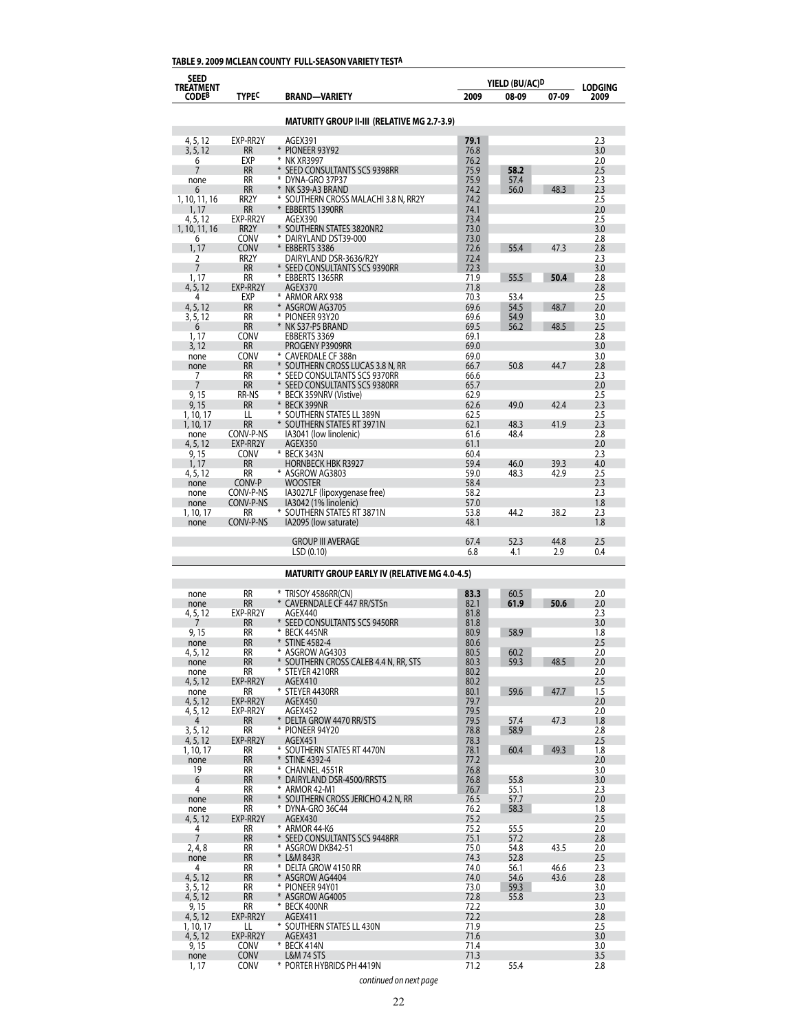**TABLE 9. 2009 MCLEAN COUNTY FULL-SEASON VARIETY TEST[A]**

| SEED TREATMENT CODE[B] | TYPE[C] | BRAND—VARIETY | YIELD (BU/AC)[D] | | | LODGING |
|---|---|---|---|---|---|---|
| | | | 2009 | 08-09 | 07-09 | 2009 |
| | | **MATURITY GROUP II-III (RELATIVE MG 2.7-3.9)** | | | | |
| 4, 5, 12 | EXP-RR2Y | AGEX391 | **79.1** | | | 2.3 |
| 3, 5, 12 | RR | * PIONEER 93Y92 | 76.8 | | | 3.0 |
| 6 | EXP | * NK XR3997 | 76.2 | | | 2.0 |
| 7 | RR | * SEED CONSULTANTS SCS 9398RR | 75.9 | **58.2** | | 2.5 |
| none | RR | * DYNA-GRO 37P37 | 75.9 | 57.4 | | 2.3 |
| 6 | RR | * NK S39-A3 BRAND | 74.2 | 56.0 | 48.3 | 2.3 |
| 1, 10, 11, 16 | RR2Y | * SOUTHERN CROSS MALACHI 3.8 N, RR2Y | 74.2 | | | 2.5 |
| 1, 17 | RR | * EBBERTS 1390RR | 74.1 | | | 2.0 |
| 4, 5, 12 | EXP-RR2Y | AGEX390 | 73.4 | | | 2.5 |
| 1, 10, 11, 16 | RR2Y | * SOUTHERN STATES 3820NR2 | 73.0 | | | 3.0 |
| 6 | CONV | * DAIRYLAND DST39-000 | 73.0 | | | 2.8 |
| 1, 17 | CONV | * EBBERTS 3386 | 72.6 | 55.4 | 47.3 | 2.8 |
| 2 | RR2Y | DAIRYLAND DSR-3636/R2Y | 72.4 | | | 2.3 |
| 7 | RR | * SEED CONSULTANTS SCS 9390RR | 72.3 | | | 3.0 |
| 1, 17 | RR | * EBBERTS 1365RR | 71.9 | 55.5 | **50.4** | 2.8 |
| 4, 5, 12 | EXP-RR2Y | AGEX370 | 71.8 | | | 2.8 |
| 4 | EXP | * ARMOR ARX 938 | 70.3 | 53.4 | | 2.5 |
| 4, 5, 12 | RR | * ASGROW AG3705 | 69.6 | 54.5 | 48.7 | 2.0 |
| 3, 5, 12 | RR | * PIONEER 93Y20 | 69.6 | 54.9 | | 3.0 |
| 6 | RR | * NK S37-P5 BRAND | 69.5 | 56.2 | 48.5 | 2.5 |
| 1, 17 | CONV | EBBERTS 3369 | 69.1 | | | 2.8 |
| 3, 12 | RR | PROGENY P3909RR | 69.0 | | | 3.0 |
| none | CONV | * CAVERDALE CF 388n | 69.0 | | | 3.0 |
| none | RR | * SOUTHERN CROSS LUCAS 3.8 N, RR | 66.7 | 50.8 | 44.7 | 2.8 |
| 7 | RR | * SEED CONSULTANTS SCS 9370RR | 66.6 | | | 2.3 |
| 7 | RR | * SEED CONSULTANTS SCS 9380RR | 65.7 | | | 2.0 |
| 9, 15 | RR-NS | * BECK 359NRV (Vistive) | 62.9 | | | 2.5 |
| 9, 15 | RR | * BECK 399NR | 62.6 | 49.0 | 42.4 | 2.3 |
| 1, 10, 17 | LL | * SOUTHERN STATES LL 389N | 62.5 | | | 2.5 |
| 1, 10, 17 | RR | * SOUTHERN STATES RT 3971N | 62.1 | 48.3 | 41.9 | 2.3 |
| none | CONV-P-NS | IA3041 (low linolenic) | 61.6 | 48.4 | | 2.8 |
| 4, 5, 12 | EXP-RR2Y | AGEX350 | 61.1 | | | 2.0 |
| 9, 15 | CONV | * BECK 343N | 60.4 | | | 2.3 |
| 1, 17 | RR | HORNBECK HBK R3927 | 59.4 | 46.0 | 39.3 | 4.0 |
| 4, 5, 12 | RR | * ASGROW AG3803 | 59.0 | 48.3 | 42.9 | 2.5 |
| none | CONV-P | WOOSTER | 58.4 | | | 2.3 |
| none | CONV-P-NS | IA3027LF (lipoxygenase free) | 58.2 | | | 2.3 |
| none | CONV-P-NS | IA3042 (1% linolenic) | 57.0 | | | 1.8 |
| 1, 10, 17 | RR | * SOUTHERN STATES RT 3871N | 53.8 | 44.2 | 38.2 | 2.3 |
| none | CONV-P-NS | IA2095 (low saturate) | 48.1 | | | 1.8 |
| | | GROUP III AVERAGE | 67.4 | 52.3 | 44.8 | 2.5 |
| | | LSD (0.10) | 6.8 | 4.1 | 2.9 | 0.4 |
| | | **MATURITY GROUP EARLY IV (RELATIVE MG 4.0-4.5)** | | | | |
| none | RR | * TRISOY 4586RR(CN) | **83.3** | 60.5 | | 2.0 |
| none | RR | * CAVERNDALE CF 447 RR/STSn | 82.1 | **61.9** | **50.6** | 2.0 |
| 4, 5, 12 | EXP-RR2Y | AGEX440 | 81.8 | | | 2.3 |
| 7 | RR | * SEED CONSULTANTS SCS 9450RR | 81.8 | | | 3.0 |
| 9, 15 | RR | * BECK 445NR | 80.9 | 58.9 | | 1.8 |
| none | RR | * STINE 4582-4 | 80.6 | | | 2.5 |
| 4, 5, 12 | RR | * ASGROW AG4303 | 80.5 | 60.2 | | 2.0 |
| none | RR | * SOUTHERN CROSS CALEB 4.4 N, RR, STS | 80.3 | 59.3 | 48.5 | 2.0 |
| none | RR | * STEYER 4210RR | 80.2 | | | 2.0 |
| 4, 5, 12 | EXP-RR2Y | AGEX410 | 80.2 | | | 2.5 |
| none | RR | * STEYER 4430RR | 80.1 | 59.6 | 47.7 | 1.5 |
| 4, 5, 12 | EXP-RR2Y | AGEX450 | 79.7 | | | 2.0 |
| 4, 5, 12 | EXP-RR2Y | AGEX452 | 79.5 | | | 2.0 |
| 4 | RR | * DELTA GROW 4470 RR/STS | 79.5 | 57.4 | 47.3 | 1.8 |
| 3, 5, 12 | RR | * PIONEER 94Y20 | 78.8 | 58.9 | | 2.8 |
| 4, 5, 12 | EXP-RR2Y | AGEX451 | 78.3 | | | 2.5 |
| 1, 10, 17 | RR | * SOUTHERN STATES RT 4470N | 78.1 | 60.4 | 49.3 | 1.8 |
| none | RR | * STINE 4392-4 | 77.2 | | | 2.0 |
| 19 | RR | * CHANNEL 4551R | 76.8 | | | 3.0 |
| 6 | RR | * DAIRYLAND DSR-4500/RRSTS | 76.8 | 55.8 | | 3.0 |
| 4 | RR | * ARMOR 42-M1 | 76.7 | 55.1 | | 2.3 |
| none | RR | * SOUTHERN CROSS JERICHO 4.2 N, RR | 76.5 | 57.7 | | 2.0 |
| none | RR | * DYNA-GRO 36C44 | 76.2 | 58.3 | | 1.8 |
| 4, 5, 12 | EXP-RR2Y | AGEX430 | 75.2 | | | 2.5 |
| 4 | RR | * ARMOR 44-K6 | 75.2 | 55.5 | | 2.0 |
| 7 | RR | * SEED CONSULTANTS SCS 9448RR | 75.1 | 57.2 | | 2.8 |
| 2, 4, 8 | RR | * ASGROW DKB42-51 | 75.0 | 54.8 | 43.5 | 2.0 |
| none | RR | * L&M 843R | 74.3 | 52.8 | | 2.5 |
| 4 | RR | * DELTA GROW 4150 RR | 74.0 | 56.1 | 46.6 | 2.3 |
| 4, 5, 12 | RR | * ASGROW AG4404 | 74.0 | 54.6 | 43.6 | 2.8 |
| 3, 5, 12 | RR | * PIONEER 94Y01 | 73.0 | 59.3 | | 3.0 |
| 4, 5, 12 | RR | * ASGROW AG4005 | 72.8 | 55.8 | | 2.3 |
| 9, 15 | RR | * BECK 400NR | 72.2 | | | 3.0 |
| 4, 5, 12 | EXP-RR2Y | AGEX411 | 72.2 | | | 2.8 |
| 1, 10, 17 | LL | * SOUTHERN STATES LL 430N | 71.9 | | | 2.5 |
| 4, 5, 12 | EXP-RR2Y | AGEX431 | 71.6 | | | 3.0 |
| 9, 15 | CONV | * BECK 414N | 71.4 | | | 3.0 |
| none | CONV | L&M 74 STS | 71.3 | | | 3.5 |
| 1, 17 | CONV | * PORTER HYBRIDS PH 4419N | 71.2 | 55.4 | | 2.8 |

*continued on next page*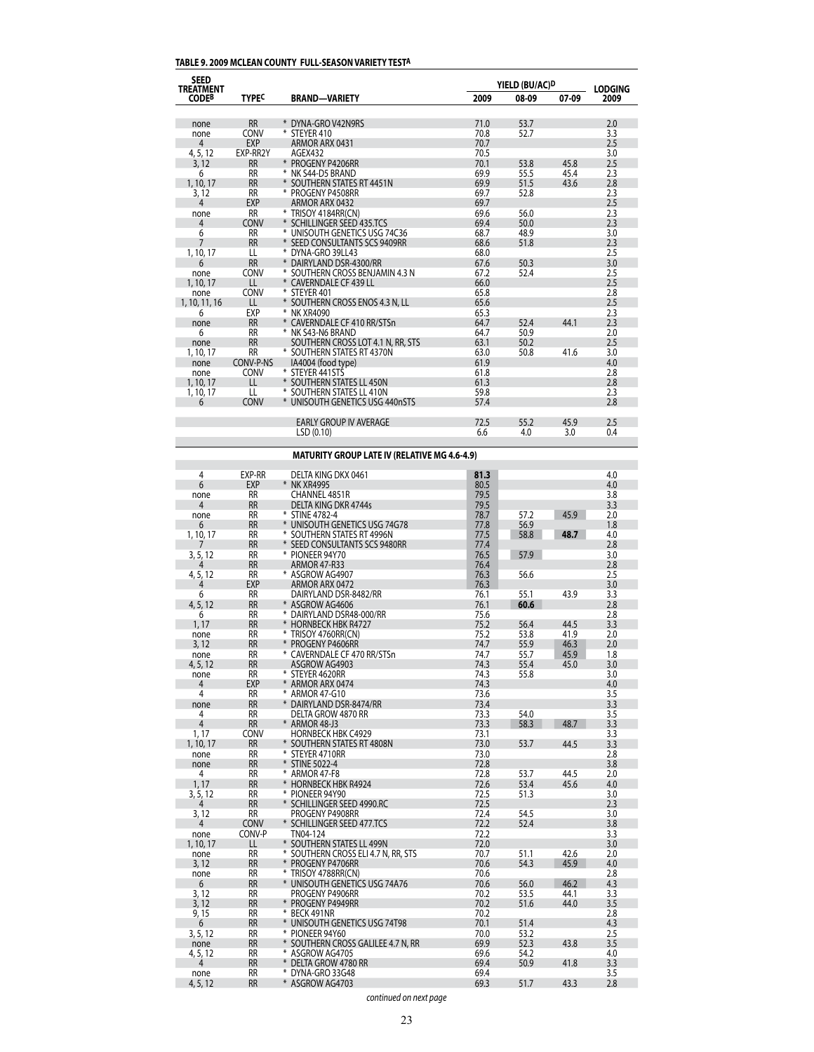**TABLE 9. 2009 MCLEAN COUNTY FULL-SEASON VARIETY TEST[A]**

| SEED TREATMENT CODE[B] | TYPE[C] | BRAND—VARIETY | YIELD (BU/AC)[D] 2009 | 08-09 | 07-09 | LODGING 2009 |
|---|---|---|---|---|---|---|
| none | RR | * DYNA-GRO V42N9RS | 71.0 | 53.7 | | 2.0 |
| none | CONV | * STEYER 410 | 70.8 | 52.7 | | 3.3 |
| 4 | EXP | ARMOR ARX 0431 | 70.7 | | | 2.5 |
| 4, 5, 12 | EXP-RR2Y | AGEX432 | 70.5 | | | 3.0 |
| 3, 12 | RR | * PROGENY P4206RR | 70.1 | 53.8 | 45.8 | 2.5 |
| 6 | RR | * NK S44-D5 BRAND | 69.9 | 55.5 | 45.4 | 2.3 |
| 1, 10, 17 | RR | * SOUTHERN STATES RT 4451N | 69.9 | 51.5 | 43.6 | 2.8 |
| 3, 12 | RR | * PROGENY P4508RR | 69.7 | 52.8 | | 2.3 |
| 4 | EXP | ARMOR ARX 0432 | 69.7 | | | 2.5 |
| none | RR | * TRISOY 4184RR(CN) | 69.6 | 56.0 | | 2.3 |
| 4 | CONV | * SCHILLINGER SEED 435.TCS | 69.4 | 50.0 | | 2.3 |
| 6 | RR | * UNISOUTH GENETICS USG 74C36 | 68.7 | 48.9 | | 3.0 |
| 7 | RR | * SEED CONSULTANTS SCS 9409RR | 68.6 | 51.8 | | 2.3 |
| 1, 10, 17 | LL | * DYNA-GRO 39LL43 | 68.0 | | | 2.5 |
| 6 | RR | * DAIRYLAND DSR-4300/RR | 67.6 | 50.3 | | 3.0 |
| none | CONV | * SOUTHERN CROSS BENJAMIN 4.3 N | 67.2 | 52.4 | | 2.5 |
| 1, 10, 17 | LL | * CAVERNDALE CF 439 LL | 66.0 | | | 2.5 |
| none | CONV | * STEYER 401 | 65.8 | | | 2.8 |
| 1, 10, 11, 16 | LL | * SOUTHERN CROSS ENOS 4.3 N, LL | 65.6 | | | 2.5 |
| 6 | EXP | * NK XR4090 | 65.3 | | | 2.3 |
| none | RR | * CAVERNDALE CF 410 RR/STSn | 64.7 | 52.4 | 44.1 | 2.3 |
| 6 | RR | * NK S43-N6 BRAND | 64.7 | 50.9 | | 2.0 |
| none | RR | SOUTHERN CROSS LOT 4.1 N, RR, STS | 63.1 | 50.2 | | 2.5 |
| 1, 10, 17 | RR | * SOUTHERN STATES RT 4370N | 63.0 | 50.8 | 41.6 | 3.0 |
| none | CONV-P-NS | IA4004 (food type) | 61.9 | | | 4.0 |
| none | CONV | * STEYER 441STS | 61.8 | | | 2.8 |
| 1, 10, 17 | LL | * SOUTHERN STATES LL 450N | 61.3 | | | 2.8 |
| 1, 10, 17 | LL | * SOUTHERN STATES LL 410N | 59.8 | | | 2.3 |
| 6 | CONV | * UNISOUTH GENETICS USG 440nSTS | 57.4 | | | 2.8 |
| | | EARLY GROUP IV AVERAGE | 72.5 | 55.2 | 45.9 | 2.5 |
| | | LSD (0.10) | 6.6 | 4.0 | 3.0 | 0.4 |
| | | **MATURITY GROUP LATE IV (RELATIVE MG 4.6-4.9)** | | | | |
| 4 | EXP-RR | DELTA KING DKX 0461 | **81.3** | | | 4.0 |
| 6 | EXP | * NK XR4995 | 80.5 | | | 4.0 |
| none | RR | CHANNEL 4851R | 79.5 | | | 3.8 |
| 4 | RR | DELTA KING DKR 4744s | 79.5 | | | 3.3 |
| none | RR | * STINE 4782-4 | 78.7 | 57.2 | 45.9 | 2.0 |
| 6 | RR | * UNISOUTH GENETICS USG 74G78 | 77.8 | 56.9 | | 1.8 |
| 1, 10, 17 | RR | * SOUTHERN STATES RT 4996N | 77.5 | 58.8 | **48.7** | 4.0 |
| 7 | RR | * SEED CONSULTANTS SCS 9480RR | 77.4 | | | 2.8 |
| 3, 5, 12 | RR | * PIONEER 94Y70 | 76.5 | 57.9 | | 3.0 |
| 4 | RR | ARMOR 47-R33 | 76.4 | | | 2.8 |
| 4, 5, 12 | RR | * ASGROW AG4907 | 76.3 | 56.6 | | 2.5 |
| 4 | EXP | ARMOR ARX 0472 | 76.3 | | | 3.0 |
| 6 | RR | DAIRYLAND DSR-8482/RR | 76.1 | 55.1 | 43.9 | 3.3 |
| 4, 5, 12 | RR | * ASGROW AG4606 | 76.1 | **60.6** | | 2.8 |
| 6 | RR | * DAIRYLAND DSR48-000/RR | 75.6 | | | 2.8 |
| 1, 17 | RR | * HORNBECK HBK R4727 | 75.2 | 56.4 | 44.5 | 3.3 |
| none | RR | * TRISOY 4760RR(CN) | 75.2 | 53.8 | 41.9 | 2.0 |
| 3, 12 | RR | * PROGENY P4606RR | 74.7 | 55.9 | 46.3 | 2.0 |
| none | RR | * CAVERNDALE CF 470 RR/STSn | 74.7 | 55.7 | 45.9 | 1.8 |
| 4, 5, 12 | RR | ASGROW AG4903 | 74.3 | 55.4 | 45.0 | 3.0 |
| none | RR | * STEYER 4620RR | 74.3 | 55.8 | | 3.0 |
| 4 | EXP | * ARMOR ARX 0474 | 74.3 | | | 4.0 |
| 4 | RR | * ARMOR 47-G10 | 73.6 | | | 3.5 |
| none | RR | * DAIRYLAND DSR-8474/RR | 73.4 | | | 3.3 |
| 4 | RR | DELTA GROW 4870 RR | 73.3 | 54.0 | | 3.5 |
| 4 | RR | * ARMOR 48-J3 | 73.3 | 58.3 | 48.7 | 3.3 |
| 1, 17 | CONV | HORNBECK HBK C4929 | 73.1 | | | 3.3 |
| 1, 10, 17 | RR | * SOUTHERN STATES RT 4808N | 73.0 | 53.7 | 44.5 | 3.3 |
| none | RR | * STEYER 4710RR | 73.0 | | | 2.8 |
| none | RR | * STINE 5022-4 | 72.8 | | | 3.8 |
| 4 | RR | * ARMOR 47-F8 | 72.8 | 53.7 | 44.5 | 2.0 |
| 1, 17 | RR | * HORNBECK HBK R4924 | 72.6 | 53.4 | 45.6 | 4.0 |
| 3, 5, 12 | RR | * PIONEER 94Y90 | 72.5 | 51.3 | | 3.0 |
| 4 | RR | * SCHILLINGER SEED 4990.RC | 72.5 | | | 2.3 |
| 3, 12 | RR | PROGENY P4908RR | 72.4 | 54.5 | | 3.0 |
| 4 | CONV | * SCHILLINGER SEED 477.TCS | 72.2 | 52.4 | | 3.8 |
| none | CONV-P | TN04-124 | 72.2 | | | 3.3 |
| 1, 10, 17 | LL | * SOUTHERN STATES LL 499N | 72.0 | | | 3.0 |
| none | RR | * SOUTHERN CROSS ELI 4.7 N, RR, STS | 70.7 | 51.1 | 42.6 | 2.0 |
| 3, 12 | RR | * PROGENY P4706RR | 70.6 | 54.3 | 45.9 | 4.0 |
| none | RR | * TRISOY 4788RR(CN) | 70.6 | | | 2.8 |
| 6 | RR | * UNISOUTH GENETICS USG 74A76 | 70.6 | 56.0 | 46.2 | 4.3 |
| 3, 12 | RR | PROGENY P4906RR | 70.2 | 53.5 | 44.1 | 3.3 |
| 3, 12 | RR | * PROGENY P4949RR | 70.2 | 51.6 | 44.0 | 3.5 |
| 9, 15 | RR | * BECK 491NR | 70.2 | | | 2.8 |
| 6 | RR | * UNISOUTH GENETICS USG 74T98 | 70.1 | 51.4 | | 4.3 |
| 3, 5, 12 | RR | * PIONEER 94Y60 | 70.0 | 53.2 | | 2.5 |
| none | RR | * SOUTHERN CROSS GALILEE 4.7 N, RR | 69.9 | 52.3 | 43.8 | 3.5 |
| 4, 5, 12 | RR | * ASGROW AG4705 | 69.6 | 54.2 | | 4.0 |
| 4 | RR | * DELTA GROW 4780 RR | 69.4 | 50.9 | 41.8 | 3.3 |
| none | RR | * DYNA-GRO 33G48 | 69.4 | | | 3.5 |
| 4, 5, 12 | RR | * ASGROW AG4703 | 69.3 | 51.7 | 43.3 | 2.8 |

*continued on next page*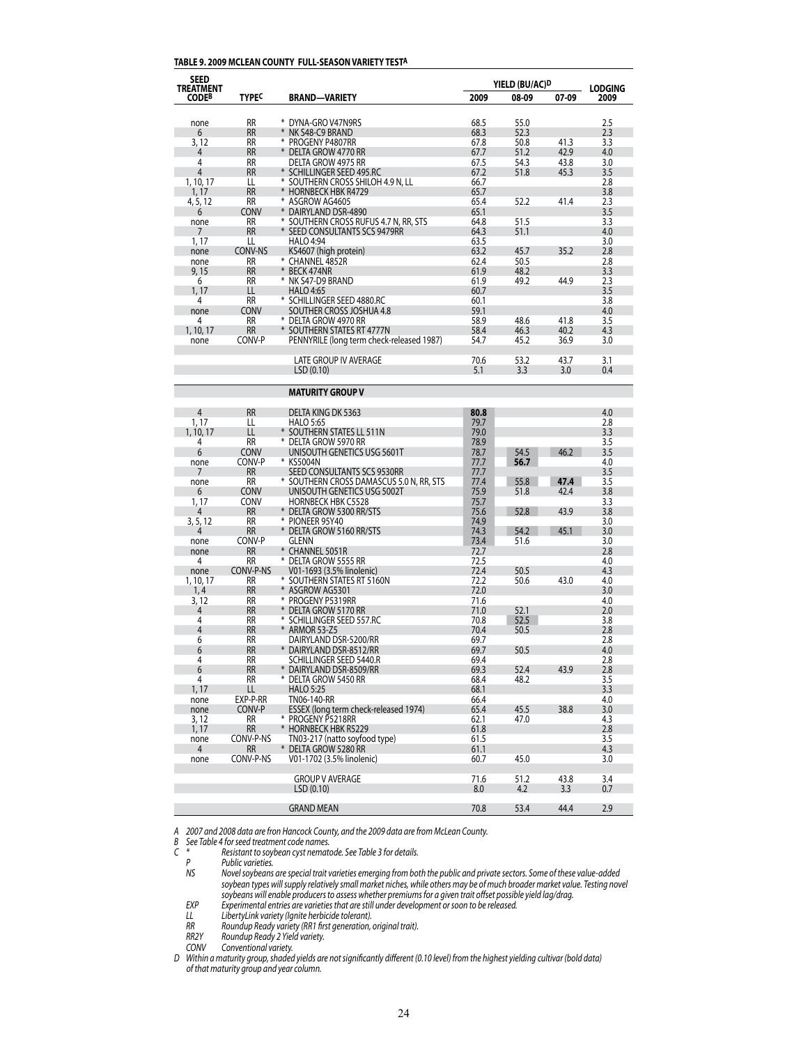**TABLE 9. 2009 MCLEAN COUNTY FULL-SEASON VARIETY TEST[A]**

| SEED TREATMENT CODE[B] | TYPE[C] | BRAND—VARIETY | YIELD (BU/AC)[D] 2009 | 08-09 | 07-09 | LODGING 2009 |
|---|---|---|---|---|---|---|
| none | RR | * DYNA-GRO V47N9RS | 68.5 | 55.0 | | 2.5 |
| 6 | RR | * NK S48-C9 BRAND | 68.3 | 52.3 | | 2.3 |
| 3, 12 | RR | * PROGENY P4807RR | 67.8 | 50.8 | 41.3 | 3.3 |
| 4 | RR | * DELTA GROW 4770 RR | 67.7 | 51.2 | 42.9 | 4.0 |
| 4 | RR | DELTA GROW 4975 RR | 67.5 | 54.3 | 43.8 | 3.0 |
| 4 | RR | * SCHILLINGER SEED 495.RC | 67.2 | 51.8 | 45.3 | 3.5 |
| 1, 10, 17 | LL | * SOUTHERN CROSS SHILOH 4.9 N, LL | 66.7 | | | 2.8 |
| 1, 17 | RR | * HORNBECK HBK R4729 | 65.7 | | | 3.8 |
| 4, 5, 12 | RR | * ASGROW AG4605 | 65.4 | 52.2 | 41.4 | 2.3 |
| 6 | CONV | * DAIRYLAND DSR-4890 | 65.1 | | | 3.5 |
| none | RR | * SOUTHERN CROSS RUFUS 4.7 N, RR, STS | 64.8 | 51.5 | | 3.3 |
| 7 | RR | * SEED CONSULTANTS SCS 9479RR | 64.3 | 51.1 | | 4.0 |
| 1, 17 | LL | HALO 4:94 | 63.5 | | | 3.0 |
| none | CONV-NS | KS4607 (high protein) | 63.2 | 45.7 | 35.2 | 2.8 |
| none | RR | * CHANNEL 4852R | 62.4 | 50.5 | | 2.8 |
| 9, 15 | RR | * BECK 474NR | 61.9 | 48.2 | | 3.3 |
| 6 | RR | * NK S47-D9 BRAND | 61.9 | 49.2 | 44.9 | 2.3 |
| 1, 17 | LL | HALO 4:65 | 60.7 | | | 3.5 |
| 4 | RR | * SCHILLINGER SEED 4880.RC | 60.1 | | | 3.8 |
| none | CONV | SOUTHER CROSS JOSHUA 4.8 | 59.1 | | | 4.0 |
| 4 | RR | * DELTA GROW 4970 RR | 58.9 | 48.6 | 41.8 | 3.5 |
| 1, 10, 17 | RR | * SOUTHERN STATES RT 4777N | 58.4 | 46.3 | 40.2 | 4.3 |
| none | CONV-P | PENNYRILE (long term check-released 1987) | 54.7 | 45.2 | 36.9 | 3.0 |
| | | LATE GROUP IV AVERAGE | 70.6 | 53.2 | 43.7 | 3.1 |
| | | LSD (0.10) | 5.1 | 3.3 | 3.0 | 0.4 |
| | | **MATURITY GROUP V** | | | | |
| 4 | RR | DELTA KING DK 5363 | **80.8** | | | 4.0 |
| 1, 17 | LL | HALO 5:65 | 79.7 | | | 2.8 |
| 1, 10, 17 | LL | * SOUTHERN STATES LL 511N | 79.0 | | | 3.3 |
| 4 | RR | * DELTA GROW 5970 RR | 78.9 | | | 3.5 |
| 6 | CONV | UNISOUTH GENETICS USG 5601T | 78.7 | 54.5 | 46.2 | 3.5 |
| none | CONV-P | * KS5004N | 77.7 | **56.7** | | 4.0 |
| 7 | RR | SEED CONSULTANTS SCS 9530RR | 77.7 | | | 3.5 |
| none | RR | * SOUTHERN CROSS DAMASCUS 5.0 N, RR, STS | 77.4 | 55.8 | **47.4** | 3.5 |
| 6 | CONV | UNISOUTH GENETICS USG 5002T | 75.9 | 51.8 | 42.4 | 3.8 |
| 1, 17 | CONV | HORNBECK HBK C5528 | 75.7 | | | 3.3 |
| 4 | RR | * DELTA GROW 5300 RR/STS | 75.6 | 52.8 | 43.9 | 3.8 |
| 3, 5, 12 | RR | * PIONEER 95Y40 | 74.9 | | | 3.0 |
| 4 | RR | * DELTA GROW 5160 RR/STS | 74.3 | 54.2 | 45.1 | 3.0 |
| none | CONV-P | GLENN | 73.4 | 51.6 | | 3.0 |
| none | RR | * CHANNEL 5051R | 72.7 | | | 2.8 |
| 4 | RR | * DELTA GROW 5555 RR | 72.5 | | | 4.0 |
| none | CONV-P-NS | V01-1693 (3.5% linolenic) | 72.4 | 50.5 | | 4.3 |
| 1, 10, 17 | RR | * SOUTHERN STATES RT 5160N | 72.2 | 50.6 | 43.0 | 4.0 |
| 1, 4 | RR | * ASGROW AG5301 | 72.0 | | | 3.0 |
| 3, 12 | RR | * PROGENY P5319RR | 71.6 | | | 4.0 |
| 4 | RR | * DELTA GROW 5170 RR | 71.0 | 52.1 | | 2.0 |
| 4 | RR | * SCHILLINGER SEED 557.RC | 70.8 | 52.5 | | 3.8 |
| 4 | RR | * ARMOR 53-Z5 | 70.4 | 50.5 | | 2.8 |
| 6 | RR | DAIRYLAND DSR-5200/RR | 69.7 | | | 2.8 |
| 6 | RR | * DAIRYLAND DSR-8512/RR | 69.7 | 50.5 | | 4.0 |
| 4 | RR | SCHILLINGER SEED 5440.R | 69.4 | | | 2.8 |
| 6 | RR | * DAIRYLAND DSR-8509/RR | 69.3 | 52.4 | 43.9 | 2.8 |
| 4 | RR | * DELTA GROW 5450 RR | 68.4 | 48.2 | | 3.5 |
| 1, 17 | LL | HALO 5:25 | 68.1 | | | 3.3 |
| none | EXP-P-RR | TN06-140-RR | 66.4 | | | 4.0 |
| none | CONV-P | ESSEX (long term check-released 1974) | 65.4 | 45.5 | 38.8 | 3.0 |
| 3, 12 | RR | * PROGENY P5218RR | 62.1 | 47.0 | | 4.3 |
| 1, 17 | RR | * HORNBECK HBK R5229 | 61.8 | | | 2.8 |
| none | CONV-P-NS | TN03-217 (natto soyfood type) | 61.5 | | | 3.5 |
| 4 | RR | * DELTA GROW 5280 RR | 61.1 | | | 4.3 |
| none | CONV-P-NS | V01-1702 (3.5% linolenic) | 60.7 | 45.0 | | 3.0 |
| | | GROUP V AVERAGE | 71.6 | 51.2 | 43.8 | 3.4 |
| | | LSD (0.10) | 8.0 | 4.2 | 3.3 | 0.7 |
| | | GRAND MEAN | 70.8 | 53.4 | 44.4 | 2.9 |

*A 2007 and 2008 data are fron Hancock County, and the 2009 data are from McLean County.*

*B See Table 4 for seed treatment code names.*

*C \* Resistant to soybean cyst nematode. See Table 3 for details.*

*P Public varieties.*

*NS Novel soybeans are special trait varieties emerging from both the public and private sectors. Some of these value-added soybean types will supply relatively small market niches, while others may be of much broader market value. Testing novel soybeans will enable producers to assess whether premiums for a given trait offset possible yield lag/drag.*

*EXP Experimental entries are varieties that are still under development or soon to be released.*

*LL LibertyLink variety (Ignite herbicide tolerant).*

*RR Roundup Ready variety (RR1 first generation, original trait).*

*RR2Y Roundup Ready 2 Yield variety.*

*CONV Conventional variety.*

*D Within a maturity group, shaded yields are not significantly different (0.10 level) from the highest yielding cultivar (bold data) of that maturity group and year column.*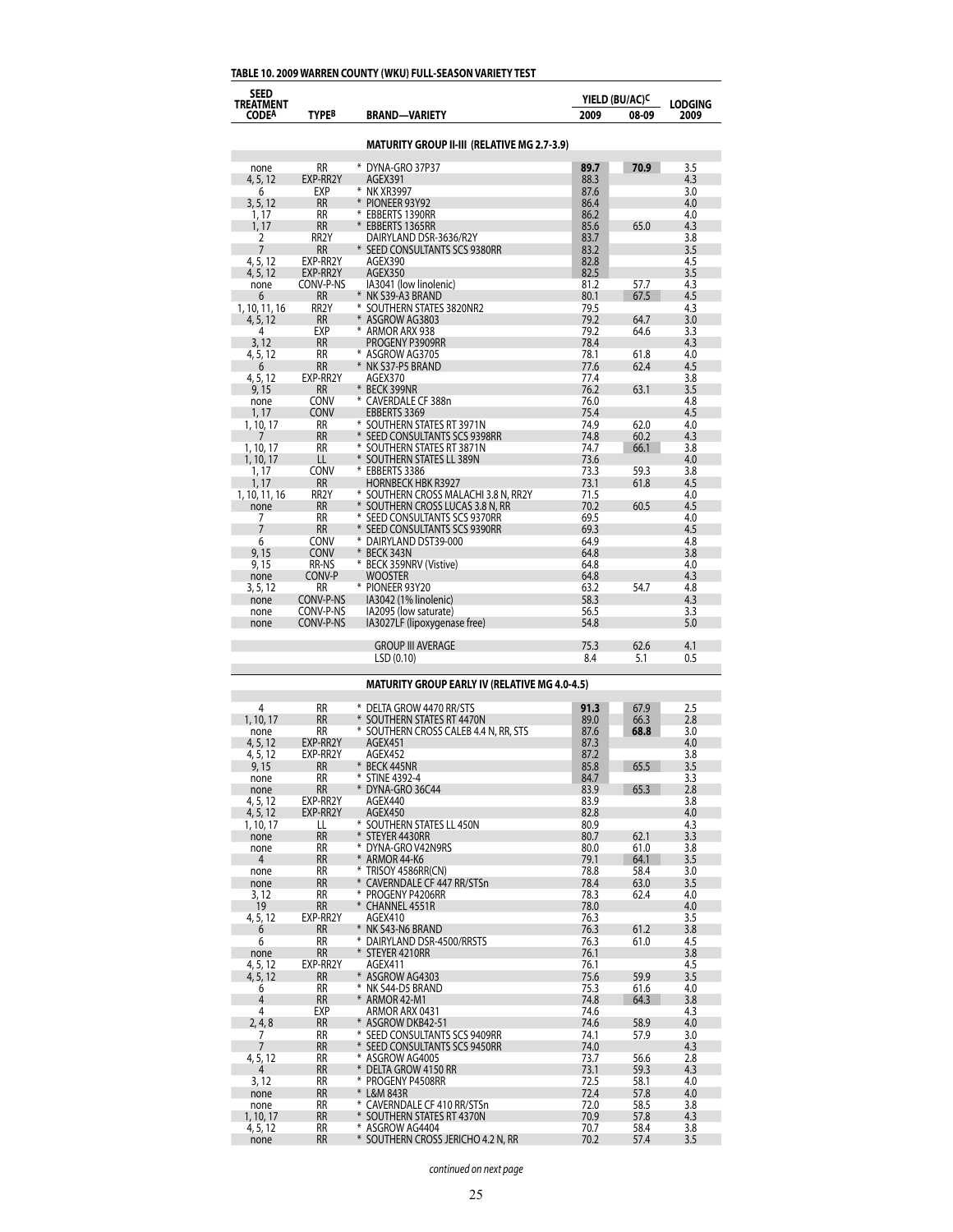**TABLE 10. 2009 WARREN COUNTY (WKU) FULL-SEASON VARIETY TEST**

| SEED TREATMENT CODE[A] | TYPE[B] | BRAND—VARIETY | YIELD (BU/AC)[C] | | LODGING |
|---|---|---|---|---|---|
| | | | 2009 | 08-09 | 2009 |
| | | **MATURITY GROUP II-III (RELATIVE MG 2.7-3.9)** | | | |
| none | RR | * DYNA-GRO 37P37 | **89.7** | **70.9** | 3.5 |
| 4, 5, 12 | EXP-RR2Y | AGEX391 | 88.3 | | 4.3 |
| 6 | EXP | * NK XR3997 | 87.6 | | 3.0 |
| 3, 5, 12 | RR | * PIONEER 93Y92 | 86.4 | | 4.0 |
| 1, 17 | RR | * EBBERTS 1390RR | 86.2 | | 4.0 |
| 1, 17 | RR | * EBBERTS 1365RR | 85.6 | 65.0 | 4.3 |
| 2 | RR2Y | DAIRYLAND DSR-3636/R2Y | 83.7 | | 3.8 |
| 7 | RR | * SEED CONSULTANTS SCS 9380RR | 83.2 | | 3.5 |
| 4, 5, 12 | EXP-RR2Y | AGEX390 | 82.8 | | 4.5 |
| 4, 5, 12 | EXP-RR2Y | AGEX350 | 82.5 | | 3.5 |
| none | CONV-P-NS | IA3041 (low linolenic) | 81.2 | 57.7 | 4.3 |
| 6 | RR | * NK S39-A3 BRAND | 80.1 | 67.5 | 4.5 |
| 1, 10, 11, 16 | RR2Y | * SOUTHERN STATES 3820NR2 | 79.5 | | 4.3 |
| 4, 5, 12 | RR | * ASGROW AG3803 | 79.2 | 64.7 | 3.0 |
| 4 | EXP | * ARMOR ARX 938 | 79.2 | 64.6 | 3.3 |
| 3, 12 | RR | PROGENY P3909RR | 78.4 | | 4.3 |
| 4, 5, 12 | RR | * ASGROW AG3705 | 78.1 | 61.8 | 4.0 |
| 6 | RR | * NK S37-P5 BRAND | 77.6 | 62.4 | 4.5 |
| 4, 5, 12 | EXP-RR2Y | AGEX370 | 77.4 | | 3.8 |
| 9, 15 | RR | * BECK 399NR | 76.2 | 63.1 | 3.5 |
| none | CONV | * CAVERDALE CF 388n | 76.0 | | 4.8 |
| 1, 17 | CONV | EBBERTS 3369 | 75.4 | | 4.5 |
| 1, 10, 17 | RR | * SOUTHERN STATES RT 3971N | 74.9 | 62.0 | 4.0 |
| 7 | RR | * SEED CONSULTANTS SCS 9398RR | 74.8 | 60.2 | 4.3 |
| 1, 10, 17 | RR | * SOUTHERN STATES RT 3871N | 74.7 | 66.1 | 3.8 |
| 1, 10, 17 | LL | * SOUTHERN STATES LL 389N | 73.6 | | 4.0 |
| 1, 17 | CONV | * EBBERTS 3386 | 73.3 | 59.3 | 3.8 |
| 1, 17 | RR | HORNBECK HBK R3927 | 73.1 | 61.8 | 4.5 |
| 1, 10, 11, 16 | RR2Y | * SOUTHERN CROSS MALACHI 3.8 N, RR2Y | 71.5 | | 4.0 |
| none | RR | * SOUTHERN CROSS LUCAS 3.8 N, RR | 70.2 | 60.5 | 4.5 |
| 7 | RR | * SEED CONSULTANTS SCS 9370RR | 69.5 | | 4.0 |
| 7 | RR | * SEED CONSULTANTS SCS 9390RR | 69.3 | | 4.5 |
| 6 | CONV | * DAIRYLAND DST39-000 | 64.9 | | 4.8 |
| 9, 15 | CONV | * BECK 343N | 64.8 | | 3.8 |
| 9, 15 | RR-NS | * BECK 359NRV (Vistive) | 64.8 | | 4.0 |
| none | CONV-P | WOOSTER | 64.8 | | 4.3 |
| 3, 5, 12 | RR | * PIONEER 93Y20 | 63.2 | 54.7 | 4.8 |
| none | CONV-P-NS | IA3042 (1% linolenic) | 58.3 | | 4.3 |
| none | CONV-P-NS | IA2095 (low saturate) | 56.5 | | 3.3 |
| none | CONV-P-NS | IA3027LF (lipoxygenase free) | 54.8 | | 5.0 |
| | | GROUP III AVERAGE | 75.3 | 62.6 | 4.1 |
| | | LSD (0.10) | 8.4 | 5.1 | 0.5 |
| | | **MATURITY GROUP EARLY IV (RELATIVE MG 4.0-4.5)** | | | |
| 4 | RR | * DELTA GROW 4470 RR/STS | **91.3** | 67.9 | 2.5 |
| 1, 10, 17 | RR | * SOUTHERN STATES RT 4470N | 89.0 | 66.3 | 2.8 |
| none | RR | * SOUTHERN CROSS CALEB 4.4 N, RR, STS | 87.6 | **68.8** | 3.0 |
| 4, 5, 12 | EXP-RR2Y | AGEX451 | 87.3 | | 4.0 |
| 4, 5, 12 | EXP-RR2Y | AGEX452 | 87.2 | | 3.8 |
| 9, 15 | RR | * BECK 445NR | 85.8 | 65.5 | 3.5 |
| none | RR | * STINE 4392-4 | 84.7 | | 3.3 |
| none | RR | * DYNA-GRO 36C44 | 83.9 | 65.3 | 2.8 |
| 4, 5, 12 | EXP-RR2Y | AGEX440 | 83.9 | | 3.8 |
| 4, 5, 12 | EXP-RR2Y | AGEX450 | 82.8 | | 4.0 |
| 1, 10, 17 | LL | * SOUTHERN STATES LL 450N | 80.9 | | 4.3 |
| none | RR | * STEYER 4430RR | 80.7 | 62.1 | 3.3 |
| none | RR | * DYNA-GRO V42N9RS | 80.0 | 61.0 | 3.8 |
| 4 | RR | * ARMOR 44-K6 | 79.1 | 64.1 | 3.5 |
| none | RR | * TRISOY 4586RR(CN) | 78.8 | 58.4 | 3.0 |
| none | RR | * CAVERNDALE CF 447 RR/STSn | 78.4 | 63.0 | 3.5 |
| 3, 12 | RR | * PROGENY P4206RR | 78.3 | 62.4 | 4.0 |
| 19 | RR | * CHANNEL 4551R | 78.0 | | 4.0 |
| 4, 5, 12 | EXP-RR2Y | AGEX410 | 76.3 | | 3.5 |
| 6 | RR | * NK S43-N6 BRAND | 76.3 | 61.2 | 3.8 |
| 6 | RR | * DAIRYLAND DSR-4500/RRSTS | 76.3 | 61.0 | 4.5 |
| none | RR | * STEYER 4210RR | 76.1 | | 3.8 |
| 4, 5, 12 | EXP-RR2Y | AGEX411 | 76.1 | | 4.5 |
| 4, 5, 12 | RR | * ASGROW AG4303 | 75.6 | 59.9 | 3.5 |
| 6 | RR | * NK S44-D5 BRAND | 75.3 | 61.6 | 4.0 |
| 4 | RR | * ARMOR 42-M1 | 74.8 | 64.3 | 3.8 |
| 4 | EXP | ARMOR ARX 0431 | 74.6 | | 4.3 |
| 2, 4, 8 | RR | * ASGROW DKB42-51 | 74.6 | 58.9 | 4.0 |
| 7 | RR | * SEED CONSULTANTS SCS 9409RR | 74.1 | 57.9 | 3.0 |
| 7 | RR | * SEED CONSULTANTS SCS 9450RR | 74.0 | | 4.3 |
| 4, 5, 12 | RR | * ASGROW AG4005 | 73.7 | 56.6 | 2.8 |
| 4 | RR | * DELTA GROW 4150 RR | 73.1 | 59.3 | 4.3 |
| 3, 12 | RR | * PROGENY P4508RR | 72.5 | 58.1 | 4.0 |
| none | RR | * L&M 843R | 72.4 | 57.8 | 4.0 |
| none | RR | * CAVERNDALE CF 410 RR/STSn | 72.0 | 58.5 | 3.8 |
| 1, 10, 17 | RR | * SOUTHERN STATES RT 4370N | 70.9 | 57.8 | 4.3 |
| 4, 5, 12 | RR | * ASGROW AG4404 | 70.7 | 58.4 | 3.8 |
| none | RR | * SOUTHERN CROSS JERICHO 4.2 N, RR | 70.2 | 57.4 | 3.5 |

*continued on next page*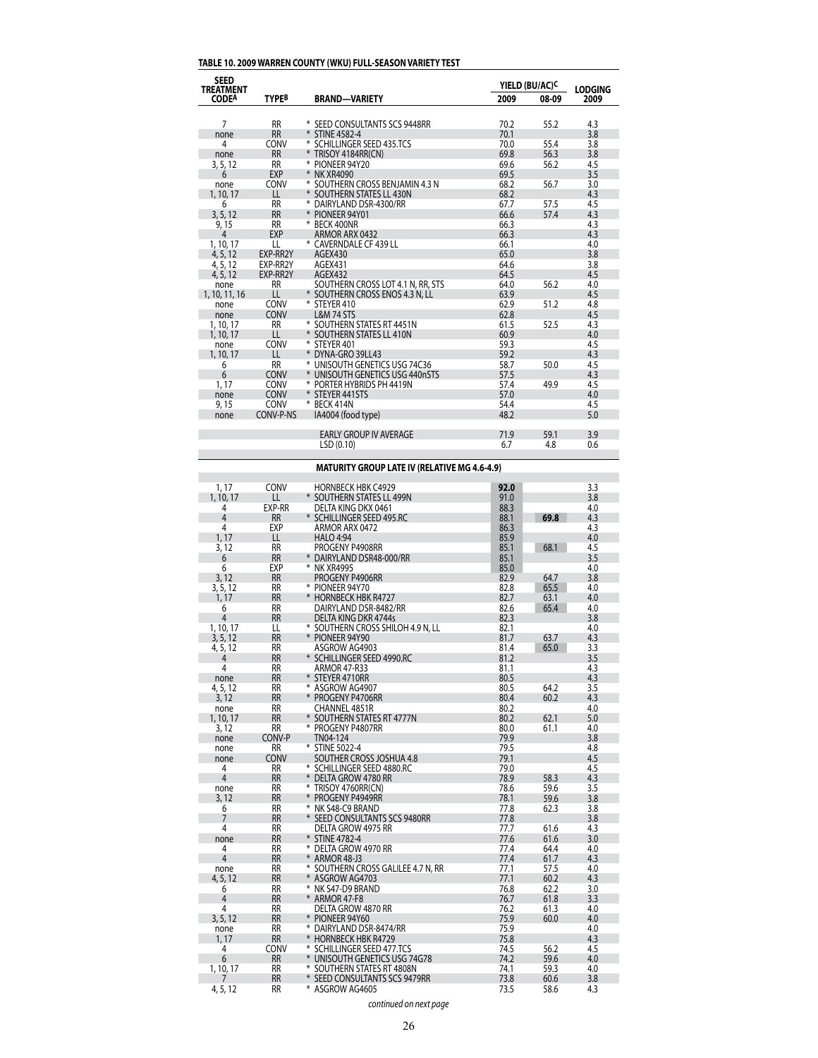**TABLE 10. 2009 WARREN COUNTY (WKU) FULL-SEASON VARIETY TEST**

| SEED TREATMENT CODE[A] | TYPE[B] | BRAND—VARIETY | YIELD (BU/AC)[C] | | LODGING |
|---|---|---|---|---|---|
| | | | 2009 | 08-09 | 2009 |
| 7 | RR | * SEED CONSULTANTS SCS 9448RR | 70.2 | 55.2 | 4.3 |
| none | RR | * STINE 4582-4 | 70.1 | | 3.8 |
| 4 | CONV | * SCHILLINGER SEED 435.TCS | 70.0 | 55.4 | 3.8 |
| none | RR | * TRISOY 4184RR(CN) | 69.8 | 56.3 | 3.8 |
| 3, 5, 12 | RR | * PIONEER 94Y20 | 69.6 | 56.2 | 4.5 |
| 6 | EXP | * NK XR4090 | 69.5 | | 3.5 |
| none | CONV | * SOUTHERN CROSS BENJAMIN 4.3 N | 68.2 | 56.7 | 3.0 |
| 1, 10, 17 | LL | * SOUTHERN STATES LL 430N | 68.2 | | 4.3 |
| 6 | RR | * DAIRYLAND DSR-4300/RR | 67.7 | 57.5 | 4.5 |
| 3, 5, 12 | RR | * PIONEER 94Y01 | 66.6 | 57.4 | 4.3 |
| 9, 15 | RR | * BECK 400NR | 66.3 | | 4.3 |
| 4 | EXP | ARMOR ARX 0432 | 66.3 | | 4.3 |
| 1, 10, 17 | LL | * CAVERNDALE CF 439 LL | 66.1 | | 4.0 |
| 4, 5, 12 | EXP-RR2Y | AGEX430 | 65.0 | | 3.8 |
| 4, 5, 12 | EXP-RR2Y | AGEX431 | 64.6 | | 3.8 |
| 4, 5, 12 | EXP-RR2Y | AGEX432 | 64.5 | | 4.5 |
| none | RR | SOUTHERN CROSS LOT 4.1 N, RR, STS | 64.0 | 56.2 | 4.0 |
| 1, 10, 11, 16 | LL | * SOUTHERN CROSS ENOS 4.3 N, LL | 63.9 | | 4.5 |
| none | CONV | * STEYER 410 | 62.9 | 51.2 | 4.8 |
| none | CONV | L&M 74 STS | 62.8 | | 4.5 |
| 1, 10, 17 | RR | * SOUTHERN STATES RT 4451N | 61.5 | 52.5 | 4.3 |
| 1, 10, 17 | LL | * SOUTHERN STATES LL 410N | 60.9 | | 4.0 |
| none | CONV | * STEYER 401 | 59.3 | | 4.5 |
| 1, 10, 17 | LL | * DYNA-GRO 39LL43 | 59.2 | | 4.3 |
| 6 | RR | * UNISOUTH GENETICS USG 74C36 | 58.7 | 50.0 | 4.5 |
| 6 | CONV | * UNISOUTH GENETICS USG 440nSTS | 57.5 | | 4.3 |
| 1, 17 | CONV | * PORTER HYBRIDS PH 4419N | 57.4 | 49.9 | 4.5 |
| none | CONV | * STEYER 441STS | 57.0 | | 4.0 |
| 9, 15 | CONV | * BECK 414N | 54.4 | | 4.5 |
| none | CONV-P-NS | IA4004 (food type) | 48.2 | | 5.0 |
| | | EARLY GROUP IV AVERAGE | 71.9 | 59.1 | 3.9 |
| | | LSD (0.10) | 6.7 | 4.8 | 0.6 |
| | | **MATURITY GROUP LATE IV (RELATIVE MG 4.6-4.9)** | | | |
| 1, 17 | CONV | HORNBECK HBK C4929 | **92.0** | | 3.3 |
| 1, 10, 17 | LL | * SOUTHERN STATES LL 499N | 91.0 | | 3.8 |
| 4 | EXP-RR | DELTA KING DKX 0461 | 88.3 | | 4.0 |
| 4 | RR | * SCHILLINGER SEED 495.RC | 88.1 | **69.8** | 4.3 |
| 4 | EXP | ARMOR ARX 0472 | 86.3 | | 4.3 |
| 1, 17 | LL | HALO 4:94 | 85.9 | | 4.0 |
| 3, 12 | RR | PROGENY P4908RR | 85.1 | 68.1 | 4.5 |
| 6 | RR | * DAIRYLAND DSR48-000/RR | 85.1 | | 3.5 |
| 6 | EXP | * NK XR4995 | 85.0 | | 4.0 |
| 3, 12 | RR | PROGENY P4906RR | 82.9 | 64.7 | 3.8 |
| 3, 5, 12 | RR | * PIONEER 94Y70 | 82.8 | 65.5 | 4.0 |
| 1, 17 | RR | * HORNBECK HBK R4727 | 82.7 | 63.1 | 4.0 |
| 6 | RR | DAIRYLAND DSR-8482/RR | 82.6 | 65.4 | 4.0 |
| 4 | RR | DELTA KING DKR 4744s | 82.3 | | 3.8 |
| 1, 10, 17 | LL | * SOUTHERN CROSS SHILOH 4.9 N, LL | 82.1 | | 4.0 |
| 3, 5, 12 | RR | * PIONEER 94Y90 | 81.7 | 63.7 | 4.3 |
| 4, 5, 12 | RR | ASGROW AG4903 | 81.4 | 65.0 | 3.3 |
| 4 | RR | * SCHILLINGER SEED 4990.RC | 81.2 | | 3.5 |
| 4 | RR | ARMOR 47-R33 | 81.1 | | 4.3 |
| none | RR | * STEYER 4710RR | 80.5 | | 4.3 |
| 4, 5, 12 | RR | * ASGROW AG4907 | 80.5 | 64.2 | 3.5 |
| 3, 12 | RR | * PROGENY P4706RR | 80.4 | 60.2 | 4.3 |
| none | RR | CHANNEL 4851R | 80.2 | | 4.0 |
| 1, 10, 17 | RR | * SOUTHERN STATES RT 4777N | 80.2 | 62.1 | 5.0 |
| 3, 12 | RR | * PROGENY P4807RR | 80.0 | 61.1 | 4.0 |
| none | CONV-P | TN04-124 | 79.9 | | 3.8 |
| none | RR | * STINE 5022-4 | 79.5 | | 4.8 |
| none | CONV | SOUTHER CROSS JOSHUA 4.8 | 79.1 | | 4.5 |
| 4 | RR | * SCHILLINGER SEED 4880.RC | 79.0 | | 4.5 |
| 4 | RR | * DELTA GROW 4780 RR | 78.9 | 58.3 | 4.3 |
| none | RR | * TRISOY 4760RR(CN) | 78.6 | 59.6 | 3.5 |
| 3, 12 | RR | * PROGENY P4949RR | 78.1 | 59.6 | 3.8 |
| 6 | RR | * NK S48-C9 BRAND | 77.8 | 62.3 | 3.8 |
| 7 | RR | * SEED CONSULTANTS SCS 9480RR | 77.8 | | 3.8 |
| 4 | RR | DELTA GROW 4975 RR | 77.7 | 61.6 | 4.3 |
| none | RR | * STINE 4782-4 | 77.6 | 61.6 | 3.0 |
| 4 | RR | * DELTA GROW 4970 RR | 77.4 | 64.4 | 4.0 |
| 4 | RR | * ARMOR 48-J3 | 77.4 | 61.7 | 4.3 |
| none | RR | * SOUTHERN CROSS GALILEE 4.7 N, RR | 77.1 | 57.5 | 4.0 |
| 4, 5, 12 | RR | * ASGROW AG4703 | 77.1 | 60.2 | 4.3 |
| 6 | RR | * NK S47-D9 BRAND | 76.8 | 62.2 | 3.0 |
| 4 | RR | * ARMOR 47-F8 | 76.7 | 61.8 | 3.3 |
| 4 | RR | DELTA GROW 4870 RR | 76.2 | 61.3 | 4.0 |
| 3, 5, 12 | RR | * PIONEER 94Y60 | 75.9 | 60.0 | 4.0 |
| none | RR | * DAIRYLAND DSR-8474/RR | 75.9 | | 4.0 |
| 1, 17 | RR | * HORNBECK HBK R4729 | 75.8 | | 4.3 |
| 4 | CONV | * SCHILLINGER SEED 477.TCS | 74.5 | 56.2 | 4.5 |
| 6 | RR | * UNISOUTH GENETICS USG 74G78 | 74.2 | 59.6 | 4.0 |
| 1, 10, 17 | RR | * SOUTHERN STATES RT 4808N | 74.1 | 59.3 | 4.0 |
| 7 | RR | * SEED CONSULTANTS SCS 9479RR | 73.8 | 60.6 | 3.8 |
| 4, 5, 12 | RR | * ASGROW AG4605 | 73.5 | 58.6 | 4.3 |

*continued on next page*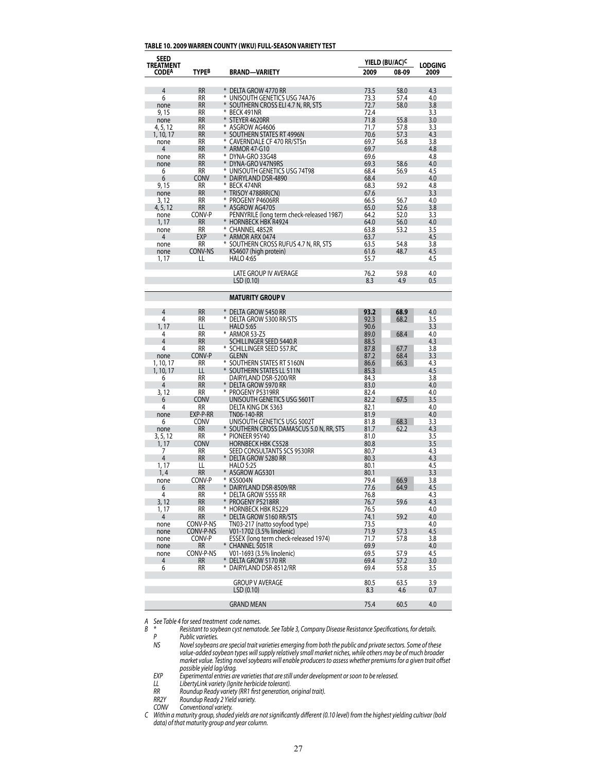**TABLE 10. 2009 WARREN COUNTY (WKU) FULL-SEASON VARIETY TEST**

| SEED TREATMENT CODE[A] | TYPE[B] | BRAND—VARIETY | YIELD (BU/AC)[C] 2009 | 08-09 | LODGING 2009 |
|---|---|---|---|---|---|
| 4 | RR | * DELTA GROW 4770 RR | 73.5 | 58.0 | 4.3 |
| 6 | RR | * UNISOUTH GENETICS USG 74A76 | 73.3 | 57.4 | 4.0 |
| none | RR | * SOUTHERN CROSS ELI 4.7 N, RR, STS | 72.7 | 58.0 | 3.8 |
| 9, 15 | RR | * BECK 491NR | 72.4 | | 3.3 |
| none | RR | * STEYER 4620RR | 71.8 | 55.8 | 3.0 |
| 4, 5, 12 | RR | * ASGROW AG4606 | 71.7 | 57.8 | 3.3 |
| 1, 10, 17 | RR | * SOUTHERN STATES RT 4996N | 70.6 | 57.3 | 4.3 |
| none | RR | * CAVERNDALE CF 470 RR/STSn | 69.7 | 56.8 | 3.8 |
| 4 | RR | * ARMOR 47-G10 | 69.7 | | 4.8 |
| none | RR | * DYNA-GRO 33G48 | 69.6 | | 4.8 |
| none | RR | * DYNA-GRO V47N9RS | 69.3 | 58.6 | 4.0 |
| 6 | RR | * UNISOUTH GENETICS USG 74T98 | 68.4 | 56.9 | 4.5 |
| 6 | CONV | * DAIRYLAND DSR-4890 | 68.4 | | 4.0 |
| 9, 15 | RR | * BECK 474NR | 68.3 | 59.2 | 4.8 |
| none | RR | * TRISOY 4788RR(CN) | 67.6 | | 3.3 |
| 3, 12 | RR | * PROGENY P4606RR | 66.5 | 56.7 | 4.0 |
| 4, 5, 12 | RR | * ASGROW AG4705 | 65.0 | 52.6 | 3.8 |
| none | CONV-P | PENNYRILE (long term check-released 1987) | 64.2 | 52.0 | 3.3 |
| 1, 17 | RR | * HORNBECK HBK R4924 | 64.0 | 56.0 | 4.0 |
| none | RR | * CHANNEL 4852R | 63.8 | 53.2 | 3.5 |
| 4 | EXP | * ARMOR ARX 0474 | 63.7 | | 4.5 |
| none | RR | * SOUTHERN CROSS RUFUS 4.7 N, RR, STS | 63.5 | 54.8 | 3.8 |
| none | CONV-NS | KS4607 (high protein) | 61.6 | 48.7 | 4.5 |
| 1, 17 | LL | HALO 4:65 | 55.7 | | 4.5 |
| | | LATE GROUP IV AVERAGE | 76.2 | 59.8 | 4.0 |
| | | LSD (0.10) | 8.3 | 4.9 | 0.5 |
| | | **MATURITY GROUP V** | | | |
| 4 | RR | * DELTA GROW 5450 RR | **93.2** | **68.9** | 4.0 |
| 4 | RR | * DELTA GROW 5300 RR/STS | 92.3 | 68.2 | 3.5 |
| 1, 17 | LL | HALO 5:65 | 90.6 | | 3.3 |
| 4 | RR | * ARMOR 53-Z5 | 89.0 | 68.4 | 4.0 |
| 4 | RR | SCHILLINGER SEED 5440.R | 88.5 | | 4.3 |
| 4 | RR | * SCHILLINGER SEED 557.RC | 87.8 | 67.7 | 3.8 |
| none | CONV-P | GLENN | 87.2 | 68.4 | 3.3 |
| 1, 10, 17 | RR | * SOUTHERN STATES RT 5160N | 86.6 | 66.3 | 4.3 |
| 1, 10, 17 | LL | * SOUTHERN STATES LL 511N | 85.3 | | 4.5 |
| 6 | RR | DAIRYLAND DSR-5200/RR | 84.3 | | 3.8 |
| 4 | RR | * DELTA GROW 5970 RR | 83.0 | | 4.0 |
| 3, 12 | RR | * PROGENY P5319RR | 82.4 | | 4.0 |
| 6 | CONV | UNISOUTH GENETICS USG 5601T | 82.2 | 67.5 | 3.5 |
| 4 | RR | DELTA KING DK 5363 | 82.1 | | 4.0 |
| none | EXP-P-RR | TN06-140-RR | 81.9 | | 4.0 |
| 6 | CONV | UNISOUTH GENETICS USG 5002T | 81.8 | 68.3 | 3.3 |
| none | RR | * SOUTHERN CROSS DAMASCUS 5.0 N, RR, STS | 81.7 | 62.2 | 4.3 |
| 3, 5, 12 | RR | * PIONEER 95Y40 | 81.0 | | 3.5 |
| 1, 17 | CONV | HORNBECK HBK C5528 | 80.8 | | 3.5 |
| 7 | RR | SEED CONSULTANTS SCS 9530RR | 80.7 | | 4.3 |
| 4 | RR | * DELTA GROW 5280 RR | 80.3 | | 4.3 |
| 1, 17 | LL | HALO 5:25 | 80.1 | | 4.5 |
| 1, 4 | RR | * ASGROW AG5301 | 80.1 | | 3.3 |
| none | CONV-P | * KS5004N | 79.4 | 66.9 | 3.8 |
| 6 | RR | * DAIRYLAND DSR-8509/RR | 77.6 | 64.9 | 4.5 |
| 4 | RR | * DELTA GROW 5555 RR | 76.8 | | 4.3 |
| 3, 12 | RR | * PROGENY P5218RR | 76.7 | 59.6 | 4.3 |
| 1, 17 | RR | * HORNBECK HBK R5229 | 76.5 | | 4.0 |
| 4 | RR | * DELTA GROW 5160 RR/STS | 74.1 | 59.2 | 4.0 |
| none | CONV-P-NS | TN03-217 (natto soyfood type) | 73.5 | | 4.0 |
| none | CONV-P-NS | V01-1702 (3.5% linolenic) | 71.9 | 57.3 | 4.5 |
| none | CONV-P | ESSEX (long term check-released 1974) | 71.7 | 57.8 | 3.8 |
| none | RR | * CHANNEL 5051R | 69.9 | | 4.0 |
| none | CONV-P-NS | V01-1693 (3.5% linolenic) | 69.5 | 57.9 | 4.5 |
| 4 | RR | * DELTA GROW 5170 RR | 69.4 | 57.2 | 3.0 |
| 6 | RR | * DAIRYLAND DSR-8512/RR | 69.4 | 55.8 | 3.5 |
| | | GROUP V AVERAGE | 80.5 | 63.5 | 3.9 |
| | | LSD (0.10) | 8.3 | 4.6 | 0.7 |
| | | GRAND MEAN | 75.4 | 60.5 | 4.0 |

*A See Table 4 for seed treatment code names.*

*B*
- *\* Resistant to soybean cyst nematode. See Table 3, Company Disease Resistance Specifications, for details.*
- *P Public varieties.*
- *NS Novel soybeans are special trait varieties emerging from both the public and private sectors. Some of these value-added soybean types will supply relatively small market niches, while others may be of much broader market value. Testing novel soybeans will enable producers to assess whether premiums for a given trait offset possible yield lag/drag.*
- *EXP Experimental entries are varieties that are still under development or soon to be released.*
- *LL LibertyLink variety (Ignite herbicide tolerant).*
- *RR Roundup Ready variety (RR1 first generation, original trait).*
- *RR2Y Roundup Ready 2 Yield variety.*
- *CONV Conventional variety.*

*C Within a maturity group, shaded yields are not significantly different (0.10 level) from the highest yielding cultivar (bold data) of that maturity group and year column.*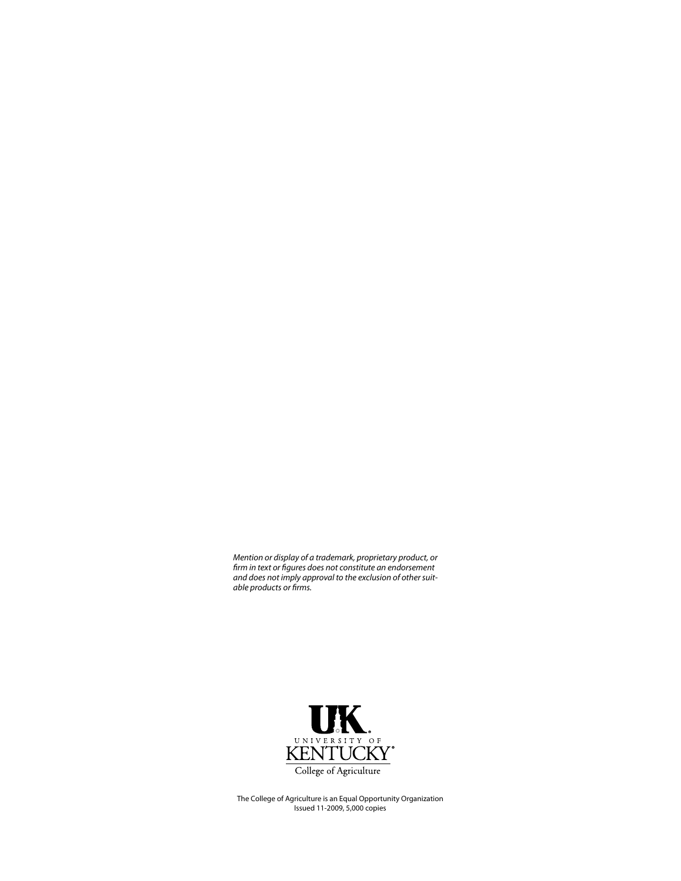*Mention or display of a trademark, proprietary product, or firm in text or figures does not constitute an endorsement and does not imply approval to the exclusion of other suitable products or firms.*

UK
UNIVERSITY OF
KENTUCKY
College of Agriculture

The College of Agriculture is an Equal Opportunity Organization
Issued 11-2009, 5,000 copies